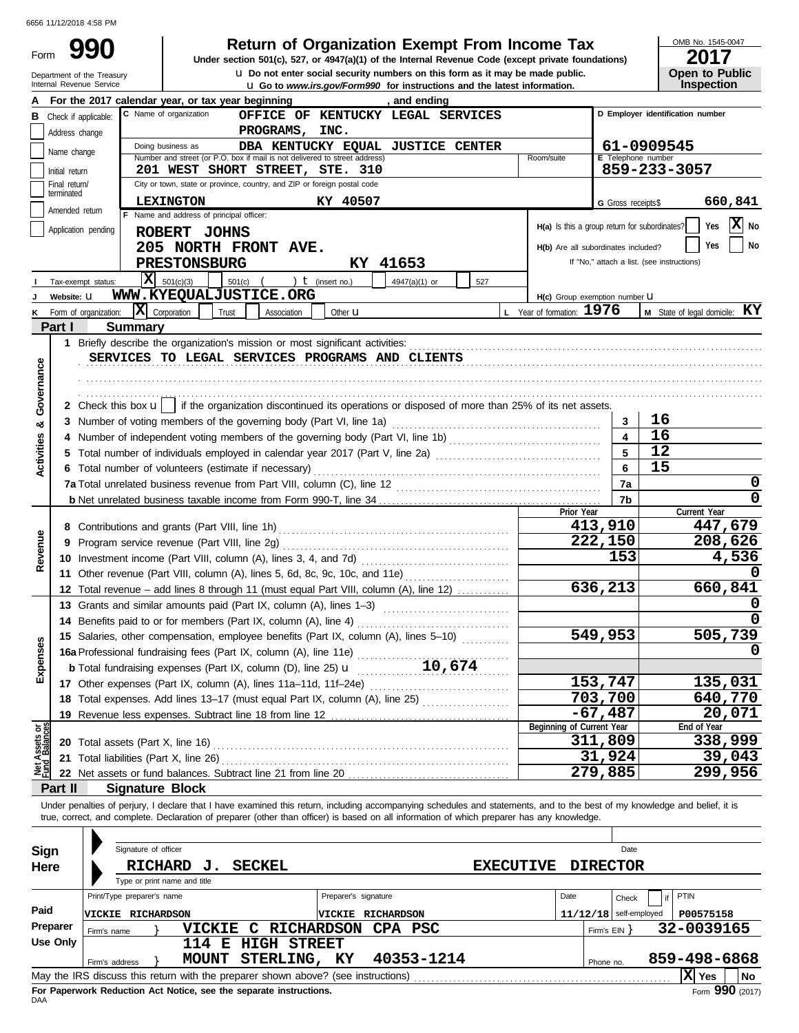6656 11/12/2018 4:58 PM

# Form 990 — Return of Organization Exempt From Income Tax

**Under section 501(c), 527, or 4947(a)(1) of the Internal Revenue Code (except private foundations)**

u Do not enter social security numbers on this form as it may be made public.

u Go to *www.irs.gov/Form990* for instructions and the latest information.

Department of the Treasury
Internal Revenue Service

OMB No. 1545-0047

**2017**

**Open to Public Inspection**

**A** For the 2017 calendar year, or tax year beginning , and ending

**B** Check if applicable:
- Address change
- Name change
- Initial return
- Final return/terminated
- Amended return
- Application pending

**C** Name of organization: OFFICE OF KENTUCKY LEGAL SERVICES PROGRAMS, INC.

Doing business as: DBA KENTUCKY EQUAL JUSTICE CENTER

Number and street (or P.O. box if mail is not delivered to street address): 201 WEST SHORT STREET, STE. 310 — Room/suite

City or town, state or province, country, and ZIP or foreign postal code: LEXINGTON KY 40507

**D** Employer identification number: 61-0909545

**E** Telephone number: 859-233-3057

**G** Gross receipts $ 660,841

**F** Name and address of principal officer:
ROBERT JOHNS
205 NORTH FRONT AVE.
PRESTONSBURG KY 41653

**H(a)** Is this a group return for subordinates? Yes [ ] No [X]

**H(b)** Are all subordinates included? Yes [ ] No [ ]
If "No," attach a list. (see instructions)

**I** Tax-exempt status: [X] 501(c)(3) [ ] 501(c) ( ) t (insert no.) [ ] 4947(a)(1) or [ ] 527

**J** Website: u WWW.KYEQUALJUSTICE.ORG

**H(c)** Group exemption number u

**K** Form of organization: [X] Corporation [ ] Trust [ ] Association [ ] Other u

**L** Year of formation: 1976

**M** State of legal domicile: KY

## Part I Summary

**Activities & Governance**

1 Briefly describe the organization's mission or most significant activities:
SERVICES TO LEGAL SERVICES PROGRAMS AND CLIENTS

2 Check this box u [ ] if the organization discontinued its operations or disposed of more than 25% of its net assets.

| | | |
|---|---|---|
| 3 Number of voting members of the governing body (Part VI, line 1a) | 3 | 16 |
| 4 Number of independent voting members of the governing body (Part VI, line 1b) | 4 | 16 |
| 5 Total number of individuals employed in calendar year 2017 (Part V, line 2a) | 5 | 12 |
| 6 Total number of volunteers (estimate if necessary) | 6 | 15 |
| 7a Total unrelated business revenue from Part VIII, column (C), line 12 | 7a | 0 |
| b Net unrelated business taxable income from Form 990-T, line 34 | 7b | 0 |

| | Prior Year | Current Year |
|---|---|---|
| **Revenue** | | |
| 8 Contributions and grants (Part VIII, line 1h) | 413,910 | 447,679 |
| 9 Program service revenue (Part VIII, line 2g) | 222,150 | 208,626 |
| 10 Investment income (Part VIII, column (A), lines 3, 4, and 7d) | 153 | 4,536 |
| 11 Other revenue (Part VIII, column (A), lines 5, 6d, 8c, 9c, 10c, and 11e) | | 0 |
| 12 Total revenue – add lines 8 through 11 (must equal Part VIII, column (A), line 12) | 636,213 | 660,841 |
| **Expenses** | | |
| 13 Grants and similar amounts paid (Part IX, column (A), lines 1–3) | | 0 |
| 14 Benefits paid to or for members (Part IX, column (A), line 4) | | 0 |
| 15 Salaries, other compensation, employee benefits (Part IX, column (A), lines 5–10) | 549,953 | 505,739 |
| 16a Professional fundraising fees (Part IX, column (A), line 11e) | | 0 |
| b Total fundraising expenses (Part IX, column (D), line 25) u 10,674 | | |
| 17 Other expenses (Part IX, column (A), lines 11a–11d, 11f–24e) | 153,747 | 135,031 |
| 18 Total expenses. Add lines 13–17 (must equal Part IX, column (A), line 25) | 703,700 | 640,770 |
| 19 Revenue less expenses. Subtract line 18 from line 12 | -67,487 | 20,071 |

| Net Assets or Fund Balances | Beginning of Current Year | End of Year |
|---|---|---|
| 20 Total assets (Part X, line 16) | 311,809 | 338,999 |
| 21 Total liabilities (Part X, line 26) | 31,924 | 39,043 |
| 22 Net assets or fund balances. Subtract line 21 from line 20 | 279,885 | 299,956 |

## Part II Signature Block

Under penalties of perjury, I declare that I have examined this return, including accompanying schedules and statements, and to the best of my knowledge and belief, it is true, correct, and complete. Declaration of preparer (other than officer) is based on all information of which preparer has any knowledge.

**Sign Here**

Signature of officer — Date

RICHARD J. SECKEL — EXECUTIVE DIRECTOR

Type or print name and title

**Paid Preparer Use Only**

| Print/Type preparer's name | Preparer's signature | Date | Check [ ] if self-employed | PTIN |
|---|---|---|---|---|
| VICKIE RICHARDSON | VICKIE RICHARDSON | 11/12/18 | | P00575158 |

Firm's name: VICKIE C RICHARDSON CPA PSC — Firm's EIN: 32-0039165

Firm's address: 114 E HIGH STREET, MOUNT STERLING, KY 40353-1214 — Phone no. 859-498-6868

May the IRS discuss this return with the preparer shown above? (see instructions) [X] Yes [ ] No

**For Paperwork Reduction Act Notice, see the separate instructions.**

DAA

Form **990** (2017)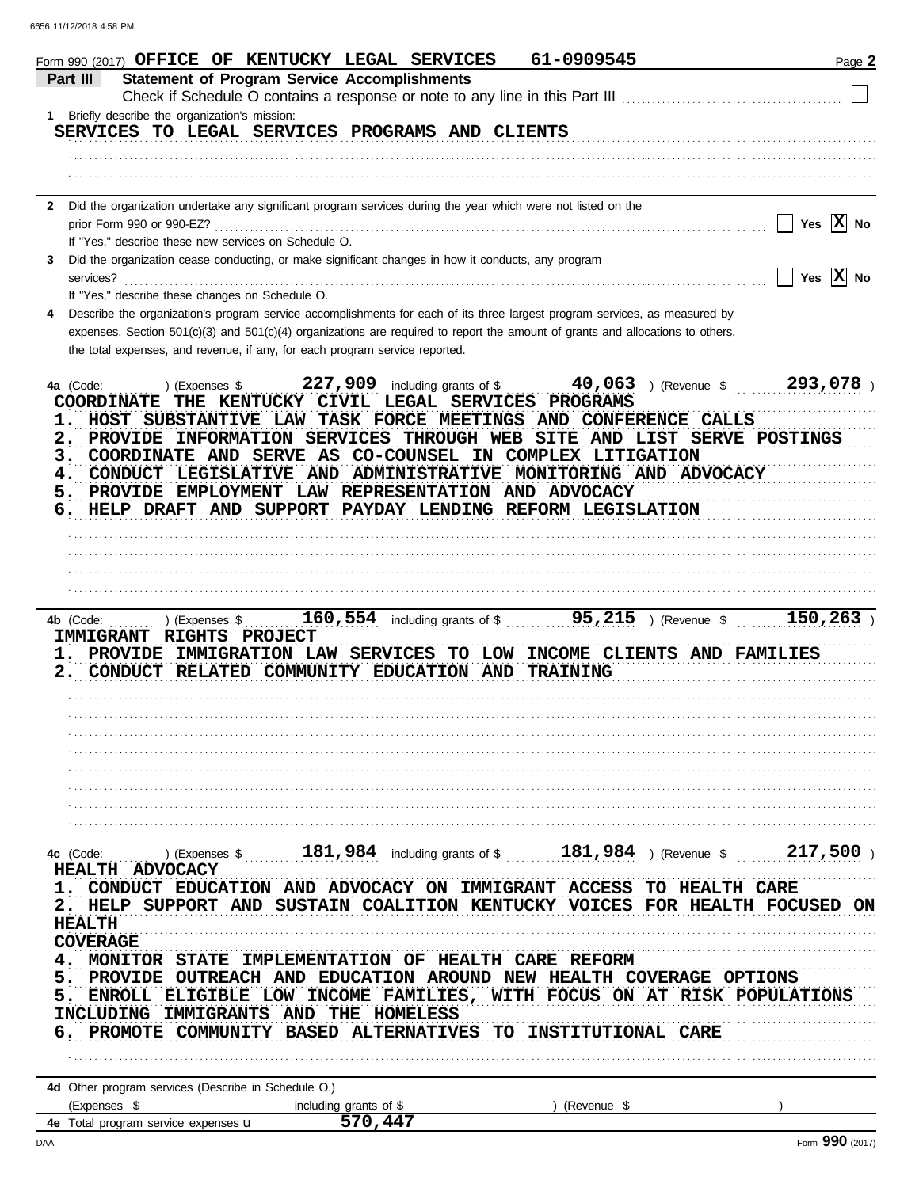Form 990 (2017) OFFICE OF KENTUCKY LEGAL SERVICES 61-0909545 Page **2**

**Part III** **Statement of Program Service Accomplishments**

Check if Schedule O contains a response or note to any line in this Part III ☐

**1** Briefly describe the organization's mission:

SERVICES TO LEGAL SERVICES PROGRAMS AND CLIENTS

**2** Did the organization undertake any significant program services during the year which were not listed on the prior Form 990 or 990-EZ? ☐ Yes ☒ No

If "Yes," describe these new services on Schedule O.

**3** Did the organization cease conducting, or make significant changes in how it conducts, any program services? ☐ Yes ☒ No

If "Yes," describe these changes on Schedule O.

**4** Describe the organization's program service accomplishments for each of its three largest program services, as measured by expenses. Section 501(c)(3) and 501(c)(4) organizations are required to report the amount of grants and allocations to others, the total expenses, and revenue, if any, for each program service reported.

**4a** (Code: ) (Expenses $ 227,909 including grants of $ 40,063 ) (Revenue $ 293,078 )

COORDINATE THE KENTUCKY CIVIL LEGAL SERVICES PROGRAMS
1. HOST SUBSTANTIVE LAW TASK FORCE MEETINGS AND CONFERENCE CALLS
2. PROVIDE INFORMATION SERVICES THROUGH WEB SITE AND LIST SERVE POSTINGS
3. COORDINATE AND SERVE AS CO-COUNSEL IN COMPLEX LITIGATION
4. CONDUCT LEGISLATIVE AND ADMINISTRATIVE MONITORING AND ADVOCACY
5. PROVIDE EMPLOYMENT LAW REPRESENTATION AND ADVOCACY
6. HELP DRAFT AND SUPPORT PAYDAY LENDING REFORM LEGISLATION

**4b** (Code: ) (Expenses $ 160,554 including grants of $ 95,215 ) (Revenue $ 150,263 )

IMMIGRANT RIGHTS PROJECT
1. PROVIDE IMMIGRATION LAW SERVICES TO LOW INCOME CLIENTS AND FAMILIES
2. CONDUCT RELATED COMMUNITY EDUCATION AND TRAINING

**4c** (Code: ) (Expenses $ 181,984 including grants of $ 181,984 ) (Revenue $ 217,500 )

HEALTH ADVOCACY
1. CONDUCT EDUCATION AND ADVOCACY ON IMMIGRANT ACCESS TO HEALTH CARE
2. HELP SUPPORT AND SUSTAIN COALITION KENTUCKY VOICES FOR HEALTH FOCUSED ON HEALTH
COVERAGE
4. MONITOR STATE IMPLEMENTATION OF HEALTH CARE REFORM
5. PROVIDE OUTREACH AND EDUCATION AROUND NEW HEALTH COVERAGE OPTIONS
5. ENROLL ELIGIBLE LOW INCOME FAMILIES, WITH FOCUS ON AT RISK POPULATIONS INCLUDING IMMIGRANTS AND THE HOMELESS
6. PROMOTE COMMUNITY BASED ALTERNATIVES TO INSTITUTIONAL CARE

**4d** Other program services (Describe in Schedule O.)

(Expenses $ including grants of $ ) (Revenue $ )

**4e** Total program service expenses ▶ 570,447

Form **990** (2017)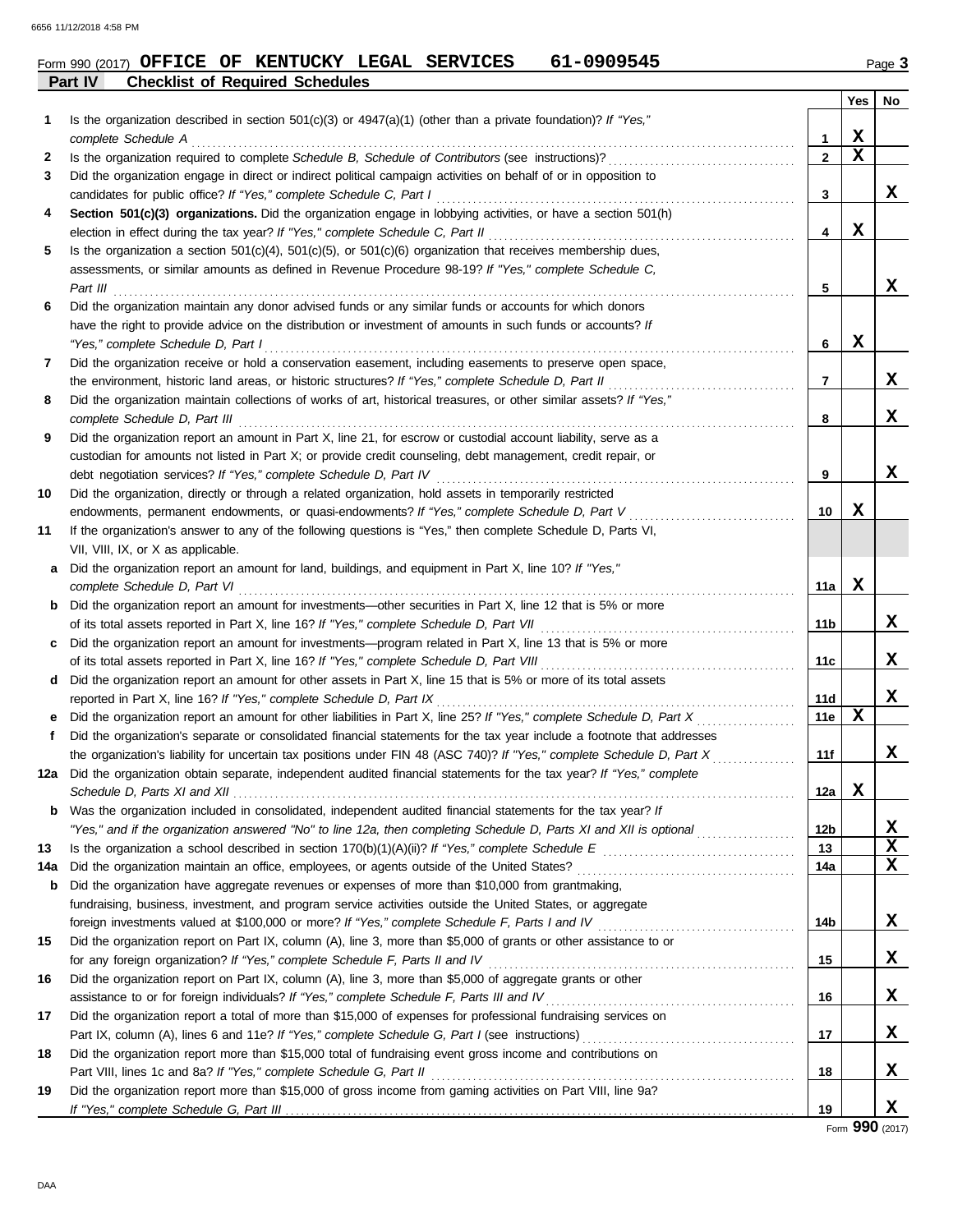Form 990 (2017) **OFFICE OF KENTUCKY LEGAL SERVICES 61-0909545**

## Part IV Checklist of Required Schedules

| | | | Yes | No |
|---|---|---|---|---|
| 1 | Is the organization described in section 501(c)(3) or 4947(a)(1) (other than a private foundation)? *If "Yes," complete Schedule A* | 1 | X | |
| 2 | Is the organization required to complete *Schedule B, Schedule of Contributors* (see instructions)? | 2 | X | |
| 3 | Did the organization engage in direct or indirect political campaign activities on behalf of or in opposition to candidates for public office? *If "Yes," complete Schedule C, Part I* | 3 | | X |
| 4 | **Section 501(c)(3) organizations.** Did the organization engage in lobbying activities, or have a section 501(h) election in effect during the tax year? *If "Yes," complete Schedule C, Part II* | 4 | X | |
| 5 | Is the organization a section 501(c)(4), 501(c)(5), or 501(c)(6) organization that receives membership dues, assessments, or similar amounts as defined in Revenue Procedure 98-19? *If "Yes," complete Schedule C, Part III* | 5 | | X |
| 6 | Did the organization maintain any donor advised funds or any similar funds or accounts for which donors have the right to provide advice on the distribution or investment of amounts in such funds or accounts? *If "Yes," complete Schedule D, Part I* | 6 | X | |
| 7 | Did the organization receive or hold a conservation easement, including easements to preserve open space, the environment, historic land areas, or historic structures? *If "Yes," complete Schedule D, Part II* | 7 | | X |
| 8 | Did the organization maintain collections of works of art, historical treasures, or other similar assets? *If "Yes," complete Schedule D, Part III* | 8 | | X |
| 9 | Did the organization report an amount in Part X, line 21, for escrow or custodial account liability, serve as a custodian for amounts not listed in Part X; or provide credit counseling, debt management, credit repair, or debt negotiation services? *If "Yes," complete Schedule D, Part IV* | 9 | | X |
| 10 | Did the organization, directly or through a related organization, hold assets in temporarily restricted endowments, permanent endowments, or quasi-endowments? *If "Yes," complete Schedule D, Part V* | 10 | X | |
| 11 | If the organization's answer to any of the following questions is "Yes," then complete Schedule D, Parts VI, VII, VIII, IX, or X as applicable. | | | |
| a | Did the organization report an amount for land, buildings, and equipment in Part X, line 10? *If "Yes," complete Schedule D, Part VI* | 11a | X | |
| b | Did the organization report an amount for investments—other securities in Part X, line 12 that is 5% or more of its total assets reported in Part X, line 16? *If "Yes," complete Schedule D, Part VII* | 11b | | X |
| c | Did the organization report an amount for investments—program related in Part X, line 13 that is 5% or more of its total assets reported in Part X, line 16? *If "Yes," complete Schedule D, Part VIII* | 11c | | X |
| d | Did the organization report an amount for other assets in Part X, line 15 that is 5% or more of its total assets reported in Part X, line 16? *If "Yes," complete Schedule D, Part IX* | 11d | | X |
| e | Did the organization report an amount for other liabilities in Part X, line 25? *If "Yes," complete Schedule D, Part X* | 11e | X | |
| f | Did the organization's separate or consolidated financial statements for the tax year include a footnote that addresses the organization's liability for uncertain tax positions under FIN 48 (ASC 740)? *If "Yes," complete Schedule D, Part X* | 11f | | X |
| 12a | Did the organization obtain separate, independent audited financial statements for the tax year? *If "Yes," complete Schedule D, Parts XI and XII* | 12a | X | |
| b | Was the organization included in consolidated, independent audited financial statements for the tax year? *If "Yes," and if the organization answered "No" to line 12a, then completing Schedule D, Parts XI and XII is optional* | 12b | | X |
| 13 | Is the organization a school described in section 170(b)(1)(A)(ii)? *If "Yes," complete Schedule E* | 13 | | X |
| 14a | Did the organization maintain an office, employees, or agents outside of the United States? | 14a | | X |
| b | Did the organization have aggregate revenues or expenses of more than $10,000 from grantmaking, fundraising, business, investment, and program service activities outside the United States, or aggregate foreign investments valued at $100,000 or more? *If "Yes," complete Schedule F, Parts I and IV* | 14b | | X |
| 15 | Did the organization report on Part IX, column (A), line 3, more than $5,000 of grants or other assistance to or for any foreign organization? *If "Yes," complete Schedule F, Parts II and IV* | 15 | | X |
| 16 | Did the organization report on Part IX, column (A), line 3, more than $5,000 of aggregate grants or other assistance to or for foreign individuals? *If "Yes," complete Schedule F, Parts III and IV* | 16 | | X |
| 17 | Did the organization report a total of more than $15,000 of expenses for professional fundraising services on Part IX, column (A), lines 6 and 11e? *If "Yes," complete Schedule G, Part I* (see instructions) | 17 | | X |
| 18 | Did the organization report more than $15,000 total of fundraising event gross income and contributions on Part VIII, lines 1c and 8a? *If "Yes," complete Schedule G, Part II* | 18 | | X |
| 19 | Did the organization report more than $15,000 of gross income from gaming activities on Part VIII, line 9a? *If "Yes," complete Schedule G, Part III* | 19 | | X |

Form **990** (2017)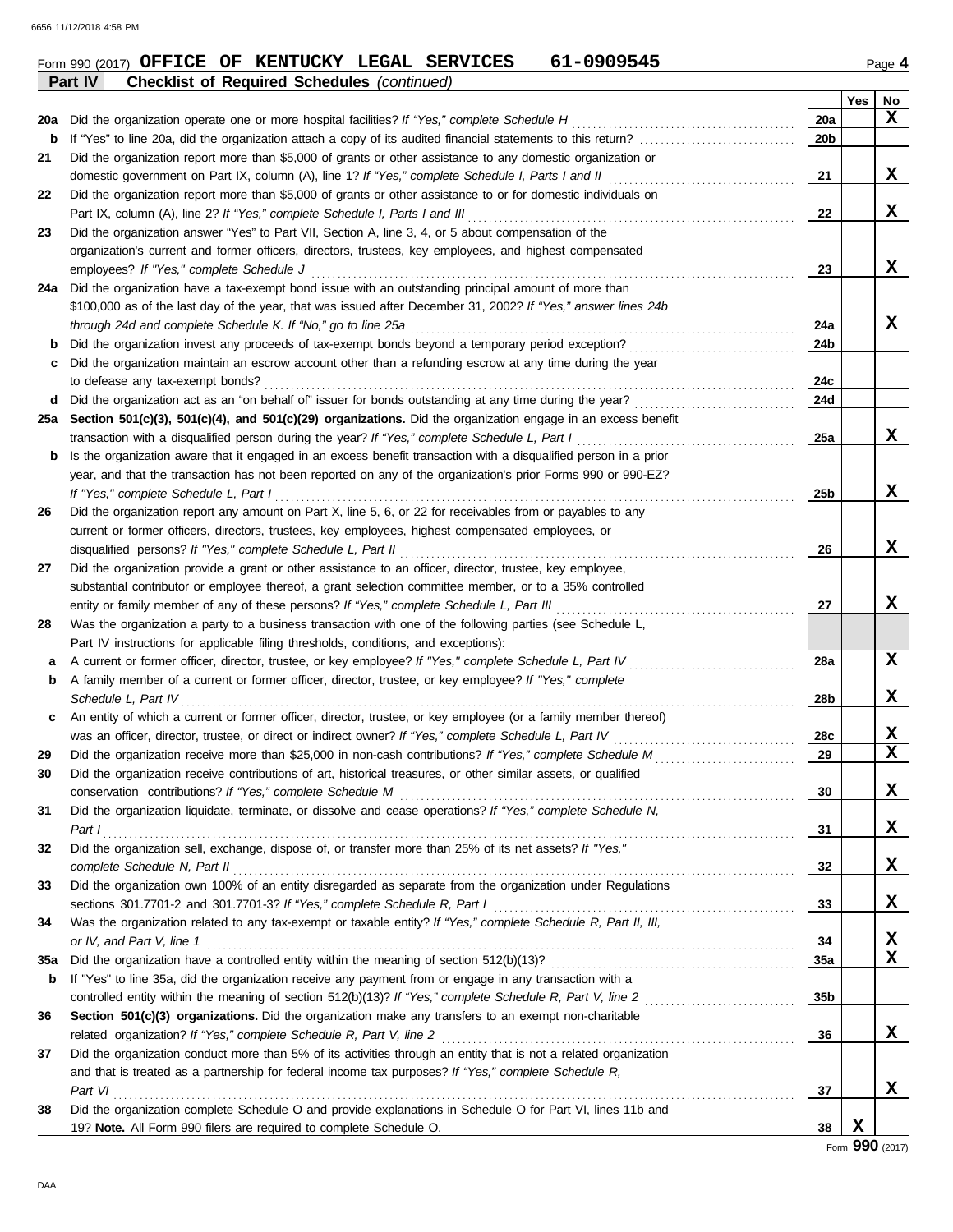Form 990 (2017) **OFFICE OF KENTUCKY LEGAL SERVICES 61-0909545** Page **4**

**Part IV Checklist of Required Schedules** *(continued)*

| | | | Yes | No |
|---|---|---|---|---|
| **20a** | Did the organization operate one or more hospital facilities? *If "Yes," complete Schedule H* | 20a | | X |
| **b** | If "Yes" to line 20a, did the organization attach a copy of its audited financial statements to this return? | 20b | | |
| **21** | Did the organization report more than $5,000 of grants or other assistance to any domestic organization or domestic government on Part IX, column (A), line 1? *If "Yes," complete Schedule I, Parts I and II* | 21 | | X |
| **22** | Did the organization report more than $5,000 of grants or other assistance to or for domestic individuals on Part IX, column (A), line 2? *If "Yes," complete Schedule I, Parts I and III* | 22 | | X |
| **23** | Did the organization answer "Yes" to Part VII, Section A, line 3, 4, or 5 about compensation of the organization's current and former officers, directors, trustees, key employees, and highest compensated employees? *If "Yes," complete Schedule J* | 23 | | X |
| **24a** | Did the organization have a tax-exempt bond issue with an outstanding principal amount of more than $100,000 as of the last day of the year, that was issued after December 31, 2002? *If "Yes," answer lines 24b through 24d and complete Schedule K. If "No," go to line 25a* | 24a | | X |
| **b** | Did the organization invest any proceeds of tax-exempt bonds beyond a temporary period exception? | 24b | | |
| **c** | Did the organization maintain an escrow account other than a refunding escrow at any time during the year to defease any tax-exempt bonds? | 24c | | |
| **d** | Did the organization act as an "on behalf of" issuer for bonds outstanding at any time during the year? | 24d | | |
| **25a** | **Section 501(c)(3), 501(c)(4), and 501(c)(29) organizations.** Did the organization engage in an excess benefit transaction with a disqualified person during the year? *If "Yes," complete Schedule L, Part I* | 25a | | X |
| **b** | Is the organization aware that it engaged in an excess benefit transaction with a disqualified person in a prior year, and that the transaction has not been reported on any of the organization's prior Forms 990 or 990-EZ? *If "Yes," complete Schedule L, Part I* | 25b | | X |
| **26** | Did the organization report any amount on Part X, line 5, 6, or 22 for receivables from or payables to any current or former officers, directors, trustees, key employees, highest compensated employees, or disqualified persons? *If "Yes," complete Schedule L, Part II* | 26 | | X |
| **27** | Did the organization provide a grant or other assistance to an officer, director, trustee, key employee, substantial contributor or employee thereof, a grant selection committee member, or to a 35% controlled entity or family member of any of these persons? *If "Yes," complete Schedule L, Part III* | 27 | | X |
| **28** | Was the organization a party to a business transaction with one of the following parties (see Schedule L, Part IV instructions for applicable filing thresholds, conditions, and exceptions): | | | |
| **a** | A current or former officer, director, trustee, or key employee? *If "Yes," complete Schedule L, Part IV* | 28a | | X |
| **b** | A family member of a current or former officer, director, trustee, or key employee? *If "Yes," complete Schedule L, Part IV* | 28b | | X |
| **c** | An entity of which a current or former officer, director, trustee, or key employee (or a family member thereof) was an officer, director, trustee, or direct or indirect owner? *If "Yes," complete Schedule L, Part IV* | 28c | | X |
| **29** | Did the organization receive more than $25,000 in non-cash contributions? *If "Yes," complete Schedule M* | 29 | | X |
| **30** | Did the organization receive contributions of art, historical treasures, or other similar assets, or qualified conservation contributions? *If "Yes," complete Schedule M* | 30 | | X |
| **31** | Did the organization liquidate, terminate, or dissolve and cease operations? *If "Yes," complete Schedule N, Part I* | 31 | | X |
| **32** | Did the organization sell, exchange, dispose of, or transfer more than 25% of its net assets? *If "Yes," complete Schedule N, Part II* | 32 | | X |
| **33** | Did the organization own 100% of an entity disregarded as separate from the organization under Regulations sections 301.7701-2 and 301.7701-3? *If "Yes," complete Schedule R, Part I* | 33 | | X |
| **34** | Was the organization related to any tax-exempt or taxable entity? *If "Yes," complete Schedule R, Part II, III, or IV, and Part V, line 1* | 34 | | X |
| **35a** | Did the organization have a controlled entity within the meaning of section 512(b)(13)? | 35a | | X |
| **b** | If "Yes" to line 35a, did the organization receive any payment from or engage in any transaction with a controlled entity within the meaning of section 512(b)(13)? *If "Yes," complete Schedule R, Part V, line 2* | 35b | | |
| **36** | **Section 501(c)(3) organizations.** Did the organization make any transfers to an exempt non-charitable related organization? *If "Yes," complete Schedule R, Part V, line 2* | 36 | | X |
| **37** | Did the organization conduct more than 5% of its activities through an entity that is not a related organization and that is treated as a partnership for federal income tax purposes? *If "Yes," complete Schedule R, Part VI* | 37 | | X |
| **38** | Did the organization complete Schedule O and provide explanations in Schedule O for Part VI, lines 11b and 19? **Note.** All Form 990 filers are required to complete Schedule O. | 38 | X | |

Form **990** (2017)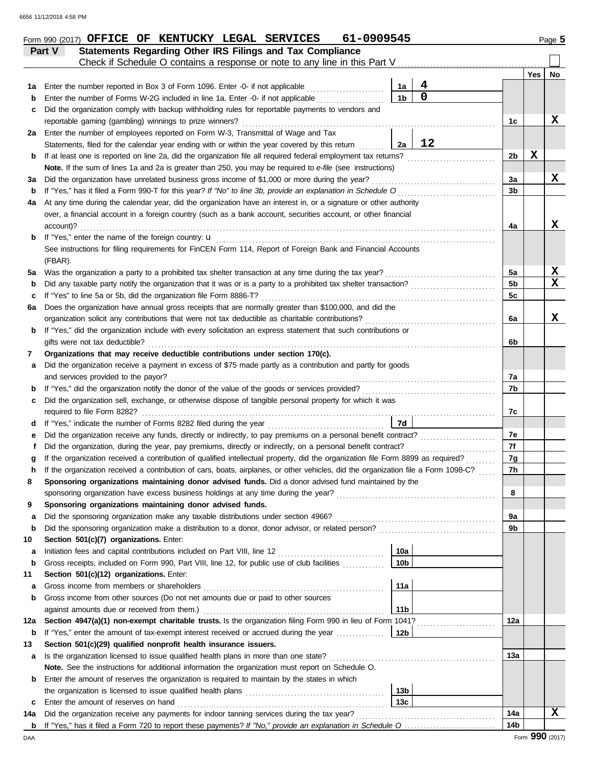Form 990 (2017) **OFFICE OF KENTUCKY LEGAL SERVICES 61-0909545** Page **5**

## Part V Statements Regarding Other IRS Filings and Tax Compliance

Check if Schedule O contains a response or note to any line in this Part V ☐

| | | | | | Yes | No |
|---|---|---|---|---|---|---|
| **1a** | Enter the number reported in Box 3 of Form 1096. Enter -0- if not applicable | 1a | 4 | | | |
| **b** | Enter the number of Forms W-2G included in line 1a. Enter -0- if not applicable | 1b | 0 | | | |
| **c** | Did the organization comply with backup withholding rules for reportable payments to vendors and reportable gaming (gambling) winnings to prize winners? | | | 1c | | X |
| **2a** | Enter the number of employees reported on Form W-3, Transmittal of Wage and Tax Statements, filed for the calendar year ending with or within the year covered by this return | 2a | 12 | | | |
| **b** | If at least one is reported on line 2a, did the organization file all required federal employment tax returns? | | | 2b | X | |
| | **Note.** If the sum of lines 1a and 2a is greater than 250, you may be required to *e-file* (see instructions) | | | | | |
| **3a** | Did the organization have unrelated business gross income of $1,000 or more during the year? | | | 3a | | X |
| **b** | If "Yes," has it filed a Form 990-T for this year? *If "No" to line 3b, provide an explanation in Schedule O* | | | 3b | | |
| **4a** | At any time during the calendar year, did the organization have an interest in, or a signature or other authority over, a financial account in a foreign country (such as a bank account, securities account, or other financial account)? | | | 4a | | X |
| **b** | If "Yes," enter the name of the foreign country: u | | | | | |
| | See instructions for filing requirements for FinCEN Form 114, Report of Foreign Bank and Financial Accounts (FBAR). | | | | | |
| **5a** | Was the organization a party to a prohibited tax shelter transaction at any time during the tax year? | | | 5a | | X |
| **b** | Did any taxable party notify the organization that it was or is a party to a prohibited tax shelter transaction? | | | 5b | | X |
| **c** | If "Yes" to line 5a or 5b, did the organization file Form 8886-T? | | | 5c | | |
| **6a** | Does the organization have annual gross receipts that are normally greater than $100,000, and did the organization solicit any contributions that were not tax deductible as charitable contributions? | | | 6a | | X |
| **b** | If "Yes," did the organization include with every solicitation an express statement that such contributions or gifts were not tax deductible? | | | 6b | | |
| **7** | **Organizations that may receive deductible contributions under section 170(c).** | | | | | |
| **a** | Did the organization receive a payment in excess of $75 made partly as a contribution and partly for goods and services provided to the payor? | | | 7a | | |
| **b** | If "Yes," did the organization notify the donor of the value of the goods or services provided? | | | 7b | | |
| **c** | Did the organization sell, exchange, or otherwise dispose of tangible personal property for which it was required to file Form 8282? | | | 7c | | |
| **d** | If "Yes," indicate the number of Forms 8282 filed during the year | 7d | | | | |
| **e** | Did the organization receive any funds, directly or indirectly, to pay premiums on a personal benefit contract? | | | 7e | | |
| **f** | Did the organization, during the year, pay premiums, directly or indirectly, on a personal benefit contract? | | | 7f | | |
| **g** | If the organization received a contribution of qualified intellectual property, did the organization file Form 8899 as required? | | | 7g | | |
| **h** | If the organization received a contribution of cars, boats, airplanes, or other vehicles, did the organization file a Form 1098-C? | | | 7h | | |
| **8** | **Sponsoring organizations maintaining donor advised funds.** Did a donor advised fund maintained by the sponsoring organization have excess business holdings at any time during the year? | | | 8 | | |
| **9** | **Sponsoring organizations maintaining donor advised funds.** | | | | | |
| **a** | Did the sponsoring organization make any taxable distributions under section 4966? | | | 9a | | |
| **b** | Did the sponsoring organization make a distribution to a donor, donor advisor, or related person? | | | 9b | | |
| **10** | **Section 501(c)(7) organizations.** Enter: | | | | | |
| **a** | Initiation fees and capital contributions included on Part VIII, line 12 | 10a | | | | |
| **b** | Gross receipts, included on Form 990, Part VIII, line 12, for public use of club facilities | 10b | | | | |
| **11** | **Section 501(c)(12) organizations.** Enter: | | | | | |
| **a** | Gross income from members or shareholders | 11a | | | | |
| **b** | Gross income from other sources (Do not net amounts due or paid to other sources against amounts due or received from them.) | 11b | | | | |
| **12a** | **Section 4947(a)(1) non-exempt charitable trusts.** Is the organization filing Form 990 in lieu of Form 1041? | | | 12a | | |
| **b** | If "Yes," enter the amount of tax-exempt interest received or accrued during the year | 12b | | | | |
| **13** | **Section 501(c)(29) qualified nonprofit health insurance issuers.** | | | | | |
| **a** | Is the organization licensed to issue qualified health plans in more than one state? | | | 13a | | |
| | **Note.** See the instructions for additional information the organization must report on Schedule O. | | | | | |
| **b** | Enter the amount of reserves the organization is required to maintain by the states in which the organization is licensed to issue qualified health plans | 13b | | | | |
| **c** | Enter the amount of reserves on hand | 13c | | | | |
| **14a** | Did the organization receive any payments for indoor tanning services during the tax year? | | | 14a | | X |
| **b** | If "Yes," has it filed a Form 720 to report these payments? *If "No," provide an explanation in Schedule O* | | | 14b | | |

Form **990** (2017)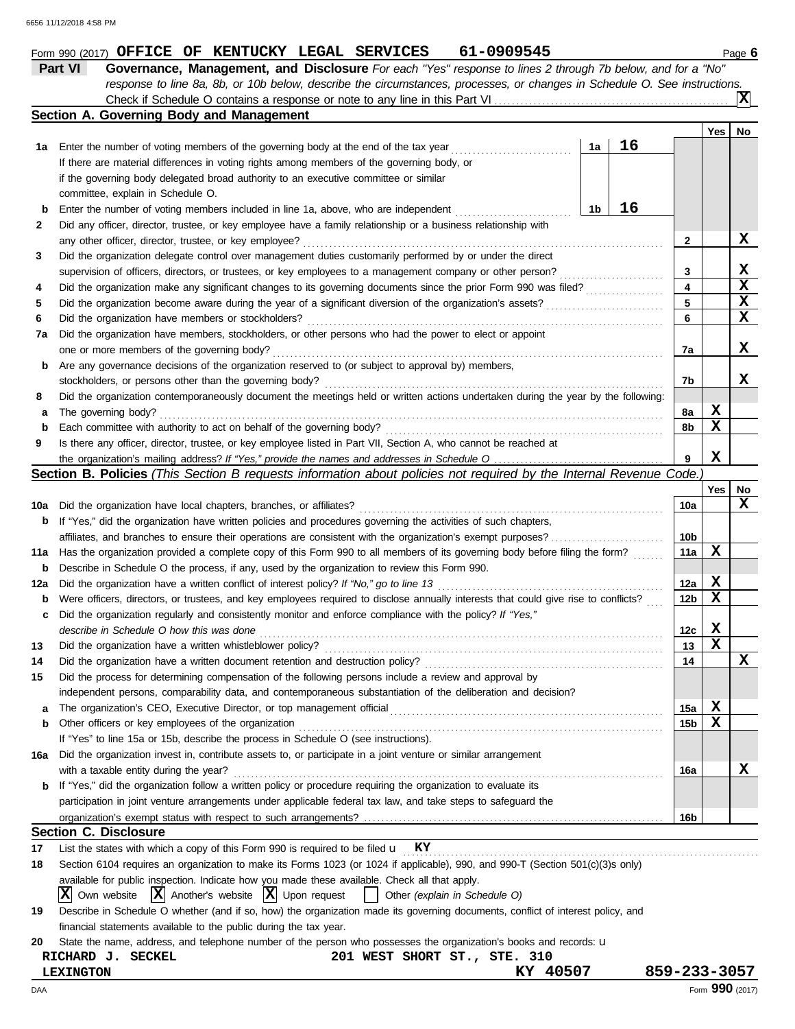6656 11/12/2018 4:58 PM

Form 990 (2017) **OFFICE OF KENTUCKY LEGAL SERVICES 61-0909545** Page **6**

## Part VI Governance, Management, and Disclosure

*For each "Yes" response to lines 2 through 7b below, and for a "No" response to line 8a, 8b, or 10b below, describe the circumstances, processes, or changes in Schedule O. See instructions.*

Check if Schedule O contains a response or note to any line in this Part VI .......... [X]

### Section A. Governing Body and Management

| | | | | Yes | No |
|---|---|---|---|---|---|
| 1a | Enter the number of voting members of the governing body at the end of the tax year | 1a | 16 | | |
| | If there are material differences in voting rights among members of the governing body, or if the governing body delegated broad authority to an executive committee or similar committee, explain in Schedule O. | | | | |
| b | Enter the number of voting members included in line 1a, above, who are independent | 1b | 16 | | |
| 2 | Did any officer, director, trustee, or key employee have a family relationship or a business relationship with any other officer, director, trustee, or key employee? | 2 | | | X |
| 3 | Did the organization delegate control over management duties customarily performed by or under the direct supervision of officers, directors, or trustees, or key employees to a management company or other person? | 3 | | | X |
| 4 | Did the organization make any significant changes to its governing documents since the prior Form 990 was filed? | 4 | | | X |
| 5 | Did the organization become aware during the year of a significant diversion of the organization's assets? | 5 | | | X |
| 6 | Did the organization have members or stockholders? | 6 | | | X |
| 7a | Did the organization have members, stockholders, or other persons who had the power to elect or appoint one or more members of the governing body? | 7a | | | X |
| b | Are any governance decisions of the organization reserved to (or subject to approval by) members, stockholders, or persons other than the governing body? | 7b | | | X |
| 8 | Did the organization contemporaneously document the meetings held or written actions undertaken during the year by the following: | | | | |
| a | The governing body? | 8a | | X | |
| b | Each committee with authority to act on behalf of the governing body? | 8b | | X | |
| 9 | Is there any officer, director, trustee, or key employee listed in Part VII, Section A, who cannot be reached at the organization's mailing address? *If "Yes," provide the names and addresses in Schedule O* | 9 | | X | |

### Section B. Policies *(This Section B requests information about policies not required by the Internal Revenue Code.)*

| | | | Yes | No |
|---|---|---|---|---|
| 10a | Did the organization have local chapters, branches, or affiliates? | 10a | | X |
| b | If "Yes," did the organization have written policies and procedures governing the activities of such chapters, affiliates, and branches to ensure their operations are consistent with the organization's exempt purposes? | 10b | | |
| 11a | Has the organization provided a complete copy of this Form 990 to all members of its governing body before filing the form? | 11a | X | |
| b | Describe in Schedule O the process, if any, used by the organization to review this Form 990. | | | |
| 12a | Did the organization have a written conflict of interest policy? *If "No," go to line 13* | 12a | X | |
| b | Were officers, directors, or trustees, and key employees required to disclose annually interests that could give rise to conflicts? | 12b | X | |
| c | Did the organization regularly and consistently monitor and enforce compliance with the policy? *If "Yes," describe in Schedule O how this was done* | 12c | X | |
| 13 | Did the organization have a written whistleblower policy? | 13 | X | |
| 14 | Did the organization have a written document retention and destruction policy? | 14 | | X |
| 15 | Did the process for determining compensation of the following persons include a review and approval by independent persons, comparability data, and contemporaneous substantiation of the deliberation and decision? | | | |
| a | The organization's CEO, Executive Director, or top management official | 15a | X | |
| b | Other officers or key employees of the organization | 15b | X | |
| | If "Yes" to line 15a or 15b, describe the process in Schedule O (see instructions). | | | |
| 16a | Did the organization invest in, contribute assets to, or participate in a joint venture or similar arrangement with a taxable entity during the year? | 16a | | X |
| b | If "Yes," did the organization follow a written policy or procedure requiring the organization to evaluate its participation in joint venture arrangements under applicable federal tax law, and take steps to safeguard the organization's exempt status with respect to such arrangements? | 16b | | |

### Section C. Disclosure

17 List the states with which a copy of this Form 990 is required to be filed u **KY**

18 Section 6104 requires an organization to make its Forms 1023 (or 1024 if applicable), 990, and 990-T (Section 501(c)(3)s only) available for public inspection. Indicate how you made these available. Check all that apply.

[X] Own website [X] Another's website [X] Upon request [ ] Other *(explain in Schedule O)*

19 Describe in Schedule O whether (and if so, how) the organization made its governing documents, conflict of interest policy, and financial statements available to the public during the tax year.

20 State the name, address, and telephone number of the person who possesses the organization's books and records: u

**RICHARD J. SECKEL** 201 WEST SHORT ST., STE. 310
**LEXINGTON** KY 40507 859-233-3057

DAA Form **990** (2017)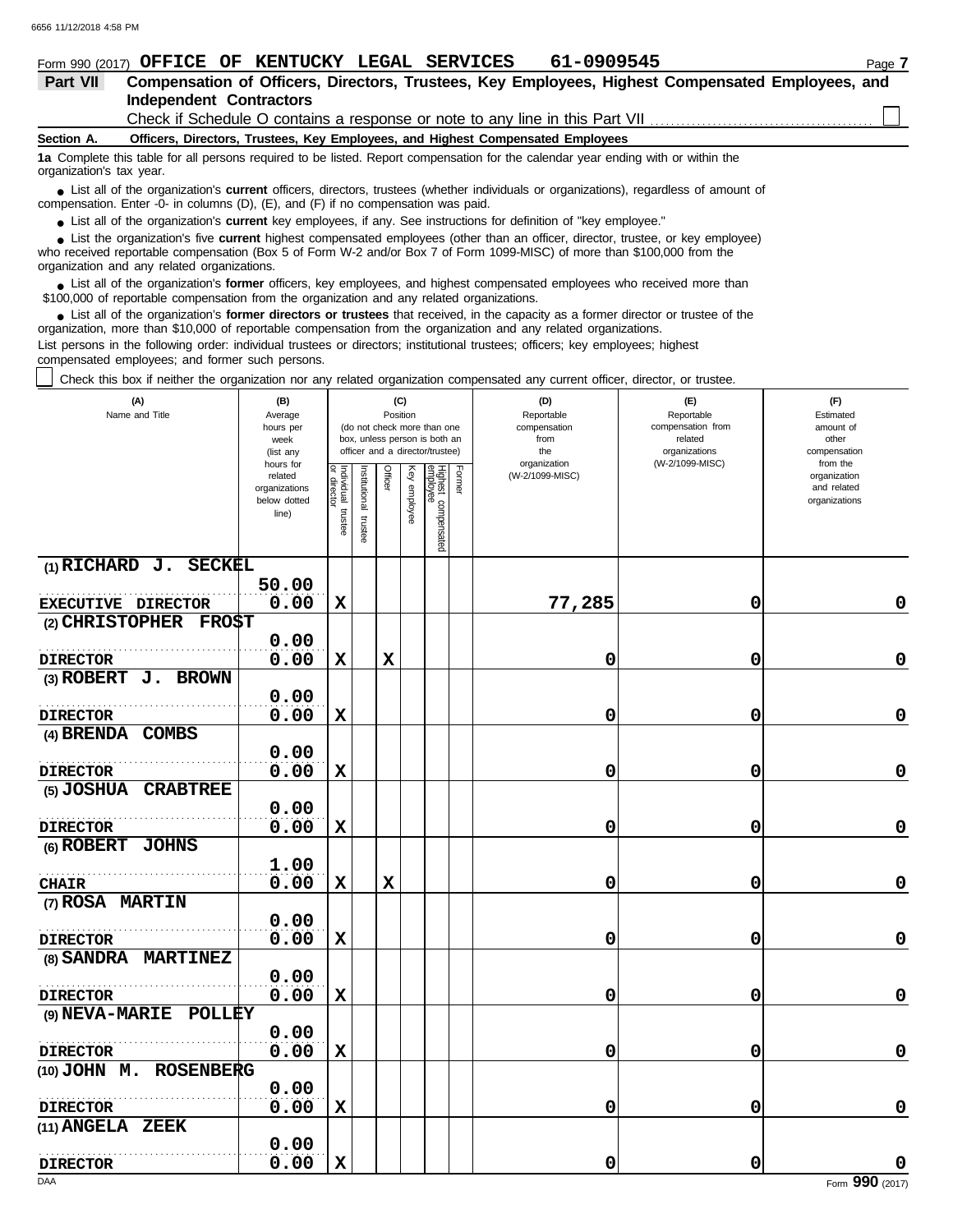Form 990 (2017) **OFFICE OF KENTUCKY LEGAL SERVICES 61-0909545**

## Part VII Compensation of Officers, Directors, Trustees, Key Employees, Highest Compensated Employees, and Independent Contractors

Check if Schedule O contains a response or note to any line in this Part VII ☐

### Section A. Officers, Directors, Trustees, Key Employees, and Highest Compensated Employees

**1a** Complete this table for all persons required to be listed. Report compensation for the calendar year ending with or within the organization's tax year.

- List all of the organization's **current** officers, directors, trustees (whether individuals or organizations), regardless of amount of compensation. Enter -0- in columns (D), (E), and (F) if no compensation was paid.
- List all of the organization's **current** key employees, if any. See instructions for definition of "key employee."
- List the organization's five **current** highest compensated employees (other than an officer, director, trustee, or key employee) who received reportable compensation (Box 5 of Form W-2 and/or Box 7 of Form 1099-MISC) of more than $100,000 from the organization and any related organizations.
- List all of the organization's **former** officers, key employees, and highest compensated employees who received more than $100,000 of reportable compensation from the organization and any related organizations.
- List all of the organization's **former directors or trustees** that received, in the capacity as a former director or trustee of the organization, more than $10,000 of reportable compensation from the organization and any related organizations.

List persons in the following order: individual trustees or directors; institutional trustees; officers; key employees; highest compensated employees; and former such persons.

☐ Check this box if neither the organization nor any related organization compensated any current officer, director, or trustee.

| (A) Name and Title | (B) Average hours per week (list any hours for related organizations below dotted line) | (C) Position: Individual trustee or director | Institutional trustee | Officer | Key employee | Highest compensated employee | Former | (D) Reportable compensation from the organization (W-2/1099-MISC) | (E) Reportable compensation from related organizations (W-2/1099-MISC) | (F) Estimated amount of other compensation from the organization and related organizations |
|---|---|---|---|---|---|---|---|---|---|---|
| (1) RICHARD J. SECKEL<br>EXECUTIVE DIRECTOR | 50.00<br>0.00 | X | | | | | | 77,285 | 0 | 0 |
| (2) CHRISTOPHER FROST<br>DIRECTOR | 0.00<br>0.00 | X | | X | | | | 0 | 0 | 0 |
| (3) ROBERT J. BROWN<br>DIRECTOR | 0.00<br>0.00 | X | | | | | | 0 | 0 | 0 |
| (4) BRENDA COMBS<br>DIRECTOR | 0.00<br>0.00 | X | | | | | | 0 | 0 | 0 |
| (5) JOSHUA CRABTREE<br>DIRECTOR | 0.00<br>0.00 | X | | | | | | 0 | 0 | 0 |
| (6) ROBERT JOHNS<br>CHAIR | 1.00<br>0.00 | X | | X | | | | 0 | 0 | 0 |
| (7) ROSA MARTIN<br>DIRECTOR | 0.00<br>0.00 | X | | | | | | 0 | 0 | 0 |
| (8) SANDRA MARTINEZ<br>DIRECTOR | 0.00<br>0.00 | X | | | | | | 0 | 0 | 0 |
| (9) NEVA-MARIE POLLEY<br>DIRECTOR | 0.00<br>0.00 | X | | | | | | 0 | 0 | 0 |
| (10) JOHN M. ROSENBERG<br>DIRECTOR | 0.00<br>0.00 | X | | | | | | 0 | 0 | 0 |
| (11) ANGELA ZEEK<br>DIRECTOR | 0.00<br>0.00 | X | | | | | | 0 | 0 | 0 |

Form **990** (2017)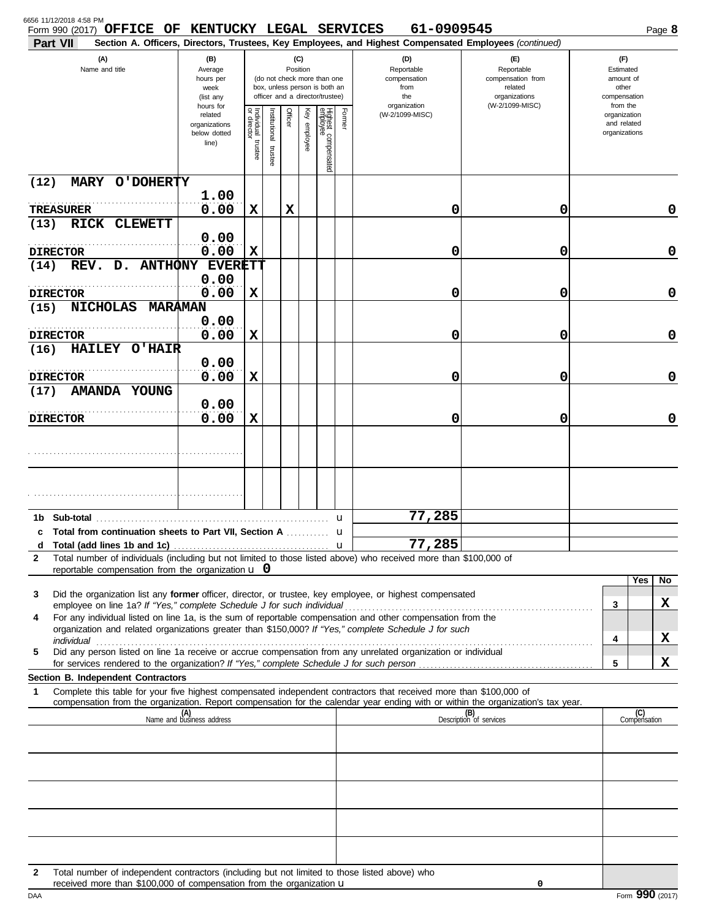Form 990 (2017) **OFFICE OF KENTUCKY LEGAL SERVICES 61-0909545**

**Part VII** **Section A. Officers, Directors, Trustees, Key Employees, and Highest Compensated Employees** *(continued)*

| (A) Name and title | (B) Average hours per week (list any hours for related organizations below dotted line) | (C) Position: Individual trustee or director | Institutional trustee | Officer | Key employee | Highest compensated employee | Former | (D) Reportable compensation from the organization (W-2/1099-MISC) | (E) Reportable compensation from related organizations (W-2/1099-MISC) | (F) Estimated amount of other compensation from the organization and related organizations |
|---|---|---|---|---|---|---|---|---|---|---|
| (12) MARY O'DOHERTY<br>TREASURER | 1.00<br>0.00 | X | | X | | | | 0 | 0 | 0 |
| (13) RICK CLEWETT<br>DIRECTOR | 0.00<br>0.00 | X | | | | | | 0 | 0 | 0 |
| (14) REV. D. ANTHONY EVERETT<br>DIRECTOR | 0.00<br>0.00 | X | | | | | | 0 | 0 | 0 |
| (15) NICHOLAS MARAMAN<br>DIRECTOR | 0.00<br>0.00 | X | | | | | | 0 | 0 | 0 |
| (16) HAILEY O'HAIR<br>DIRECTOR | 0.00<br>0.00 | X | | | | | | 0 | 0 | 0 |
| (17) AMANDA YOUNG<br>DIRECTOR | 0.00<br>0.00 | X | | | | | | 0 | 0 | 0 |
| | | | | | | | | | | |
| | | | | | | | | | | |

| | | (D) | (E) | (F) |
|---|---|---|---|---|
| 1b | Sub-total | 77,285 | | |
| c | Total from continuation sheets to Part VII, Section A | | | |
| d | Total (add lines 1b and 1c) | 77,285 | | |

**2** Total number of individuals (including but not limited to those listed above) who received more than $100,000 of reportable compensation from the organization u **0**

| | | | Yes | No |
|---|---|---|---|---|
| 3 | Did the organization list any **former** officer, director, or trustee, key employee, or highest compensated employee on line 1a? *If "Yes," complete Schedule J for such individual* | 3 | | X |
| 4 | For any individual listed on line 1a, is the sum of reportable compensation and other compensation from the organization and related organizations greater than $150,000? *If "Yes," complete Schedule J for such individual* | 4 | | X |
| 5 | Did any person listed on line 1a receive or accrue compensation from any unrelated organization or individual for services rendered to the organization? *If "Yes," complete Schedule J for such person* | 5 | | X |

**Section B. Independent Contractors**

**1** Complete this table for your five highest compensated independent contractors that received more than $100,000 of compensation from the organization. Report compensation for the calendar year ending with or within the organization's tax year.

| (A) Name and business address | (B) Description of services | (C) Compensation |
|---|---|---|
| | | |
| | | |
| | | |
| | | |
| | | |

**2** Total number of independent contractors (including but not limited to those listed above) who received more than $100,000 of compensation from the organization u **0**

Form **990** (2017)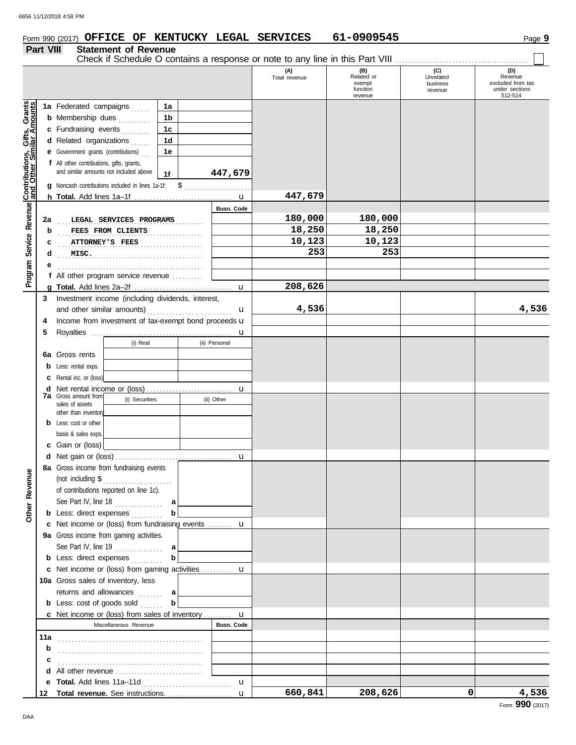Form 990 (2017) **OFFICE OF KENTUCKY LEGAL SERVICES** **61-0909545** Page **9**

## Part VIII Statement of Revenue

Check if Schedule O contains a response or note to any line in this Part VIII ☐

| | | | (A) Total revenue | (B) Related or exempt function revenue | (C) Unrelated business revenue | (D) Revenue excluded from tax under sections 512-514 |
|---|---|---|---|---|---|---|
| **Contributions, Gifts, Grants and Other Similar Amounts** | 1a Federated campaigns | 1a | | | | |
| | b Membership dues | 1b | | | | |
| | c Fundraising events | 1c | | | | |
| | d Related organizations | 1d | | | | |
| | e Government grants (contributions) | 1e | | | | |
| | f All other contributions, gifts, grants, and similar amounts not included above | 1f 447,679 | | | | |
| | g Noncash contributions included in lines 1a-1f: $ | | | | | |
| | h **Total.** Add lines 1a–1f | | 447,679 | | | |
| **Program Service Revenue** | | Busn. Code | | | | |
| | 2a LEGAL SERVICES PROGRAMS | | 180,000 | 180,000 | | |
| | b FEES FROM CLIENTS | | 18,250 | 18,250 | | |
| | c ATTORNEY'S FEES | | 10,123 | 10,123 | | |
| | d MISC. | | 253 | 253 | | |
| | e | | | | | |
| | f All other program service revenue | | | | | |
| | g **Total.** Add lines 2a–2f | | 208,626 | | | |
| **Other Revenue** | 3 Investment income (including dividends, interest, and other similar amounts) | | 4,536 | | | 4,536 |
| | 4 Income from investment of tax-exempt bond proceeds | | | | | |
| | 5 Royalties | | | | | |
| | | (i) Real / (ii) Personal | | | | |
| | 6a Gross rents | | | | | |
| | b Less: rental exps. | | | | | |
| | c Rental inc. or (loss) | | | | | |
| | d Net rental income or (loss) | | | | | |
| | 7a Gross amount from sales of assets other than inventory | (i) Securities / (ii) Other | | | | |
| | b Less: cost or other basis & sales exps. | | | | | |
| | c Gain or (loss) | | | | | |
| | d Net gain or (loss) | | | | | |
| | 8a Gross income from fundraising events (not including $ of contributions reported on line 1c). See Part IV, line 18 | a | | | | |
| | b Less: direct expenses | b | | | | |
| | c Net income or (loss) from fundraising events | | | | | |
| | 9a Gross income from gaming activities. See Part IV, line 19 | a | | | | |
| | b Less: direct expenses | b | | | | |
| | c Net income or (loss) from gaming activities | | | | | |
| | 10a Gross sales of inventory, less returns and allowances | a | | | | |
| | b Less: cost of goods sold | b | | | | |
| | c Net income or (loss) from sales of inventory | | | | | |
| | Miscellaneous Revenue | Busn. Code | | | | |
| | 11a | | | | | |
| | b | | | | | |
| | c | | | | | |
| | d All other revenue | | | | | |
| | e **Total.** Add lines 11a–11d | | | | | |
| | 12 **Total revenue.** See instructions. | | 660,841 | 208,626 | 0 | 4,536 |

Form **990** (2017)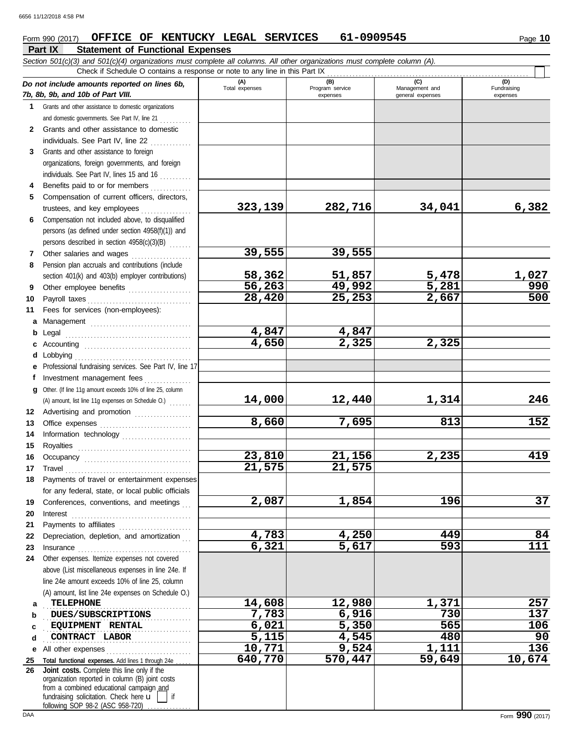Form 990 (2017) **OFFICE OF KENTUCKY LEGAL SERVICES 61-0909545** Page **10**

## Part IX Statement of Functional Expenses

*Section 501(c)(3) and 501(c)(4) organizations must complete all columns. All other organizations must complete column (A).*

Check if Schedule O contains a response or note to any line in this Part IX ☐

| | *Do not include amounts reported on lines 6b, 7b, 8b, 9b, and 10b of Part VIII.* | (A) Total expenses | (B) Program service expenses | (C) Management and general expenses | (D) Fundraising expenses |
|---|---|---|---|---|---|
| 1 | Grants and other assistance to domestic organizations and domestic governments. See Part IV, line 21 | | | | |
| 2 | Grants and other assistance to domestic individuals. See Part IV, line 22 | | | | |
| 3 | Grants and other assistance to foreign organizations, foreign governments, and foreign individuals. See Part IV, lines 15 and 16 | | | | |
| 4 | Benefits paid to or for members | | | | |
| 5 | Compensation of current officers, directors, trustees, and key employees | 323,139 | 282,716 | 34,041 | 6,382 |
| 6 | Compensation not included above, to disqualified persons (as defined under section 4958(f)(1)) and persons described in section 4958(c)(3)(B) | | | | |
| 7 | Other salaries and wages | 39,555 | 39,555 | | |
| 8 | Pension plan accruals and contributions (include section 401(k) and 403(b) employer contributions) | 58,362 | 51,857 | 5,478 | 1,027 |
| 9 | Other employee benefits | 56,263 | 49,992 | 5,281 | 990 |
| 10 | Payroll taxes | 28,420 | 25,253 | 2,667 | 500 |
| 11 | Fees for services (non-employees): | | | | |
| a | Management | | | | |
| b | Legal | 4,847 | 4,847 | | |
| c | Accounting | 4,650 | 2,325 | 2,325 | |
| d | Lobbying | | | | |
| e | Professional fundraising services. See Part IV, line 17 | | | | |
| f | Investment management fees | | | | |
| g | Other. (If line 11g amount exceeds 10% of line 25, column (A) amount, list line 11g expenses on Schedule O.) | 14,000 | 12,440 | 1,314 | 246 |
| 12 | Advertising and promotion | | | | |
| 13 | Office expenses | 8,660 | 7,695 | 813 | 152 |
| 14 | Information technology | | | | |
| 15 | Royalties | | | | |
| 16 | Occupancy | 23,810 | 21,156 | 2,235 | 419 |
| 17 | Travel | 21,575 | 21,575 | | |
| 18 | Payments of travel or entertainment expenses for any federal, state, or local public officials | | | | |
| 19 | Conferences, conventions, and meetings | 2,087 | 1,854 | 196 | 37 |
| 20 | Interest | | | | |
| 21 | Payments to affiliates | | | | |
| 22 | Depreciation, depletion, and amortization | 4,783 | 4,250 | 449 | 84 |
| 23 | Insurance | 6,321 | 5,617 | 593 | 111 |
| 24 | Other expenses. Itemize expenses not covered above (List miscellaneous expenses in line 24e. If line 24e amount exceeds 10% of line 25, column (A) amount, list line 24e expenses on Schedule O.) | | | | |
| a | TELEPHONE | 14,608 | 12,980 | 1,371 | 257 |
| b | DUES/SUBSCRIPTIONS | 7,783 | 6,916 | 730 | 137 |
| c | EQUIPMENT RENTAL | 6,021 | 5,350 | 565 | 106 |
| d | CONTRACT LABOR | 5,115 | 4,545 | 480 | 90 |
| e | All other expenses | 10,771 | 9,524 | 1,111 | 136 |
| 25 | **Total functional expenses.** Add lines 1 through 24e | 640,770 | 570,447 | 59,649 | 10,674 |
| 26 | **Joint costs.** Complete this line only if the organization reported in column (B) joint costs from a combined educational campaign and fundraising solicitation. Check here ☐ if following SOP 98-2 (ASC 958-720) | | | | |

DAA Form **990** (2017)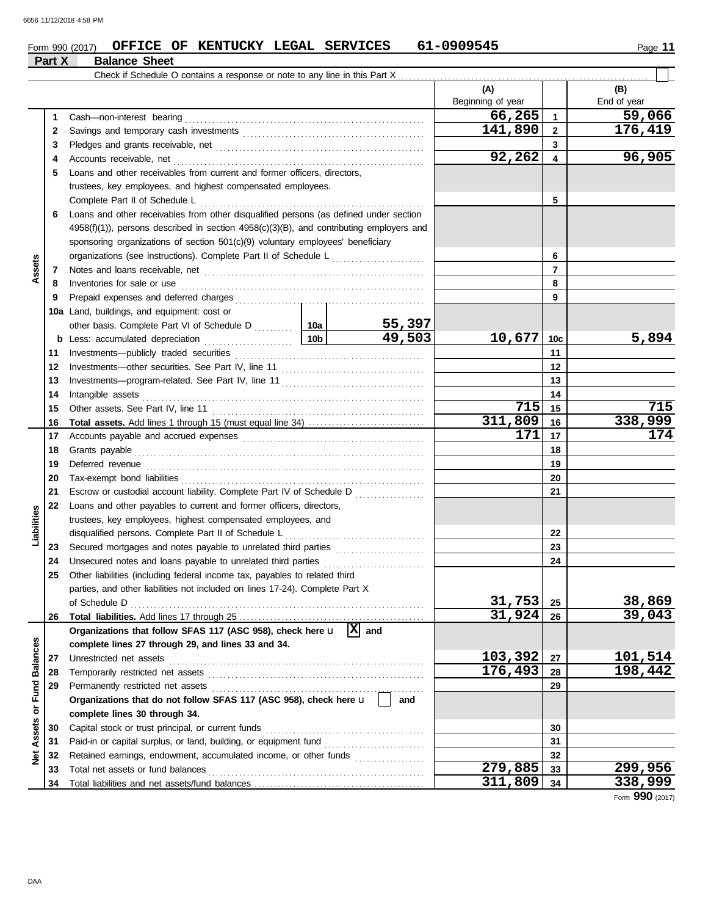Form 990 (2017) **OFFICE OF KENTUCKY LEGAL SERVICES 61-0909545** Page **11**

## Part X Balance Sheet

Check if Schedule O contains a response or note to any line in this Part X ☐

| Section | Line | Description | | | (A) Beginning of year | | (B) End of year |
|---|---|---|---|---|---|---|---|
| Assets | 1 | Cash—non-interest bearing | | | 66,265 | 1 | 59,066 |
| | 2 | Savings and temporary cash investments | | | 141,890 | 2 | 176,419 |
| | 3 | Pledges and grants receivable, net | | | | 3 | |
| | 4 | Accounts receivable, net | | | 92,262 | 4 | 96,905 |
| | 5 | Loans and other receivables from current and former officers, directors, trustees, key employees, and highest compensated employees. Complete Part II of Schedule L | | | | 5 | |
| | 6 | Loans and other receivables from other disqualified persons (as defined under section 4958(f)(1)), persons described in section 4958(c)(3)(B), and contributing employers and sponsoring organizations of section 501(c)(9) voluntary employees' beneficiary organizations (see instructions). Complete Part II of Schedule L | | | | 6 | |
| | 7 | Notes and loans receivable, net | | | | 7 | |
| | 8 | Inventories for sale or use | | | | 8 | |
| | 9 | Prepaid expenses and deferred charges | | | | 9 | |
| | 10a | Land, buildings, and equipment: cost or other basis. Complete Part VI of Schedule D | 10a | 55,397 | | | |
| | b | Less: accumulated depreciation | 10b | 49,503 | 10,677 | 10c | 5,894 |
| | 11 | Investments—publicly traded securities | | | | 11 | |
| | 12 | Investments—other securities. See Part IV, line 11 | | | | 12 | |
| | 13 | Investments—program-related. See Part IV, line 11 | | | | 13 | |
| | 14 | Intangible assets | | | | 14 | |
| | 15 | Other assets. See Part IV, line 11 | | | 715 | 15 | 715 |
| | 16 | **Total assets.** Add lines 1 through 15 (must equal line 34) | | | 311,809 | 16 | 338,999 |
| Liabilities | 17 | Accounts payable and accrued expenses | | | 171 | 17 | 174 |
| | 18 | Grants payable | | | | 18 | |
| | 19 | Deferred revenue | | | | 19 | |
| | 20 | Tax-exempt bond liabilities | | | | 20 | |
| | 21 | Escrow or custodial account liability. Complete Part IV of Schedule D | | | | 21 | |
| | 22 | Loans and other payables to current and former officers, directors, trustees, key employees, highest compensated employees, and disqualified persons. Complete Part II of Schedule L | | | | 22 | |
| | 23 | Secured mortgages and notes payable to unrelated third parties | | | | 23 | |
| | 24 | Unsecured notes and loans payable to unrelated third parties | | | | 24 | |
| | 25 | Other liabilities (including federal income tax, payables to related third parties, and other liabilities not included on lines 17-24). Complete Part X of Schedule D | | | 31,753 | 25 | 38,869 |
| | 26 | **Total liabilities.** Add lines 17 through 25 | | | 31,924 | 26 | 39,043 |
| Net Assets or Fund Balances | | **Organizations that follow SFAS 117 (ASC 958), check here** [X] **and complete lines 27 through 29, and lines 33 and 34.** | | | | | |
| | 27 | Unrestricted net assets | | | 103,392 | 27 | 101,514 |
| | 28 | Temporarily restricted net assets | | | 176,493 | 28 | 198,442 |
| | 29 | Permanently restricted net assets | | | | 29 | |
| | | **Organizations that do not follow SFAS 117 (ASC 958), check here** [ ] **and complete lines 30 through 34.** | | | | | |
| | 30 | Capital stock or trust principal, or current funds | | | | 30 | |
| | 31 | Paid-in or capital surplus, or land, building, or equipment fund | | | | 31 | |
| | 32 | Retained earnings, endowment, accumulated income, or other funds | | | | 32 | |
| | 33 | Total net assets or fund balances | | | 279,885 | 33 | 299,956 |
| | 34 | Total liabilities and net assets/fund balances | | | 311,809 | 34 | 338,999 |

Form **990** (2017)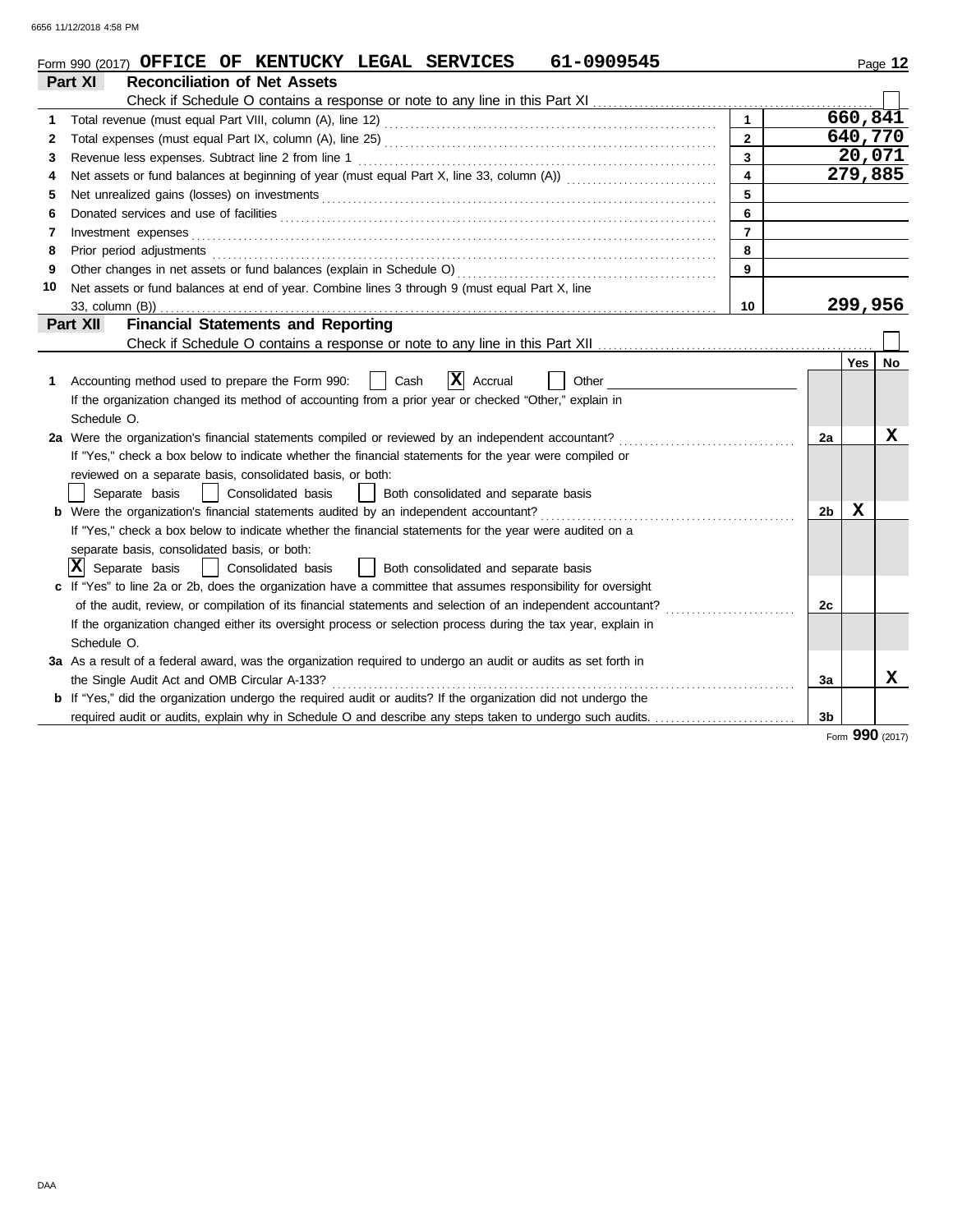Form 990 (2017) **OFFICE OF KENTUCKY LEGAL SERVICES 61-0909545**

## Part XI Reconciliation of Net Assets

Check if Schedule O contains a response or note to any line in this Part XI ☐

| | | | |
|---|---|---|---|
| 1 | Total revenue (must equal Part VIII, column (A), line 12) | 1 | 660,841 |
| 2 | Total expenses (must equal Part IX, column (A), line 25) | 2 | 640,770 |
| 3 | Revenue less expenses. Subtract line 2 from line 1 | 3 | 20,071 |
| 4 | Net assets or fund balances at beginning of year (must equal Part X, line 33, column (A)) | 4 | 279,885 |
| 5 | Net unrealized gains (losses) on investments | 5 | |
| 6 | Donated services and use of facilities | 6 | |
| 7 | Investment expenses | 7 | |
| 8 | Prior period adjustments | 8 | |
| 9 | Other changes in net assets or fund balances (explain in Schedule O) | 9 | |
| 10 | Net assets or fund balances at end of year. Combine lines 3 through 9 (must equal Part X, line 33, column (B)) | 10 | 299,956 |

## Part XII Financial Statements and Reporting

Check if Schedule O contains a response or note to any line in this Part XII ☐

| | | | Yes | No |
|---|---|---|---|---|
| 1 | Accounting method used to prepare the Form 990: ☐ Cash ☒ Accrual ☐ Other<br>If the organization changed its method of accounting from a prior year or checked "Other," explain in Schedule O. | | | |
| 2a | Were the organization's financial statements compiled or reviewed by an independent accountant?<br>If "Yes," check a box below to indicate whether the financial statements for the year were compiled or reviewed on a separate basis, consolidated basis, or both:<br>☐ Separate basis ☐ Consolidated basis ☐ Both consolidated and separate basis | 2a | | X |
| b | Were the organization's financial statements audited by an independent accountant?<br>If "Yes," check a box below to indicate whether the financial statements for the year were audited on a separate basis, consolidated basis, or both:<br>☒ Separate basis ☐ Consolidated basis ☐ Both consolidated and separate basis | 2b | X | |
| c | If "Yes" to line 2a or 2b, does the organization have a committee that assumes responsibility for oversight of the audit, review, or compilation of its financial statements and selection of an independent accountant?<br>If the organization changed either its oversight process or selection process during the tax year, explain in Schedule O. | 2c | | |
| 3a | As a result of a federal award, was the organization required to undergo an audit or audits as set forth in the Single Audit Act and OMB Circular A-133? | 3a | | X |
| b | If "Yes," did the organization undergo the required audit or audits? If the organization did not undergo the required audit or audits, explain why in Schedule O and describe any steps taken to undergo such audits. | 3b | | |

Form **990** (2017)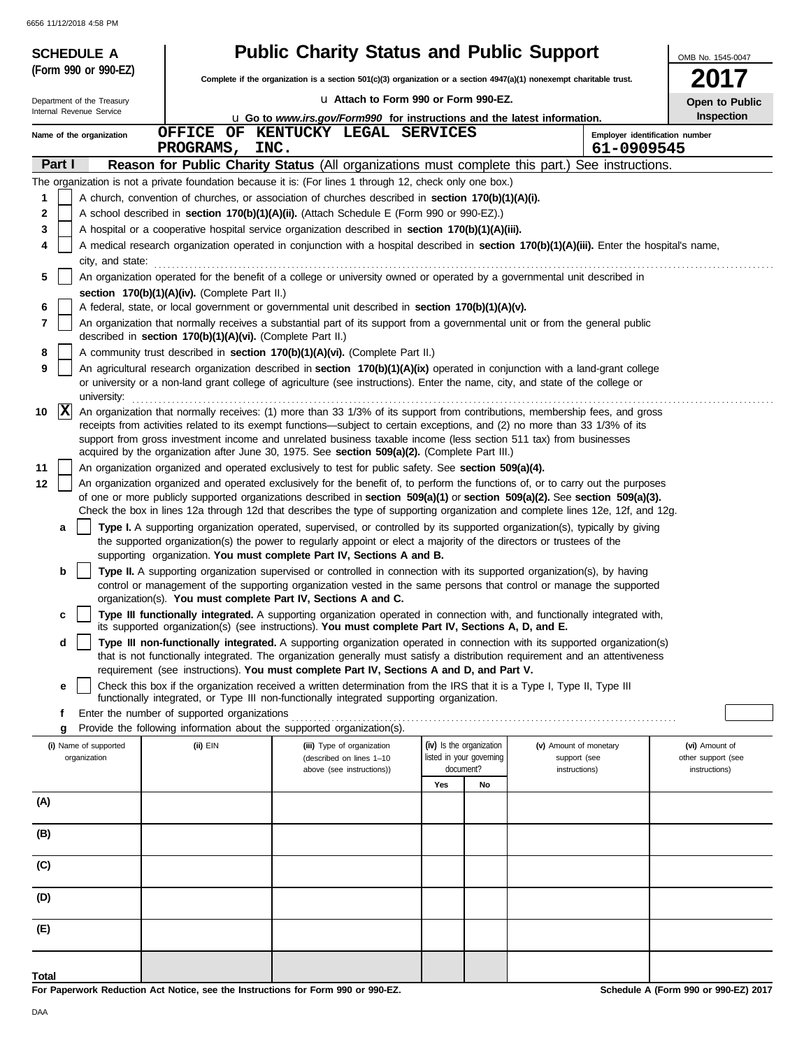6656 11/12/2018 4:58 PM

**SCHEDULE A**
**(Form 990 or 990-EZ)**

Department of the Treasury
Internal Revenue Service

# Public Charity Status and Public Support

**Complete if the organization is a section 501(c)(3) organization or a section 4947(a)(1) nonexempt charitable trust.**

u **Attach to Form 990 or Form 990-EZ.**

u **Go to *www.irs.gov/Form990* for instructions and the latest information.**

OMB No. 1545-0047

**2017**

**Open to Public Inspection**

Name of the organization: OFFICE OF KENTUCKY LEGAL SERVICES PROGRAMS, INC.

Employer identification number: 61-0909545

**Part I** **Reason for Public Charity Status** (All organizations must complete this part.) See instructions.

The organization is not a private foundation because it is: (For lines 1 through 12, check only one box.)

1 [ ] A church, convention of churches, or association of churches described in **section 170(b)(1)(A)(i).**

2 [ ] A school described in **section 170(b)(1)(A)(ii).** (Attach Schedule E (Form 990 or 990-EZ).)

3 [ ] A hospital or a cooperative hospital service organization described in **section 170(b)(1)(A)(iii).**

4 [ ] A medical research organization operated in conjunction with a hospital described in **section 170(b)(1)(A)(iii).** Enter the hospital's name, city, and state:

5 [ ] An organization operated for the benefit of a college or university owned or operated by a governmental unit described in **section 170(b)(1)(A)(iv).** (Complete Part II.)

6 [ ] A federal, state, or local government or governmental unit described in **section 170(b)(1)(A)(v).**

7 [ ] An organization that normally receives a substantial part of its support from a governmental unit or from the general public described in **section 170(b)(1)(A)(vi).** (Complete Part II.)

8 [ ] A community trust described in **section 170(b)(1)(A)(vi).** (Complete Part II.)

9 [ ] An agricultural research organization described in **section 170(b)(1)(A)(ix)** operated in conjunction with a land-grant college or university or a non-land grant college of agriculture (see instructions). Enter the name, city, and state of the college or university:

10 [X] An organization that normally receives: (1) more than 33 1/3% of its support from contributions, membership fees, and gross receipts from activities related to its exempt functions—subject to certain exceptions, and (2) no more than 33 1/3% of its support from gross investment income and unrelated business taxable income (less section 511 tax) from businesses acquired by the organization after June 30, 1975. See **section 509(a)(2).** (Complete Part III.)

11 [ ] An organization organized and operated exclusively to test for public safety. See **section 509(a)(4).**

12 [ ] An organization organized and operated exclusively for the benefit of, to perform the functions of, or to carry out the purposes of one or more publicly supported organizations described in **section 509(a)(1)** or **section 509(a)(2).** See **section 509(a)(3).** Check the box in lines 12a through 12d that describes the type of supporting organization and complete lines 12e, 12f, and 12g.

a [ ] **Type I.** A supporting organization operated, supervised, or controlled by its supported organization(s), typically by giving the supported organization(s) the power to regularly appoint or elect a majority of the directors or trustees of the supporting organization. **You must complete Part IV, Sections A and B.**

b [ ] **Type II.** A supporting organization supervised or controlled in connection with its supported organization(s), by having control or management of the supporting organization vested in the same persons that control or manage the supported organization(s). **You must complete Part IV, Sections A and C.**

c [ ] **Type III functionally integrated.** A supporting organization operated in connection with, and functionally integrated with, its supported organization(s) (see instructions). **You must complete Part IV, Sections A, D, and E.**

d [ ] **Type III non-functionally integrated.** A supporting organization operated in connection with its supported organization(s) that is not functionally integrated. The organization generally must satisfy a distribution requirement and an attentiveness requirement (see instructions). **You must complete Part IV, Sections A and D, and Part V.**

e [ ] Check this box if the organization received a written determination from the IRS that it is a Type I, Type II, Type III functionally integrated, or Type III non-functionally integrated supporting organization.

f Enter the number of supported organizations

g Provide the following information about the supported organization(s).

| (i) Name of supported organization | (ii) EIN | (iii) Type of organization (described on lines 1–10 above (see instructions)) | (iv) Is the organization listed in your governing document? Yes | No | (v) Amount of monetary support (see instructions) | (vi) Amount of other support (see instructions) |
|---|---|---|---|---|---|---|
| (A) | | | | | | |
| (B) | | | | | | |
| (C) | | | | | | |
| (D) | | | | | | |
| (E) | | | | | | |
| **Total** | | | | | | |

**For Paperwork Reduction Act Notice, see the Instructions for Form 990 or 990-EZ.**

**Schedule A (Form 990 or 990-EZ) 2017**

DAA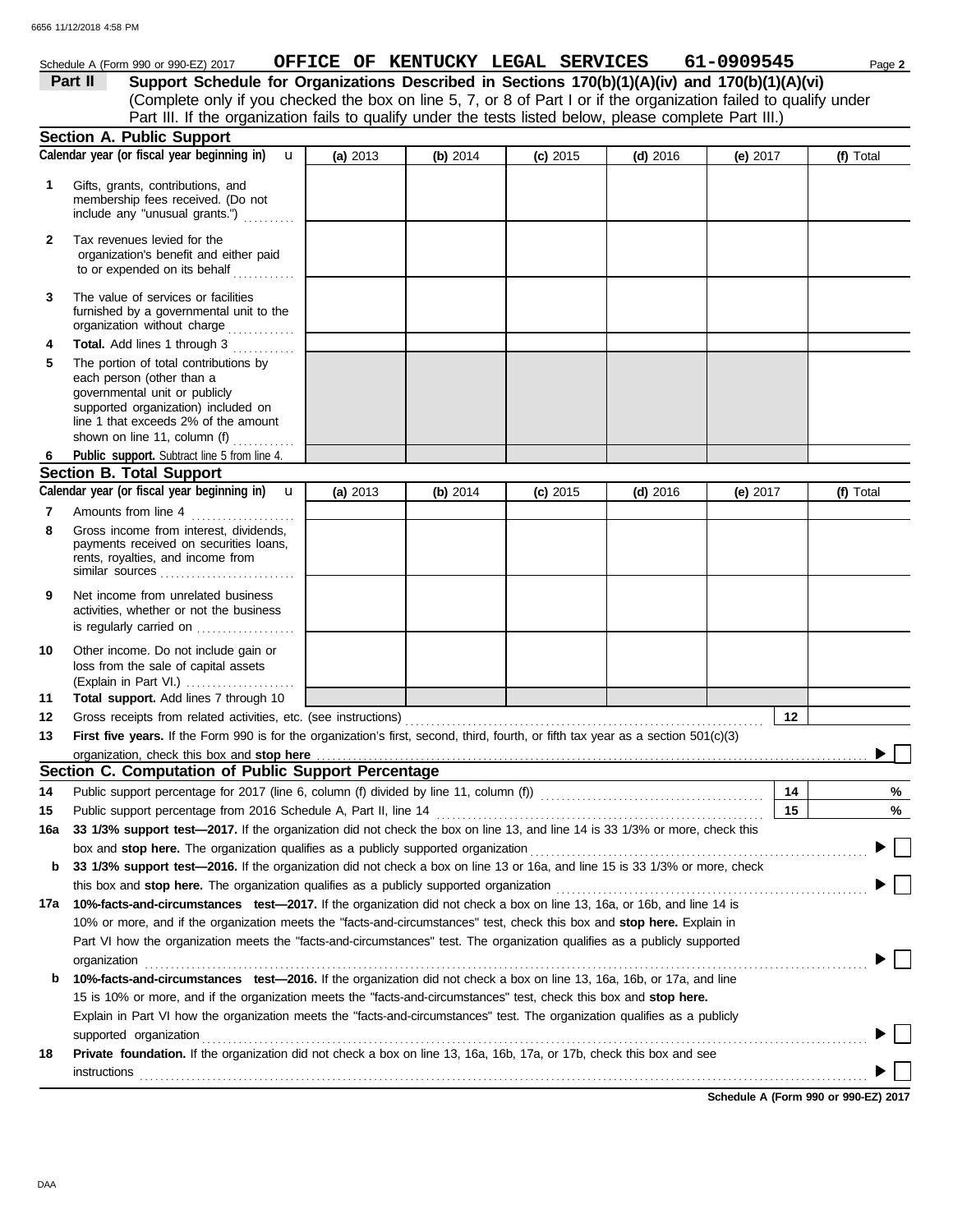Schedule A (Form 990 or 990-EZ) 2017 **OFFICE OF KENTUCKY LEGAL SERVICES 61-0909545**

**Part II** **Support Schedule for Organizations Described in Sections 170(b)(1)(A)(iv) and 170(b)(1)(A)(vi)**
(Complete only if you checked the box on line 5, 7, or 8 of Part I or if the organization failed to qualify under Part III. If the organization fails to qualify under the tests listed below, please complete Part III.)

## Section A. Public Support

| Calendar year (or fiscal year beginning in) | (a) 2013 | (b) 2014 | (c) 2015 | (d) 2016 | (e) 2017 | (f) Total |
|---|---|---|---|---|---|---|
| 1 Gifts, grants, contributions, and membership fees received. (Do not include any "unusual grants.") | | | | | | |
| 2 Tax revenues levied for the organization's benefit and either paid to or expended on its behalf | | | | | | |
| 3 The value of services or facilities furnished by a governmental unit to the organization without charge | | | | | | |
| 4 **Total.** Add lines 1 through 3 | | | | | | |
| 5 The portion of total contributions by each person (other than a governmental unit or publicly supported organization) included on line 1 that exceeds 2% of the amount shown on line 11, column (f) | | | | | | |
| 6 **Public support.** Subtract line 5 from line 4. | | | | | | |

## Section B. Total Support

| Calendar year (or fiscal year beginning in) | (a) 2013 | (b) 2014 | (c) 2015 | (d) 2016 | (e) 2017 | (f) Total |
|---|---|---|---|---|---|---|
| 7 Amounts from line 4 | | | | | | |
| 8 Gross income from interest, dividends, payments received on securities loans, rents, royalties, and income from similar sources | | | | | | |
| 9 Net income from unrelated business activities, whether or not the business is regularly carried on | | | | | | |
| 10 Other income. Do not include gain or loss from the sale of capital assets (Explain in Part VI.) | | | | | | |
| 11 **Total support.** Add lines 7 through 10 | | | | | | |

12 Gross receipts from related activities, etc. (see instructions) — 12

13 **First five years.** If the Form 990 is for the organization's first, second, third, fourth, or fifth tax year as a section 501(c)(3) organization, check this box and **stop here** ▶ ☐

## Section C. Computation of Public Support Percentage

14 Public support percentage for 2017 (line 6, column (f) divided by line 11, column (f)) — 14 %

15 Public support percentage from 2016 Schedule A, Part II, line 14 — 15 %

16a **33 1/3% support test—2017.** If the organization did not check the box on line 13, and line 14 is 33 1/3% or more, check this box and **stop here.** The organization qualifies as a publicly supported organization ▶ ☐

**b** **33 1/3% support test—2016.** If the organization did not check a box on line 13 or 16a, and line 15 is 33 1/3% or more, check this box and **stop here.** The organization qualifies as a publicly supported organization ▶ ☐

17a **10%-facts-and-circumstances test—2017.** If the organization did not check a box on line 13, 16a, or 16b, and line 14 is 10% or more, and if the organization meets the "facts-and-circumstances" test, check this box and **stop here.** Explain in Part VI how the organization meets the "facts-and-circumstances" test. The organization qualifies as a publicly supported organization ▶ ☐

**b** **10%-facts-and-circumstances test—2016.** If the organization did not check a box on line 13, 16a, 16b, or 17a, and line 15 is 10% or more, and if the organization meets the "facts-and-circumstances" test, check this box and **stop here.** Explain in Part VI how the organization meets the "facts-and-circumstances" test. The organization qualifies as a publicly supported organization ▶ ☐

18 **Private foundation.** If the organization did not check a box on line 13, 16a, 16b, 17a, or 17b, check this box and see instructions ▶ ☐

**Schedule A (Form 990 or 990-EZ) 2017**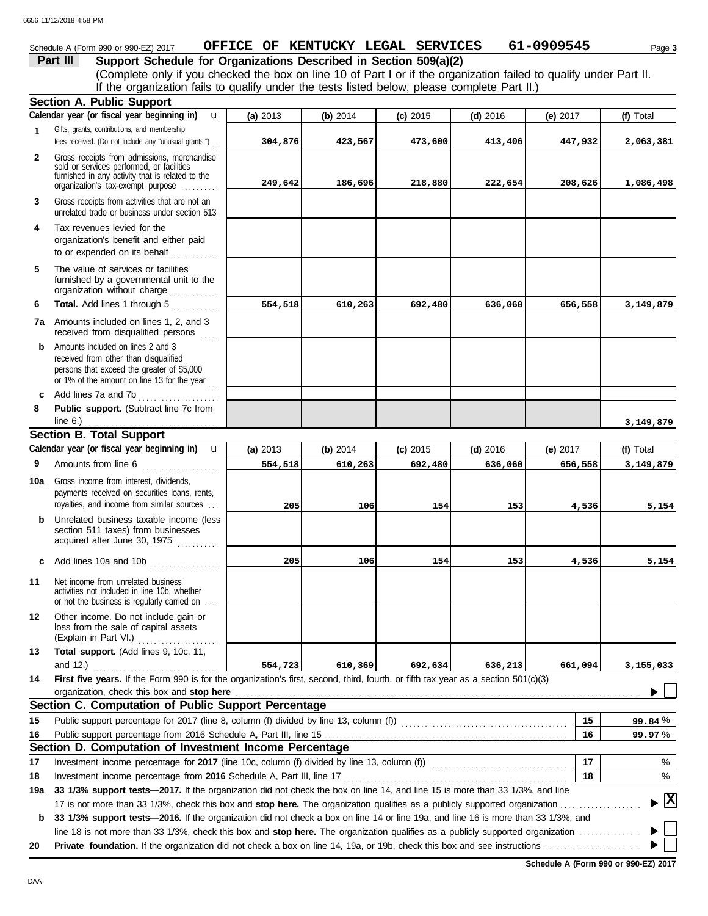Schedule A (Form 990 or 990-EZ) 2017 **OFFICE OF KENTUCKY LEGAL SERVICES 61-0909545**

## Part III Support Schedule for Organizations Described in Section 509(a)(2)

(Complete only if you checked the box on line 10 of Part I or if the organization failed to qualify under Part II. If the organization fails to qualify under the tests listed below, please complete Part II.)

### Section A. Public Support

| Calendar year (or fiscal year beginning in) | (a) 2013 | (b) 2014 | (c) 2015 | (d) 2016 | (e) 2017 | (f) Total |
|---|---|---|---|---|---|---|
| **1** Gifts, grants, contributions, and membership fees received. (Do not include any "unusual grants.") | 304,876 | 423,567 | 473,600 | 413,406 | 447,932 | 2,063,381 |
| **2** Gross receipts from admissions, merchandise sold or services performed, or facilities furnished in any activity that is related to the organization's tax-exempt purpose | 249,642 | 186,696 | 218,880 | 222,654 | 208,626 | 1,086,498 |
| **3** Gross receipts from activities that are not an unrelated trade or business under section 513 | | | | | | |
| **4** Tax revenues levied for the organization's benefit and either paid to or expended on its behalf | | | | | | |
| **5** The value of services or facilities furnished by a governmental unit to the organization without charge | | | | | | |
| **6** **Total.** Add lines 1 through 5 | 554,518 | 610,263 | 692,480 | 636,060 | 656,558 | 3,149,879 |
| **7a** Amounts included on lines 1, 2, and 3 received from disqualified persons | | | | | | |
| **b** Amounts included on lines 2 and 3 received from other than disqualified persons that exceed the greater of $5,000 or 1% of the amount on line 13 for the year | | | | | | |
| **c** Add lines 7a and 7b | | | | | | |
| **8** **Public support.** (Subtract line 7c from line 6.) | | | | | | 3,149,879 |

### Section B. Total Support

| Calendar year (or fiscal year beginning in) | (a) 2013 | (b) 2014 | (c) 2015 | (d) 2016 | (e) 2017 | (f) Total |
|---|---|---|---|---|---|---|
| **9** Amounts from line 6 | 554,518 | 610,263 | 692,480 | 636,060 | 656,558 | 3,149,879 |
| **10a** Gross income from interest, dividends, payments received on securities loans, rents, royalties, and income from similar sources | 205 | 106 | 154 | 153 | 4,536 | 5,154 |
| **b** Unrelated business taxable income (less section 511 taxes) from businesses acquired after June 30, 1975 | | | | | | |
| **c** Add lines 10a and 10b | 205 | 106 | 154 | 153 | 4,536 | 5,154 |
| **11** Net income from unrelated business activities not included in line 10b, whether or not the business is regularly carried on | | | | | | |
| **12** Other income. Do not include gain or loss from the sale of capital assets (Explain in Part VI.) | | | | | | |
| **13** **Total support.** (Add lines 9, 10c, 11, and 12.) | 554,723 | 610,369 | 692,634 | 636,213 | 661,094 | 3,155,033 |

**14** **First five years.** If the Form 990 is for the organization's first, second, third, fourth, or fifth tax year as a section 501(c)(3) organization, check this box and **stop here** ☐

### Section C. Computation of Public Support Percentage

| | | | |
|---|---|---|---|
| **15** | Public support percentage for 2017 (line 8, column (f) divided by line 13, column (f)) | 15 | 99.84 % |
| **16** | Public support percentage from 2016 Schedule A, Part III, line 15 | 16 | 99.97 % |

### Section D. Computation of Investment Income Percentage

| | | | |
|---|---|---|---|
| **17** | Investment income percentage for **2017** (line 10c, column (f) divided by line 13, column (f)) | 17 | % |
| **18** | Investment income percentage from **2016** Schedule A, Part III, line 17 | 18 | % |

**19a** **33 1/3% support tests—2017.** If the organization did not check the box on line 14, and line 15 is more than 33 1/3%, and line 17 is not more than 33 1/3%, check this box and **stop here.** The organization qualifies as a publicly supported organization ☒

**b** **33 1/3% support tests—2016.** If the organization did not check a box on line 14 or line 19a, and line 16 is more than 33 1/3%, and line 18 is not more than 33 1/3%, check this box and **stop here.** The organization qualifies as a publicly supported organization ☐

**20** **Private foundation.** If the organization did not check a box on line 14, 19a, or 19b, check this box and see instructions ☐

**Schedule A (Form 990 or 990-EZ) 2017**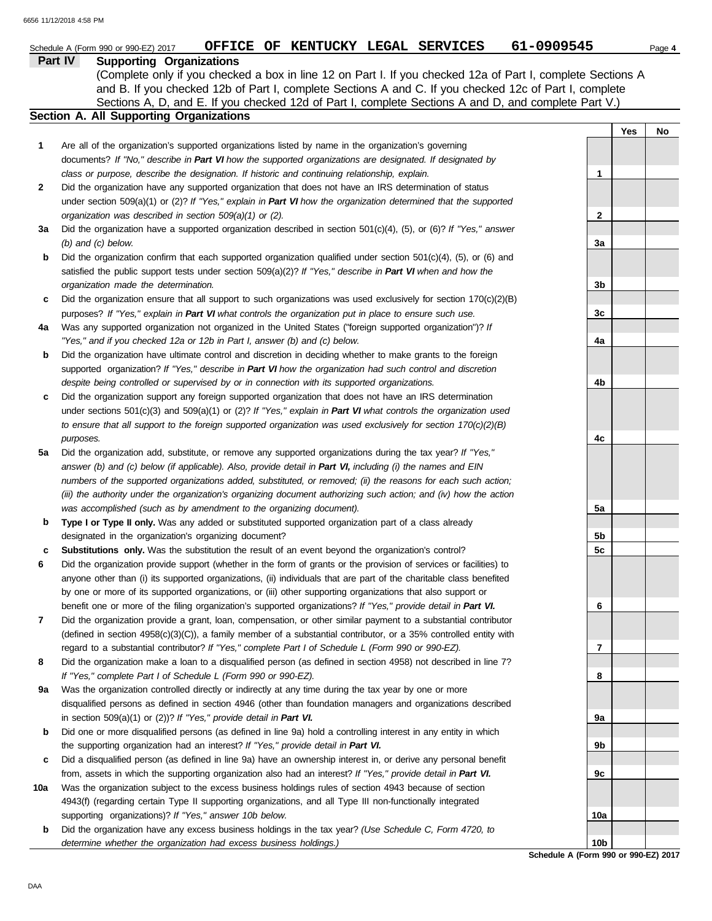Schedule A (Form 990 or 990-EZ) 2017 **OFFICE OF KENTUCKY LEGAL SERVICES 61-0909545**

**Part IV Supporting Organizations**

(Complete only if you checked a box in line 12 on Part I. If you checked 12a of Part I, complete Sections A and B. If you checked 12b of Part I, complete Sections A and C. If you checked 12c of Part I, complete Sections A, D, and E. If you checked 12d of Part I, complete Sections A and D, and complete Part V.)

**Section A. All Supporting Organizations**

| | | | Yes | No |
|---|---|---|---|---|
| **1** | Are all of the organization's supported organizations listed by name in the organization's governing documents? *If "No," describe in **Part VI** how the supported organizations are designated. If designated by class or purpose, describe the designation. If historic and continuing relationship, explain.* | 1 | | |
| **2** | Did the organization have any supported organization that does not have an IRS determination of status under section 509(a)(1) or (2)? *If "Yes," explain in **Part VI** how the organization determined that the supported organization was described in section 509(a)(1) or (2).* | 2 | | |
| **3a** | Did the organization have a supported organization described in section 501(c)(4), (5), or (6)? *If "Yes," answer (b) and (c) below.* | 3a | | |
| **b** | Did the organization confirm that each supported organization qualified under section 501(c)(4), (5), or (6) and satisfied the public support tests under section 509(a)(2)? *If "Yes," describe in **Part VI** when and how the organization made the determination.* | 3b | | |
| **c** | Did the organization ensure that all support to such organizations was used exclusively for section 170(c)(2)(B) purposes? *If "Yes," explain in **Part VI** what controls the organization put in place to ensure such use.* | 3c | | |
| **4a** | Was any supported organization not organized in the United States ("foreign supported organization")? *If "Yes," and if you checked 12a or 12b in Part I, answer (b) and (c) below.* | 4a | | |
| **b** | Did the organization have ultimate control and discretion in deciding whether to make grants to the foreign supported organization? *If "Yes," describe in **Part VI** how the organization had such control and discretion despite being controlled or supervised by or in connection with its supported organizations.* | 4b | | |
| **c** | Did the organization support any foreign supported organization that does not have an IRS determination under sections 501(c)(3) and 509(a)(1) or (2)? *If "Yes," explain in **Part VI** what controls the organization used to ensure that all support to the foreign supported organization was used exclusively for section 170(c)(2)(B) purposes.* | 4c | | |
| **5a** | Did the organization add, substitute, or remove any supported organizations during the tax year? *If "Yes," answer (b) and (c) below (if applicable). Also, provide detail in **Part VI,** including (i) the names and EIN numbers of the supported organizations added, substituted, or removed; (ii) the reasons for each such action; (iii) the authority under the organization's organizing document authorizing such action; and (iv) how the action was accomplished (such as by amendment to the organizing document).* | 5a | | |
| **b** | **Type I or Type II only.** Was any added or substituted supported organization part of a class already designated in the organization's organizing document? | 5b | | |
| **c** | **Substitutions only.** Was the substitution the result of an event beyond the organization's control? | 5c | | |
| **6** | Did the organization provide support (whether in the form of grants or the provision of services or facilities) to anyone other than (i) its supported organizations, (ii) individuals that are part of the charitable class benefited by one or more of its supported organizations, or (iii) other supporting organizations that also support or benefit one or more of the filing organization's supported organizations? *If "Yes," provide detail in **Part VI.*** | 6 | | |
| **7** | Did the organization provide a grant, loan, compensation, or other similar payment to a substantial contributor (defined in section 4958(c)(3)(C)), a family member of a substantial contributor, or a 35% controlled entity with regard to a substantial contributor? *If "Yes," complete Part I of Schedule L (Form 990 or 990-EZ).* | 7 | | |
| **8** | Did the organization make a loan to a disqualified person (as defined in section 4958) not described in line 7? *If "Yes," complete Part I of Schedule L (Form 990 or 990-EZ).* | 8 | | |
| **9a** | Was the organization controlled directly or indirectly at any time during the tax year by one or more disqualified persons as defined in section 4946 (other than foundation managers and organizations described in section 509(a)(1) or (2))? *If "Yes," provide detail in **Part VI.*** | 9a | | |
| **b** | Did one or more disqualified persons (as defined in line 9a) hold a controlling interest in any entity in which the supporting organization had an interest? *If "Yes," provide detail in **Part VI.*** | 9b | | |
| **c** | Did a disqualified person (as defined in line 9a) have an ownership interest in, or derive any personal benefit from, assets in which the supporting organization also had an interest? *If "Yes," provide detail in **Part VI.*** | 9c | | |
| **10a** | Was the organization subject to the excess business holdings rules of section 4943 because of section 4943(f) (regarding certain Type II supporting organizations, and all Type III non-functionally integrated supporting organizations)? *If "Yes," answer 10b below.* | 10a | | |
| **b** | Did the organization have any excess business holdings in the tax year? *(Use Schedule C, Form 4720, to determine whether the organization had excess business holdings.)* | 10b | | |

**Schedule A (Form 990 or 990-EZ) 2017**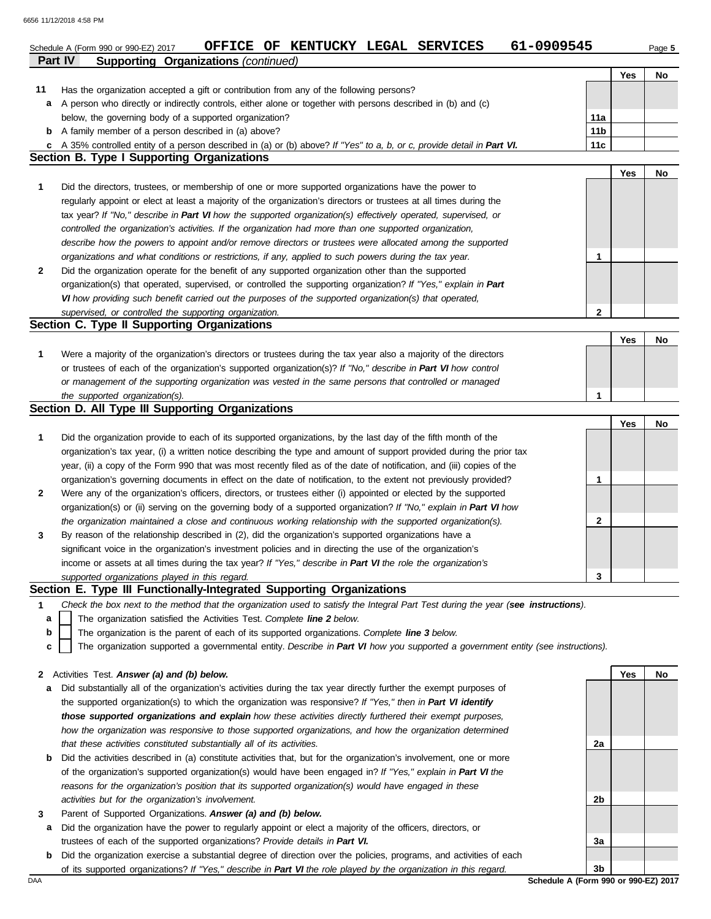Schedule A (Form 990 or 990-EZ) 2017 **OFFICE OF KENTUCKY LEGAL SERVICES 61-0909545**

## Part IV Supporting Organizations *(continued)*

| | | | Yes | No |
|---|---|---|---|---|
| **11** | Has the organization accepted a gift or contribution from any of the following persons? | | | |
| **a** | A person who directly or indirectly controls, either alone or together with persons described in (b) and (c) below, the governing body of a supported organization? | **11a** | | |
| **b** | A family member of a person described in (a) above? | **11b** | | |
| **c** | A 35% controlled entity of a person described in (a) or (b) above? *If "Yes" to a, b, or c, provide detail in* ***Part VI.*** | **11c** | | |

### Section B. Type I Supporting Organizations

| | | | Yes | No |
|---|---|---|---|---|
| **1** | Did the directors, trustees, or membership of one or more supported organizations have the power to regularly appoint or elect at least a majority of the organization's directors or trustees at all times during the tax year? *If "No," describe in* ***Part VI*** *how the supported organization(s) effectively operated, supervised, or controlled the organization's activities. If the organization had more than one supported organization, describe how the powers to appoint and/or remove directors or trustees were allocated among the supported organizations and what conditions or restrictions, if any, applied to such powers during the tax year.* | **1** | | |
| **2** | Did the organization operate for the benefit of any supported organization other than the supported organization(s) that operated, supervised, or controlled the supporting organization? *If "Yes," explain in* ***Part VI*** *how providing such benefit carried out the purposes of the supported organization(s) that operated, supervised, or controlled the supporting organization.* | **2** | | |

### Section C. Type II Supporting Organizations

| | | | Yes | No |
|---|---|---|---|---|
| **1** | Were a majority of the organization's directors or trustees during the tax year also a majority of the directors or trustees of each of the organization's supported organization(s)? *If "No," describe in* ***Part VI*** *how control or management of the supporting organization was vested in the same persons that controlled or managed the supported organization(s).* | **1** | | |

### Section D. All Type III Supporting Organizations

| | | | Yes | No |
|---|---|---|---|---|
| **1** | Did the organization provide to each of its supported organizations, by the last day of the fifth month of the organization's tax year, (i) a written notice describing the type and amount of support provided during the prior tax year, (ii) a copy of the Form 990 that was most recently filed as of the date of notification, and (iii) copies of the organization's governing documents in effect on the date of notification, to the extent not previously provided? | **1** | | |
| **2** | Were any of the organization's officers, directors, or trustees either (i) appointed or elected by the supported organization(s) or (ii) serving on the governing body of a supported organization? *If "No," explain in* ***Part VI*** *how the organization maintained a close and continuous working relationship with the supported organization(s).* | **2** | | |
| **3** | By reason of the relationship described in (2), did the organization's supported organizations have a significant voice in the organization's investment policies and in directing the use of the organization's income or assets at all times during the tax year? *If "Yes," describe in* ***Part VI*** *the role the organization's supported organizations played in this regard.* | **3** | | |

### Section E. Type III Functionally-Integrated Supporting Organizations

**1** *Check the box next to the method that the organization used to satisfy the Integral Part Test during the year (****see instructions****).*

- **a** ☐ The organization satisfied the Activities Test. *Complete* ***line 2*** *below.*
- **b** ☐ The organization is the parent of each of its supported organizations. *Complete* ***line 3*** *below.*
- **c** ☐ The organization supported a governmental entity. *Describe in* ***Part VI*** *how you supported a government entity (see instructions).*

| | | | Yes | No |
|---|---|---|---|---|
| **2** | Activities Test. ***Answer (a) and (b) below.*** | | | |
| **a** | Did substantially all of the organization's activities during the tax year directly further the exempt purposes of the supported organization(s) to which the organization was responsive? *If "Yes," then in* ***Part VI identify those supported organizations and explain*** *how these activities directly furthered their exempt purposes, how the organization was responsive to those supported organizations, and how the organization determined that these activities constituted substantially all of its activities.* | **2a** | | |
| **b** | Did the activities described in (a) constitute activities that, but for the organization's involvement, one or more of the organization's supported organization(s) would have been engaged in? *If "Yes," explain in* ***Part VI*** *the reasons for the organization's position that its supported organization(s) would have engaged in these activities but for the organization's involvement.* | **2b** | | |
| **3** | Parent of Supported Organizations. ***Answer (a) and (b) below.*** | | | |
| **a** | Did the organization have the power to regularly appoint or elect a majority of the officers, directors, or trustees of each of the supported organizations? *Provide details in* ***Part VI.*** | **3a** | | |
| **b** | Did the organization exercise a substantial degree of direction over the policies, programs, and activities of each of its supported organizations? *If "Yes," describe in* ***Part VI*** *the role played by the organization in this regard.* | **3b** | | |

Schedule A (Form 990 or 990-EZ) 2017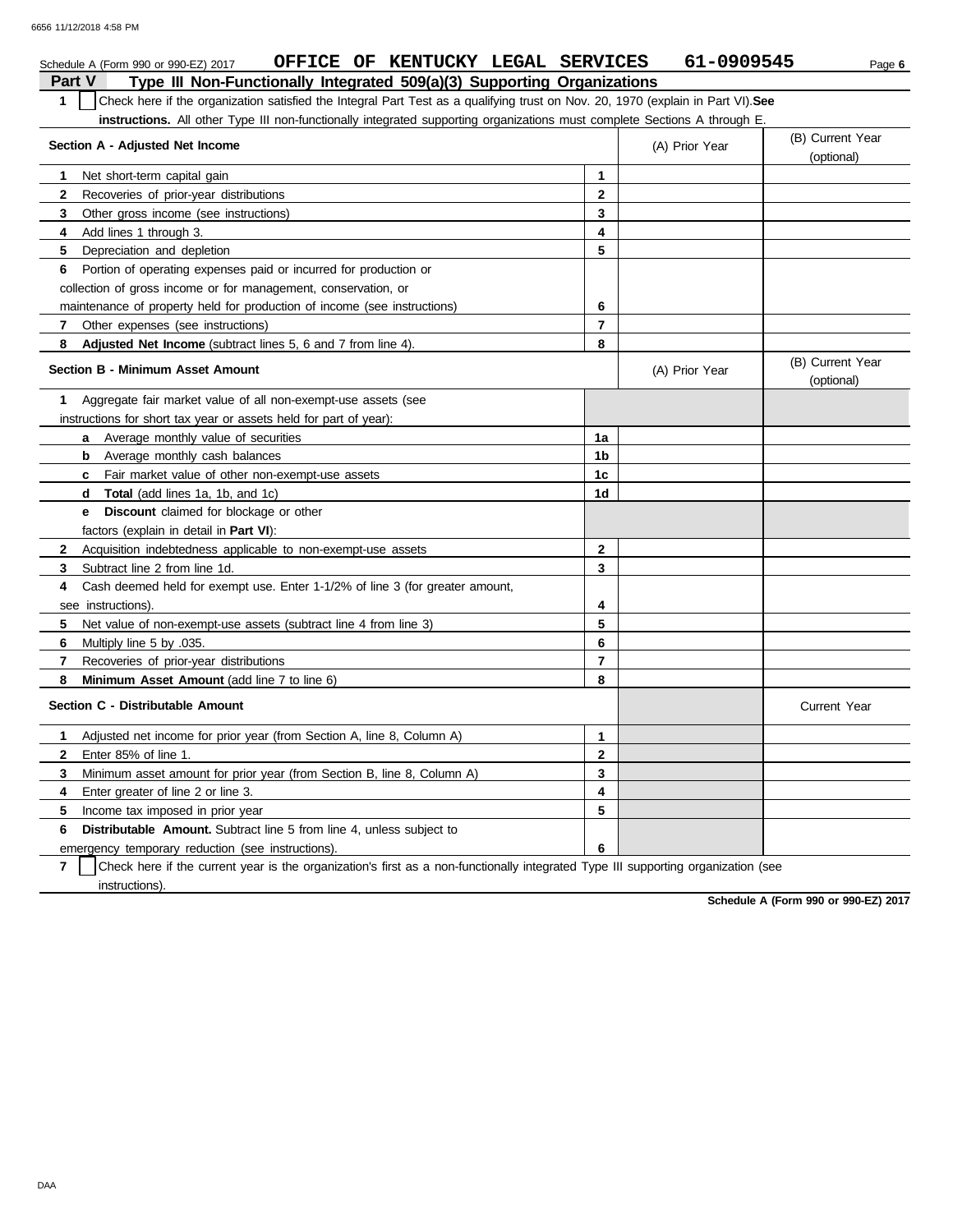Schedule A (Form 990 or 990-EZ) 2017 **OFFICE OF KENTUCKY LEGAL SERVICES 61-0909545**

## Part V Type III Non-Functionally Integrated 509(a)(3) Supporting Organizations

**1** ☐ Check here if the organization satisfied the Integral Part Test as a qualifying trust on Nov. 20, 1970 (explain in Part VI). **See instructions.** All other Type III non-functionally integrated supporting organizations must complete Sections A through E.

| Section A - Adjusted Net Income | | (A) Prior Year | (B) Current Year (optional) |
|---|---|---|---|
| **1** Net short-term capital gain | 1 | | |
| **2** Recoveries of prior-year distributions | 2 | | |
| **3** Other gross income (see instructions) | 3 | | |
| **4** Add lines 1 through 3. | 4 | | |
| **5** Depreciation and depletion | 5 | | |
| **6** Portion of operating expenses paid or incurred for production or collection of gross income or for management, conservation, or maintenance of property held for production of income (see instructions) | 6 | | |
| **7** Other expenses (see instructions) | 7 | | |
| **8** **Adjusted Net Income** (subtract lines 5, 6 and 7 from line 4). | 8 | | |

| Section B - Minimum Asset Amount | | (A) Prior Year | (B) Current Year (optional) |
|---|---|---|---|
| **1** Aggregate fair market value of all non-exempt-use assets (see instructions for short tax year or assets held for part of year): | | | |
| **a** Average monthly value of securities | 1a | | |
| **b** Average monthly cash balances | 1b | | |
| **c** Fair market value of other non-exempt-use assets | 1c | | |
| **d** **Total** (add lines 1a, 1b, and 1c) | 1d | | |
| **e** **Discount** claimed for blockage or other factors (explain in detail in **Part VI**): | | | |
| **2** Acquisition indebtedness applicable to non-exempt-use assets | 2 | | |
| **3** Subtract line 2 from line 1d. | 3 | | |
| **4** Cash deemed held for exempt use. Enter 1-1/2% of line 3 (for greater amount, see instructions). | 4 | | |
| **5** Net value of non-exempt-use assets (subtract line 4 from line 3) | 5 | | |
| **6** Multiply line 5 by .035. | 6 | | |
| **7** Recoveries of prior-year distributions | 7 | | |
| **8** **Minimum Asset Amount** (add line 7 to line 6) | 8 | | |

| Section C - Distributable Amount | | | Current Year |
|---|---|---|---|
| **1** Adjusted net income for prior year (from Section A, line 8, Column A) | 1 | | |
| **2** Enter 85% of line 1. | 2 | | |
| **3** Minimum asset amount for prior year (from Section B, line 8, Column A) | 3 | | |
| **4** Enter greater of line 2 or line 3. | 4 | | |
| **5** Income tax imposed in prior year | 5 | | |
| **6** **Distributable Amount.** Subtract line 5 from line 4, unless subject to emergency temporary reduction (see instructions). | 6 | | |

**7** ☐ Check here if the current year is the organization's first as a non-functionally integrated Type III supporting organization (see instructions).

**Schedule A (Form 990 or 990-EZ) 2017**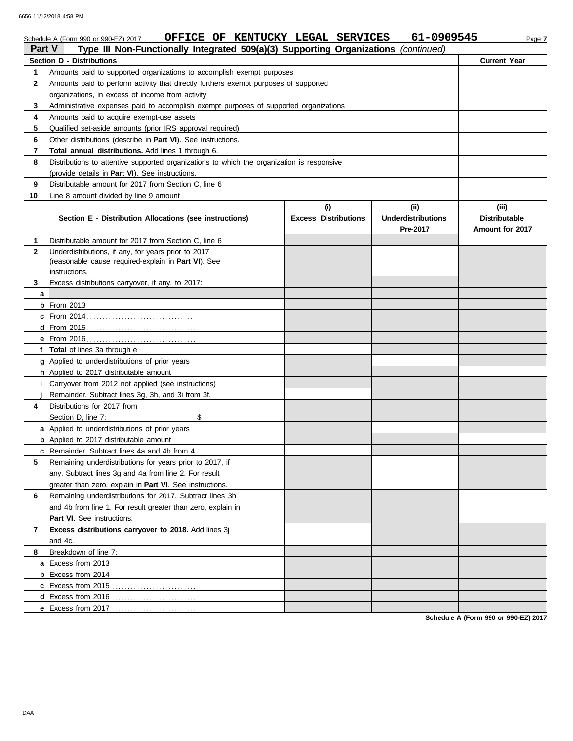Schedule A (Form 990 or 990-EZ) 2017 **OFFICE OF KENTUCKY LEGAL SERVICES 61-0909545**

## Part V Type III Non-Functionally Integrated 509(a)(3) Supporting Organizations *(continued)*

| | Section D - Distributions | Current Year |
|---|---|---|
| 1 | Amounts paid to supported organizations to accomplish exempt purposes | |
| 2 | Amounts paid to perform activity that directly furthers exempt purposes of supported organizations, in excess of income from activity | |
| 3 | Administrative expenses paid to accomplish exempt purposes of supported organizations | |
| 4 | Amounts paid to acquire exempt-use assets | |
| 5 | Qualified set-aside amounts (prior IRS approval required) | |
| 6 | Other distributions (describe in **Part VI**). See instructions. | |
| 7 | **Total annual distributions.** Add lines 1 through 6. | |
| 8 | Distributions to attentive supported organizations to which the organization is responsive (provide details in **Part VI**). See instructions. | |
| 9 | Distributable amount for 2017 from Section C, line 6 | |
| 10 | Line 8 amount divided by line 9 amount | |

| | Section E - Distribution Allocations (see instructions) | (i) Excess Distributions | (ii) Underdistributions Pre-2017 | (iii) Distributable Amount for 2017 |
|---|---|---|---|---|
| 1 | Distributable amount for 2017 from Section C, line 6 | | | |
| 2 | Underdistributions, if any, for years prior to 2017 (reasonable cause required-explain in **Part VI**). See instructions. | | | |
| 3 | Excess distributions carryover, if any, to 2017: | | | |
| a | | | | |
| b | From 2013 | | | |
| c | From 2014 | | | |
| d | From 2015 | | | |
| e | From 2016 | | | |
| f | **Total** of lines 3a through e | | | |
| g | Applied to underdistributions of prior years | | | |
| h | Applied to 2017 distributable amount | | | |
| i | Carryover from 2012 not applied (see instructions) | | | |
| j | Remainder. Subtract lines 3g, 3h, and 3i from 3f. | | | |
| 4 | Distributions for 2017 from Section D, line 7: $ | | | |
| a | Applied to underdistributions of prior years | | | |
| b | Applied to 2017 distributable amount | | | |
| c | Remainder. Subtract lines 4a and 4b from 4. | | | |
| 5 | Remaining underdistributions for years prior to 2017, if any. Subtract lines 3g and 4a from line 2. For result greater than zero, explain in **Part VI**. See instructions. | | | |
| 6 | Remaining underdistributions for 2017. Subtract lines 3h and 4b from line 1. For result greater than zero, explain in **Part VI**. See instructions. | | | |
| 7 | **Excess distributions carryover to 2018.** Add lines 3j and 4c. | | | |
| 8 | Breakdown of line 7: | | | |
| a | Excess from 2013 | | | |
| b | Excess from 2014 | | | |
| c | Excess from 2015 | | | |
| d | Excess from 2016 | | | |
| e | Excess from 2017 | | | |

**Schedule A (Form 990 or 990-EZ) 2017**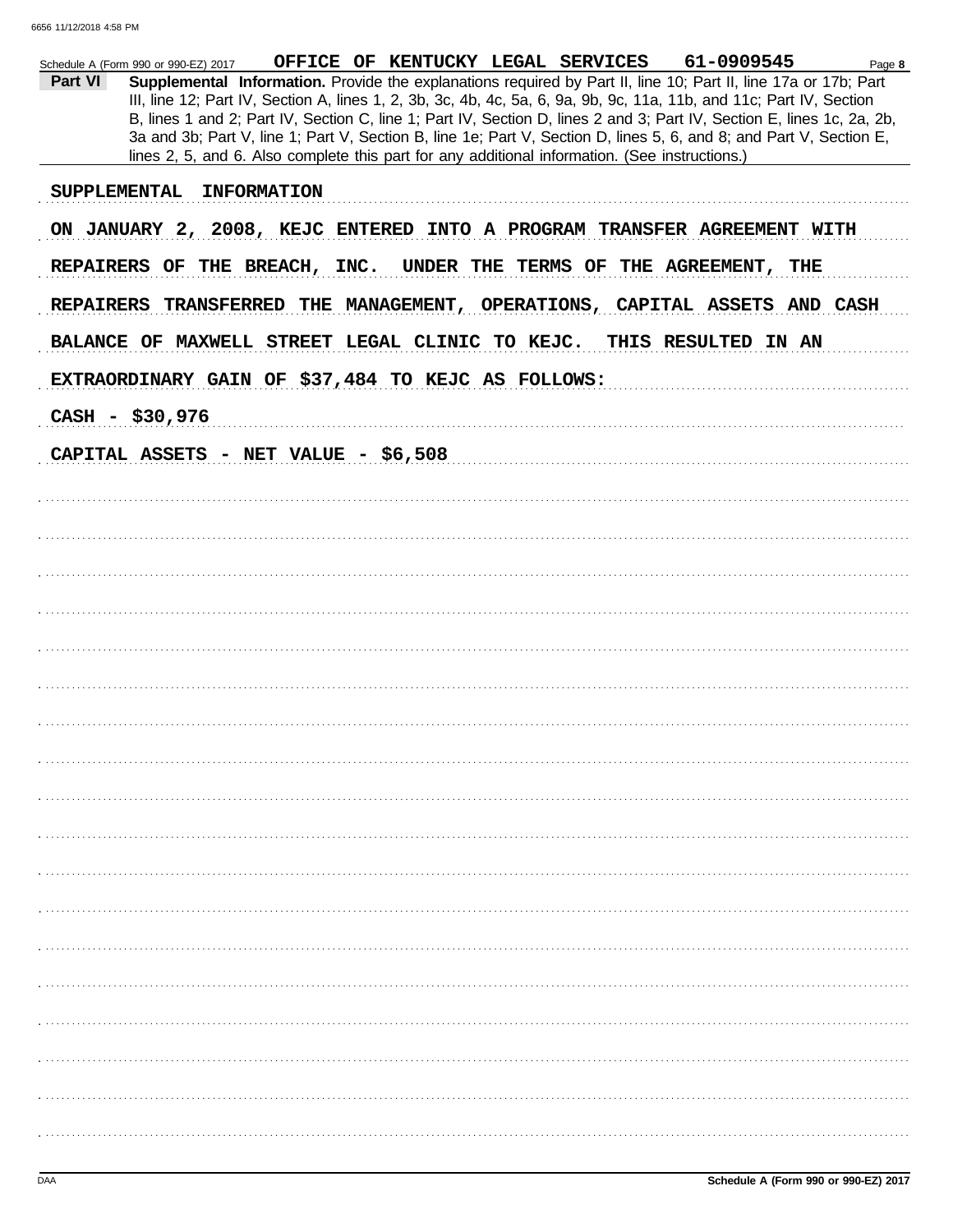Schedule A (Form 990 or 990-EZ) 2017 OFFICE OF KENTUCKY LEGAL SERVICES 61-0909545

**Part VI** **Supplemental Information.** Provide the explanations required by Part II, line 10; Part II, line 17a or 17b; Part III, line 12; Part IV, Section A, lines 1, 2, 3b, 3c, 4b, 4c, 5a, 6, 9a, 9b, 9c, 11a, 11b, and 11c; Part IV, Section B, lines 1 and 2; Part IV, Section C, line 1; Part IV, Section D, lines 2 and 3; Part IV, Section E, lines 1c, 2a, 2b, 3a and 3b; Part V, line 1; Part V, Section B, line 1e; Part V, Section D, lines 5, 6, and 8; and Part V, Section E, lines 2, 5, and 6. Also complete this part for any additional information. (See instructions.)

SUPPLEMENTAL INFORMATION

ON JANUARY 2, 2008, KEJC ENTERED INTO A PROGRAM TRANSFER AGREEMENT WITH REPAIRERS OF THE BREACH, INC. UNDER THE TERMS OF THE AGREEMENT, THE REPAIRERS TRANSFERRED THE MANAGEMENT, OPERATIONS, CAPITAL ASSETS AND CASH BALANCE OF MAXWELL STREET LEGAL CLINIC TO KEJC. THIS RESULTED IN AN EXTRAORDINARY GAIN OF $37,484 TO KEJC AS FOLLOWS:

CASH - $30,976

CAPITAL ASSETS - NET VALUE - $6,508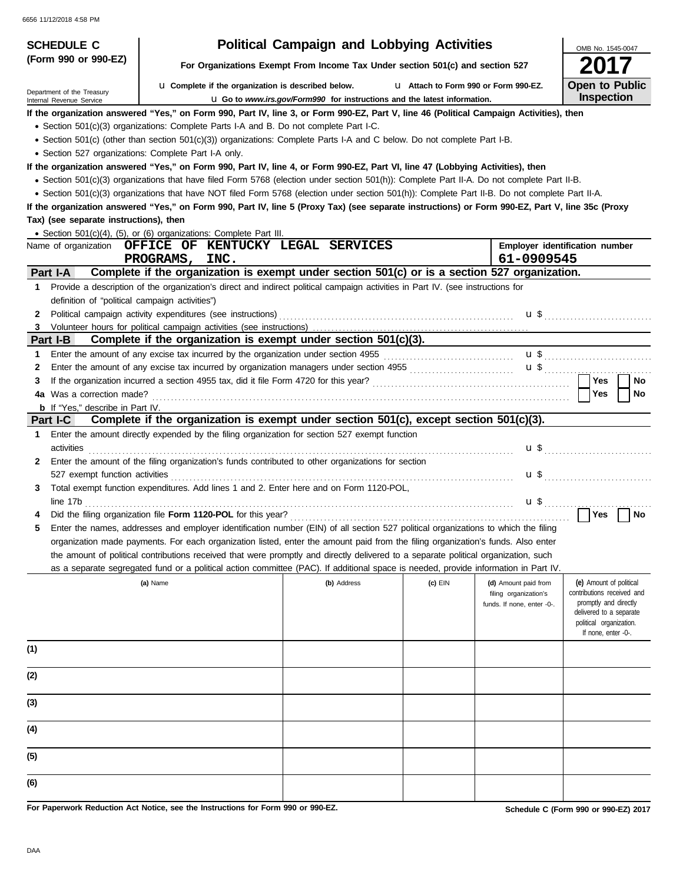**SCHEDULE C (Form 990 or 990-EZ)**

Department of the Treasury
Internal Revenue Service

# Political Campaign and Lobbying Activities

**For Organizations Exempt From Income Tax Under section 501(c) and section 527**

u **Complete if the organization is described below.** u **Attach to Form 990 or Form 990-EZ.**

u **Go to *www.irs.gov/Form990* for instructions and the latest information.**

OMB No. 1545-0047

**2017**

**Open to Public Inspection**

**If the organization answered "Yes," on Form 990, Part IV, line 3, or Form 990-EZ, Part V, line 46 (Political Campaign Activities), then**

- Section 501(c)(3) organizations: Complete Parts I-A and B. Do not complete Part I-C.
- Section 501(c) (other than section 501(c)(3)) organizations: Complete Parts I-A and C below. Do not complete Part I-B.
- Section 527 organizations: Complete Part I-A only.

**If the organization answered "Yes," on Form 990, Part IV, line 4, or Form 990-EZ, Part VI, line 47 (Lobbying Activities), then**

- Section 501(c)(3) organizations that have filed Form 5768 (election under section 501(h)): Complete Part II-A. Do not complete Part II-B.
- Section 501(c)(3) organizations that have NOT filed Form 5768 (election under section 501(h)): Complete Part II-B. Do not complete Part II-A.

**If the organization answered "Yes," on Form 990, Part IV, line 5 (Proxy Tax) (see separate instructions) or Form 990-EZ, Part V, line 35c (Proxy Tax) (see separate instructions), then**

- Section 501(c)(4), (5), or (6) organizations: Complete Part III.

Name of organization **OFFICE OF KENTUCKY LEGAL SERVICES PROGRAMS, INC.**

**Employer identification number** **61-0909545**

## Part I-A Complete if the organization is exempt under section 501(c) or is a section 527 organization.

1. Provide a description of the organization's direct and indirect political campaign activities in Part IV. (see instructions for definition of "political campaign activities")
2. Political campaign activity expenditures (see instructions) ..... u $
3. Volunteer hours for political campaign activities (see instructions) .....

## Part I-B Complete if the organization is exempt under section 501(c)(3).

1. Enter the amount of any excise tax incurred by the organization under section 4955 ..... u $
2. Enter the amount of any excise tax incurred by organization managers under section 4955 ..... u $
3. If the organization incurred a section 4955 tax, did it file Form 4720 for this year? ..... Yes / No

4a. Was a correction made? ..... Yes / No

b. If "Yes," describe in Part IV.

## Part I-C Complete if the organization is exempt under section 501(c), except section 501(c)(3).

1. Enter the amount directly expended by the filing organization for section 527 exempt function activities ..... u $
2. Enter the amount of the filing organization's funds contributed to other organizations for section 527 exempt function activities ..... u $
3. Total exempt function expenditures. Add lines 1 and 2. Enter here and on Form 1120-POL, line 17b ..... u $
4. Did the filing organization file **Form 1120-POL** for this year? ..... Yes / No
5. Enter the names, addresses and employer identification number (EIN) of all section 527 political organizations to which the filing organization made payments. For each organization listed, enter the amount paid from the filing organization's funds. Also enter the amount of political contributions received that were promptly and directly delivered to a separate political organization, such as a separate segregated fund or a political action committee (PAC). If additional space is needed, provide information in Part IV.

| | (a) Name | (b) Address | (c) EIN | (d) Amount paid from filing organization's funds. If none, enter -0-. | (e) Amount of political contributions received and promptly and directly delivered to a separate political organization. If none, enter -0-. |
|---|---|---|---|---|---|
| (1) | | | | | |
| (2) | | | | | |
| (3) | | | | | |
| (4) | | | | | |
| (5) | | | | | |
| (6) | | | | | |

**For Paperwork Reduction Act Notice, see the Instructions for Form 990 or 990-EZ.**

**Schedule C (Form 990 or 990-EZ) 2017**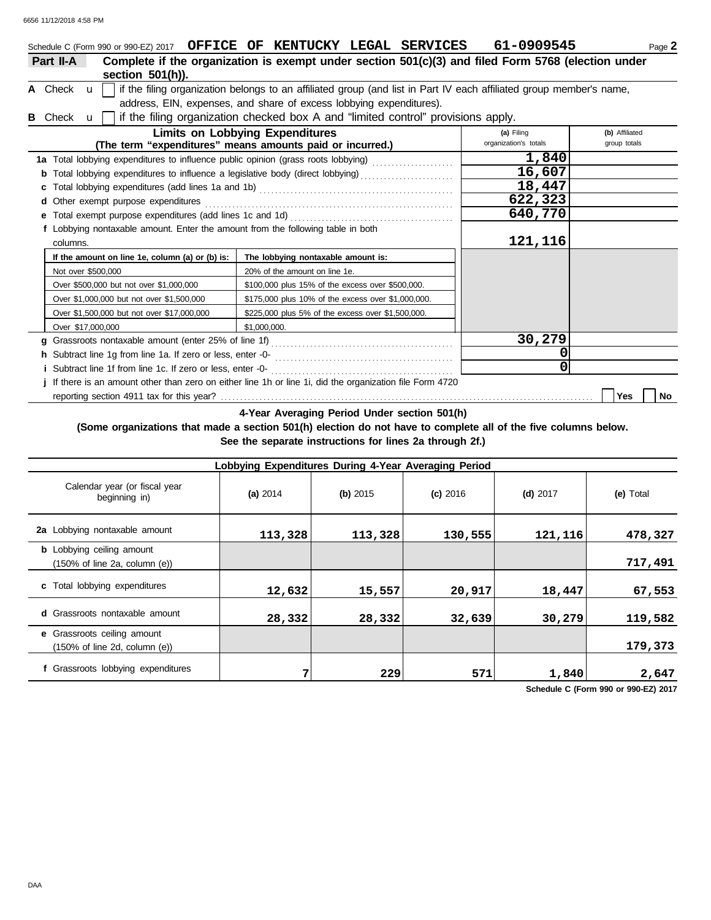Schedule C (Form 990 or 990-EZ) 2017 **OFFICE OF KENTUCKY LEGAL SERVICES 61-0909545** Page **2**

**Part II-A** **Complete if the organization is exempt under section 501(c)(3) and filed Form 5768 (election under section 501(h)).**

**A** Check u [ ] if the filing organization belongs to an affiliated group (and list in Part IV each affiliated group member's name, address, EIN, expenses, and share of excess lobbying expenditures).

**B** Check u [ ] if the filing organization checked box A and "limited control" provisions apply.

| **Limits on Lobbying Expenditures** (The term "expenditures" means amounts paid or incurred.) | **(a)** Filing organization's totals | **(b)** Affiliated group totals |
|---|---|---|
| **1a** Total lobbying expenditures to influence public opinion (grass roots lobbying) | 1,840 | |
| **b** Total lobbying expenditures to influence a legislative body (direct lobbying) | 16,607 | |
| **c** Total lobbying expenditures (add lines 1a and 1b) | 18,447 | |
| **d** Other exempt purpose expenditures | 622,323 | |
| **e** Total exempt purpose expenditures (add lines 1c and 1d) | 640,770 | |
| **f** Lobbying nontaxable amount. Enter the amount from the following table in both columns. | 121,116 | |

| If the amount on line 1e, column (a) or (b) is: | The lobbying nontaxable amount is: |
|---|---|
| Not over $500,000 | 20% of the amount on line 1e. |
| Over $500,000 but not over $1,000,000 | $100,000 plus 15% of the excess over $500,000. |
| Over $1,000,000 but not over $1,500,000 | $175,000 plus 10% of the excess over $1,000,000. |
| Over $1,500,000 but not over $17,000,000 | $225,000 plus 5% of the excess over $1,500,000. |
| Over $17,000,000 | $1,000,000. |

| | (a) | (b) |
|---|---|---|
| **g** Grassroots nontaxable amount (enter 25% of line 1f) | 30,279 | |
| **h** Subtract line 1g from line 1a. If zero or less, enter -0- | 0 | |
| **i** Subtract line 1f from line 1c. If zero or less, enter -0- | 0 | |

**j** If there is an amount other than zero on either line 1h or line 1i, did the organization file Form 4720 reporting section 4911 tax for this year? [ ] Yes [ ] No

**4-Year Averaging Period Under section 501(h)**

**(Some organizations that made a section 501(h) election do not have to complete all of the five columns below. See the separate instructions for lines 2a through 2f.)**

| **Lobbying Expenditures During 4-Year Averaging Period** | | | | | |
|---|---|---|---|---|---|
| Calendar year (or fiscal year beginning in) | **(a)** 2014 | **(b)** 2015 | **(c)** 2016 | **(d)** 2017 | **(e)** Total |
| **2a** Lobbying nontaxable amount | 113,328 | 113,328 | 130,555 | 121,116 | 478,327 |
| **b** Lobbying ceiling amount (150% of line 2a, column (e)) | | | | | 717,491 |
| **c** Total lobbying expenditures | 12,632 | 15,557 | 20,917 | 18,447 | 67,553 |
| **d** Grassroots nontaxable amount | 28,332 | 28,332 | 32,639 | 30,279 | 119,582 |
| **e** Grassroots ceiling amount (150% of line 2d, column (e)) | | | | | 179,373 |
| **f** Grassroots lobbying expenditures | 7 | 229 | 571 | 1,840 | 2,647 |

**Schedule C (Form 990 or 990-EZ) 2017**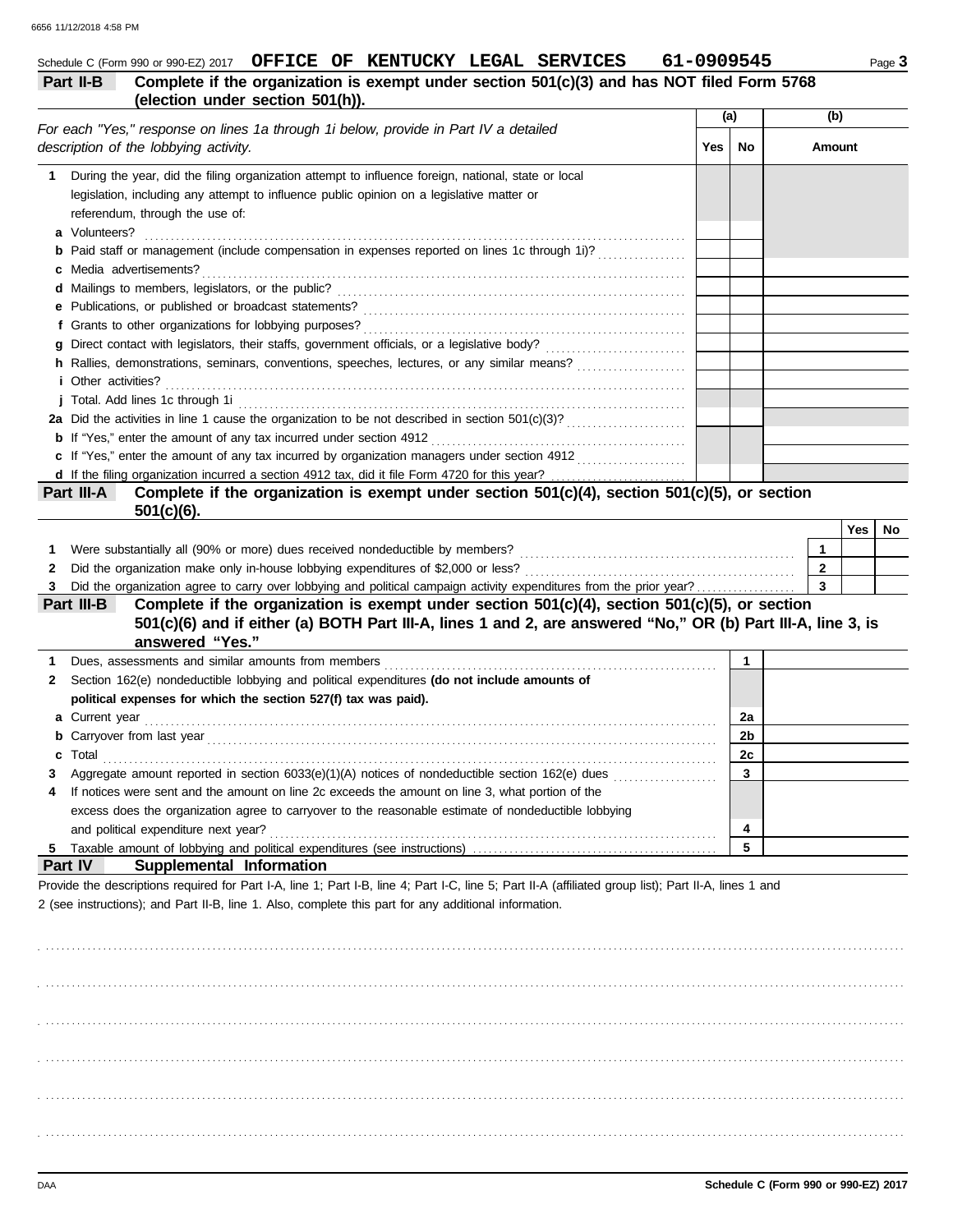6656 11/12/2018 4:58 PM

Schedule C (Form 990 or 990-EZ) 2017 **OFFICE OF KENTUCKY LEGAL SERVICES 61-0909545** Page **3**

## Part II-B Complete if the organization is exempt under section 501(c)(3) and has NOT filed Form 5768 (election under section 501(h)).

*For each "Yes," response on lines 1a through 1i below, provide in Part IV a detailed description of the lobbying activity.*

| | (a) Yes | (a) No | (b) Amount |
|---|---|---|---|
| **1** During the year, did the filing organization attempt to influence foreign, national, state or local legislation, including any attempt to influence public opinion on a legislative matter or referendum, through the use of: | | | |
| **a** Volunteers? | | | |
| **b** Paid staff or management (include compensation in expenses reported on lines 1c through 1i)? | | | |
| **c** Media advertisements? | | | |
| **d** Mailings to members, legislators, or the public? | | | |
| **e** Publications, or published or broadcast statements? | | | |
| **f** Grants to other organizations for lobbying purposes? | | | |
| **g** Direct contact with legislators, their staffs, government officials, or a legislative body? | | | |
| **h** Rallies, demonstrations, seminars, conventions, speeches, lectures, or any similar means? | | | |
| **i** Other activities? | | | |
| **j** Total. Add lines 1c through 1i | | | |
| **2a** Did the activities in line 1 cause the organization to be not described in section 501(c)(3)? | | | |
| **b** If "Yes," enter the amount of any tax incurred under section 4912 | | | |
| **c** If "Yes," enter the amount of any tax incurred by organization managers under section 4912 | | | |
| **d** If the filing organization incurred a section 4912 tax, did it file Form 4720 for this year? | | | |

## Part III-A Complete if the organization is exempt under section 501(c)(4), section 501(c)(5), or section 501(c)(6).

| | | | Yes | No |
|---|---|---|---|---|
| **1** | Were substantially all (90% or more) dues received nondeductible by members? | 1 | | |
| **2** | Did the organization make only in-house lobbying expenditures of $2,000 or less? | 2 | | |
| **3** | Did the organization agree to carry over lobbying and political campaign activity expenditures from the prior year? | 3 | | |

## Part III-B Complete if the organization is exempt under section 501(c)(4), section 501(c)(5), or section 501(c)(6) and if either (a) BOTH Part III-A, lines 1 and 2, are answered "No," OR (b) Part III-A, line 3, is answered "Yes."

| | | | |
|---|---|---|---|
| **1** | Dues, assessments and similar amounts from members | 1 | |
| **2** | Section 162(e) nondeductible lobbying and political expenditures **(do not include amounts of political expenses for which the section 527(f) tax was paid).** | | |
| **a** | Current year | 2a | |
| **b** | Carryover from last year | 2b | |
| **c** | Total | 2c | |
| **3** | Aggregate amount reported in section 6033(e)(1)(A) notices of nondeductible section 162(e) dues | 3 | |
| **4** | If notices were sent and the amount on line 2c exceeds the amount on line 3, what portion of the excess does the organization agree to carryover to the reasonable estimate of nondeductible lobbying and political expenditure next year? | 4 | |
| **5** | Taxable amount of lobbying and political expenditures (see instructions) | 5 | |

## Part IV Supplemental Information

Provide the descriptions required for Part I-A, line 1; Part I-B, line 4; Part I-C, line 5; Part II-A (affiliated group list); Part II-A, lines 1 and 2 (see instructions); and Part II-B, line 1. Also, complete this part for any additional information.

DAA **Schedule C (Form 990 or 990-EZ) 2017**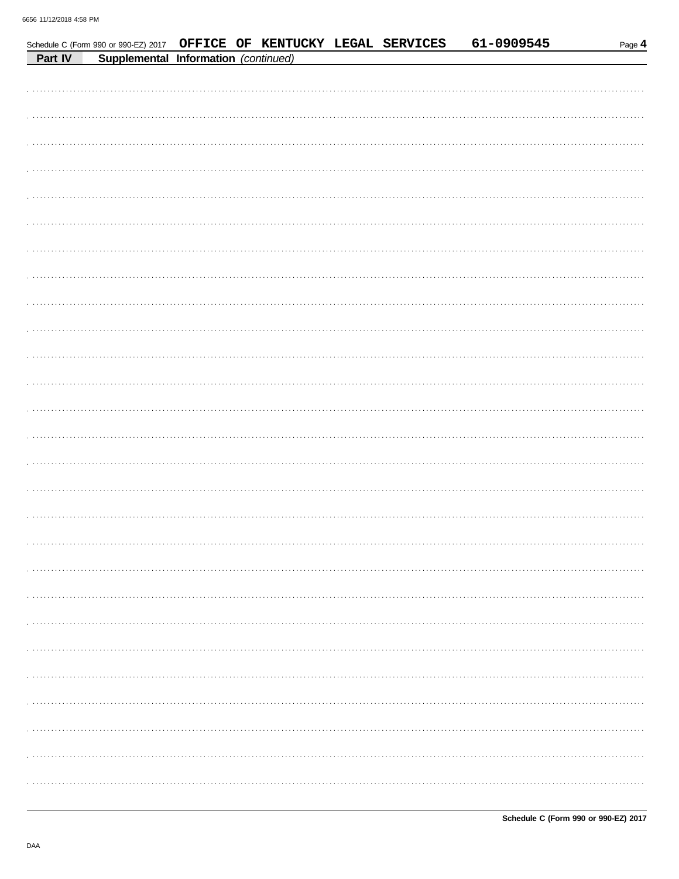Schedule C (Form 990 or 990-EZ) 2017 OFFICE OF KENTUCKY LEGAL SERVICES 61-0909545

**Part IV** **Supplemental Information** *(continued)*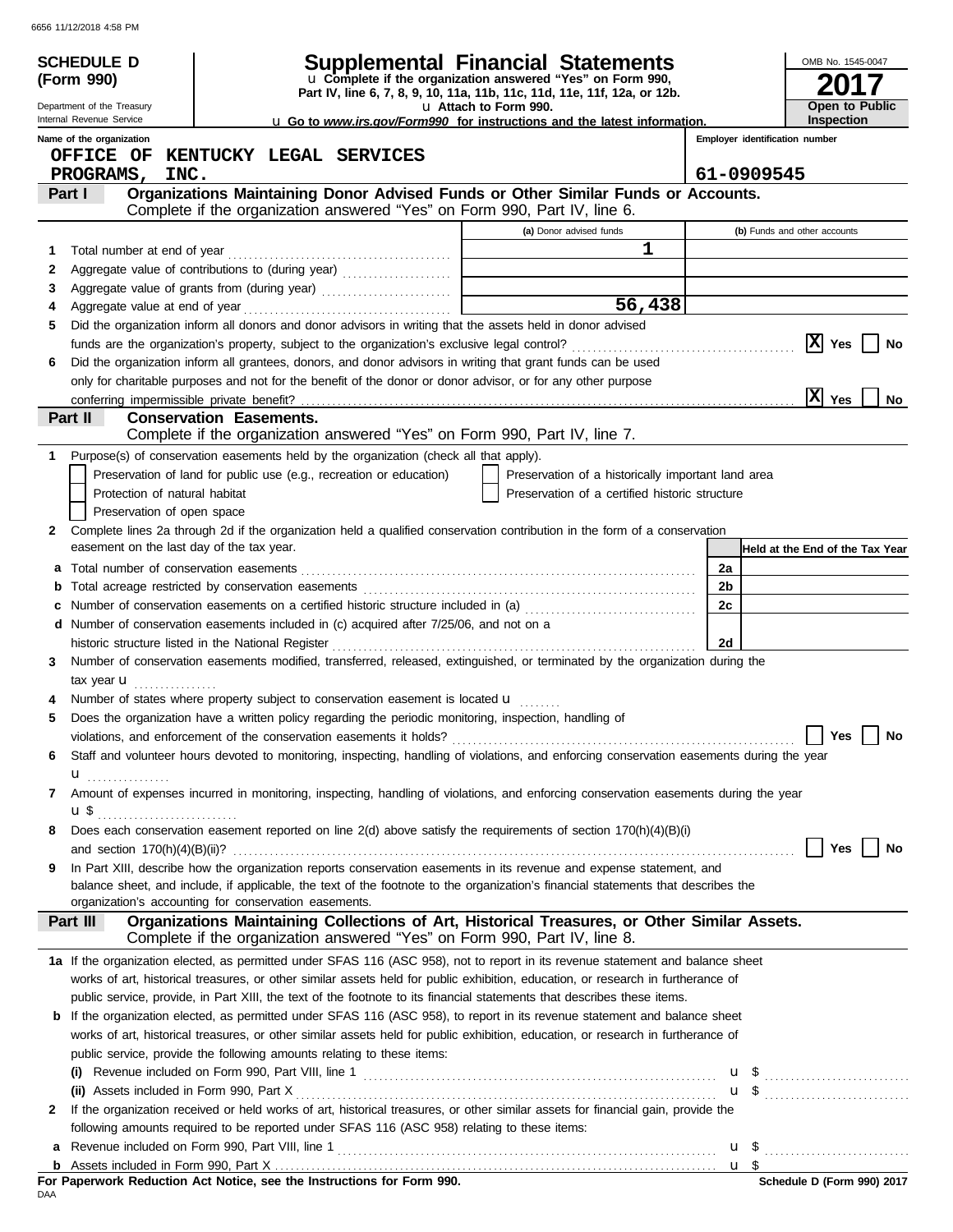6656 11/12/2018 4:58 PM

**SCHEDULE D (Form 990)**

Department of the Treasury
Internal Revenue Service

# Supplemental Financial Statements

u Complete if the organization answered "Yes" on Form 990, Part IV, line 6, 7, 8, 9, 10, 11a, 11b, 11c, 11d, 11e, 11f, 12a, or 12b.

u Attach to Form 990.

u Go to *www.irs.gov/Form990* for instructions and the latest information.

OMB No. 1545-0047

**2017**

**Open to Public Inspection**

Name of the organization: OFFICE OF KENTUCKY LEGAL SERVICES PROGRAMS, INC.

Employer identification number: 61-0909545

## Part I — Organizations Maintaining Donor Advised Funds or Other Similar Funds or Accounts.

Complete if the organization answered "Yes" on Form 990, Part IV, line 6.

| | | (a) Donor advised funds | (b) Funds and other accounts |
|---|---|---|---|
| 1 | Total number at end of year | 1 | |
| 2 | Aggregate value of contributions to (during year) | | |
| 3 | Aggregate value of grants from (during year) | | |
| 4 | Aggregate value at end of year | 56,438 | |

5 Did the organization inform all donors and donor advisors in writing that the assets held in donor advised funds are the organization's property, subject to the organization's exclusive legal control? [X] Yes [ ] No

6 Did the organization inform all grantees, donors, and donor advisors in writing that grant funds can be used only for charitable purposes and not for the benefit of the donor or donor advisor, or for any other purpose conferring impermissible private benefit? [X] Yes [ ] No

## Part II — Conservation Easements.

Complete if the organization answered "Yes" on Form 990, Part IV, line 7.

1 Purpose(s) of conservation easements held by the organization (check all that apply).

- [ ] Preservation of land for public use (e.g., recreation or education)
- [ ] Protection of natural habitat
- [ ] Preservation of open space
- [ ] Preservation of a historically important land area
- [ ] Preservation of a certified historic structure

2 Complete lines 2a through 2d if the organization held a qualified conservation contribution in the form of a conservation easement on the last day of the tax year.

| | | | Held at the End of the Tax Year |
|---|---|---|---|
| a | Total number of conservation easements | 2a | |
| b | Total acreage restricted by conservation easements | 2b | |
| c | Number of conservation easements on a certified historic structure included in (a) | 2c | |
| d | Number of conservation easements included in (c) acquired after 7/25/06, and not on a historic structure listed in the National Register | 2d | |

3 Number of conservation easements modified, transferred, released, extinguished, or terminated by the organization during the tax year u

4 Number of states where property subject to conservation easement is located u

5 Does the organization have a written policy regarding the periodic monitoring, inspection, handling of violations, and enforcement of the conservation easements it holds? [ ] Yes [ ] No

6 Staff and volunteer hours devoted to monitoring, inspecting, handling of violations, and enforcing conservation easements during the year u

7 Amount of expenses incurred in monitoring, inspecting, handling of violations, and enforcing conservation easements during the year u $

8 Does each conservation easement reported on line 2(d) above satisfy the requirements of section 170(h)(4)(B)(i) and section 170(h)(4)(B)(ii)? [ ] Yes [ ] No

9 In Part XIII, describe how the organization reports conservation easements in its revenue and expense statement, and balance sheet, and include, if applicable, the text of the footnote to the organization's financial statements that describes the organization's accounting for conservation easements.

## Part III — Organizations Maintaining Collections of Art, Historical Treasures, or Other Similar Assets.

Complete if the organization answered "Yes" on Form 990, Part IV, line 8.

1a If the organization elected, as permitted under SFAS 116 (ASC 958), not to report in its revenue statement and balance sheet works of art, historical treasures, or other similar assets held for public exhibition, education, or research in furtherance of public service, provide, in Part XIII, the text of the footnote to its financial statements that describes these items.

b If the organization elected, as permitted under SFAS 116 (ASC 958), to report in its revenue statement and balance sheet works of art, historical treasures, or other similar assets held for public exhibition, education, or research in furtherance of public service, provide the following amounts relating to these items:

(i) Revenue included on Form 990, Part VIII, line 1 u $

(ii) Assets included in Form 990, Part X u $

2 If the organization received or held works of art, historical treasures, or other similar assets for financial gain, provide the following amounts required to be reported under SFAS 116 (ASC 958) relating to these items:

a Revenue included on Form 990, Part VIII, line 1 u $

b Assets included in Form 990, Part X u $

**For Paperwork Reduction Act Notice, see the Instructions for Form 990.**

DAA

**Schedule D (Form 990) 2017**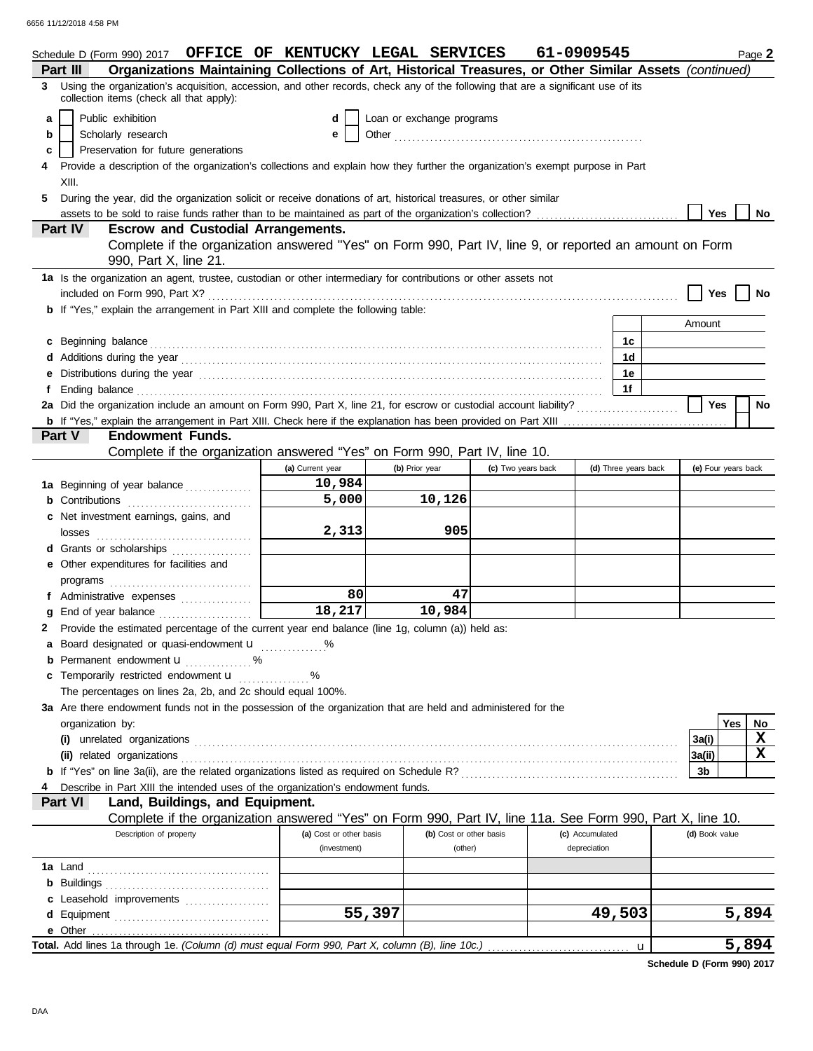Schedule D (Form 990) 2017 **OFFICE OF KENTUCKY LEGAL SERVICES** **61-0909545** Page **2**

## Part III — Organizations Maintaining Collections of Art, Historical Treasures, or Other Similar Assets *(continued)*

**3** Using the organization's acquisition, accession, and other records, check any of the following that are a significant use of its collection items (check all that apply):

- **a** ☐ Public exhibition
- **b** ☐ Scholarly research
- **c** ☐ Preservation for future generations
- **d** ☐ Loan or exchange programs
- **e** ☐ Other

**4** Provide a description of the organization's collections and explain how they further the organization's exempt purpose in Part XIII.

**5** During the year, did the organization solicit or receive donations of art, historical treasures, or other similar assets to be sold to raise funds rather than to be maintained as part of the organization's collection? ☐ Yes ☐ No

## Part IV — Escrow and Custodial Arrangements.

Complete if the organization answered "Yes" on Form 990, Part IV, line 9, or reported an amount on Form 990, Part X, line 21.

**1a** Is the organization an agent, trustee, custodian or other intermediary for contributions or other assets not included on Form 990, Part X? ☐ Yes ☐ No

**b** If "Yes," explain the arrangement in Part XIII and complete the following table:

| | | Amount |
|---|---|---|
| **c** Beginning balance | 1c | |
| **d** Additions during the year | 1d | |
| **e** Distributions during the year | 1e | |
| **f** Ending balance | 1f | |

**2a** Did the organization include an amount on Form 990, Part X, line 21, for escrow or custodial account liability? ☐ Yes ☐ No

**b** If "Yes," explain the arrangement in Part XIII. Check here if the explanation has been provided on Part XIII ☐

## Part V — Endowment Funds.

Complete if the organization answered "Yes" on Form 990, Part IV, line 10.

| | (a) Current year | (b) Prior year | (c) Two years back | (d) Three years back | (e) Four years back |
|---|---|---|---|---|---|
| **1a** Beginning of year balance | 10,984 | | | | |
| **b** Contributions | 5,000 | 10,126 | | | |
| **c** Net investment earnings, gains, and losses | 2,313 | 905 | | | |
| **d** Grants or scholarships | | | | | |
| **e** Other expenditures for facilities and programs | | | | | |
| **f** Administrative expenses | 80 | 47 | | | |
| **g** End of year balance | 18,217 | 10,984 | | | |

**2** Provide the estimated percentage of the current year end balance (line 1g, column (a)) held as:

- **a** Board designated or quasi-endowment u ______ %
- **b** Permanent endowment u ______ %
- **c** Temporarily restricted endowment u ______ %

The percentages on lines 2a, 2b, and 2c should equal 100%.

**3a** Are there endowment funds not in the possession of the organization that are held and administered for the organization by:

| | | Yes | No |
|---|---|---|---|
| **(i)** unrelated organizations | 3a(i) | | X |
| **(ii)** related organizations | 3a(ii) | | X |
| **b** If "Yes" on line 3a(ii), are the related organizations listed as required on Schedule R? | 3b | | |

**4** Describe in Part XIII the intended uses of the organization's endowment funds.

## Part VI — Land, Buildings, and Equipment.

Complete if the organization answered "Yes" on Form 990, Part IV, line 11a. See Form 990, Part X, line 10.

| Description of property | (a) Cost or other basis (investment) | (b) Cost or other basis (other) | (c) Accumulated depreciation | (d) Book value |
|---|---|---|---|---|
| **1a** Land | | | | |
| **b** Buildings | | | | |
| **c** Leasehold improvements | | | | |
| **d** Equipment | 55,397 | | 49,503 | 5,894 |
| **e** Other | | | | |
| **Total.** Add lines 1a through 1e. *(Column (d) must equal Form 990, Part X, column (B), line 10c.)* u | | | | 5,894 |

**Schedule D (Form 990) 2017**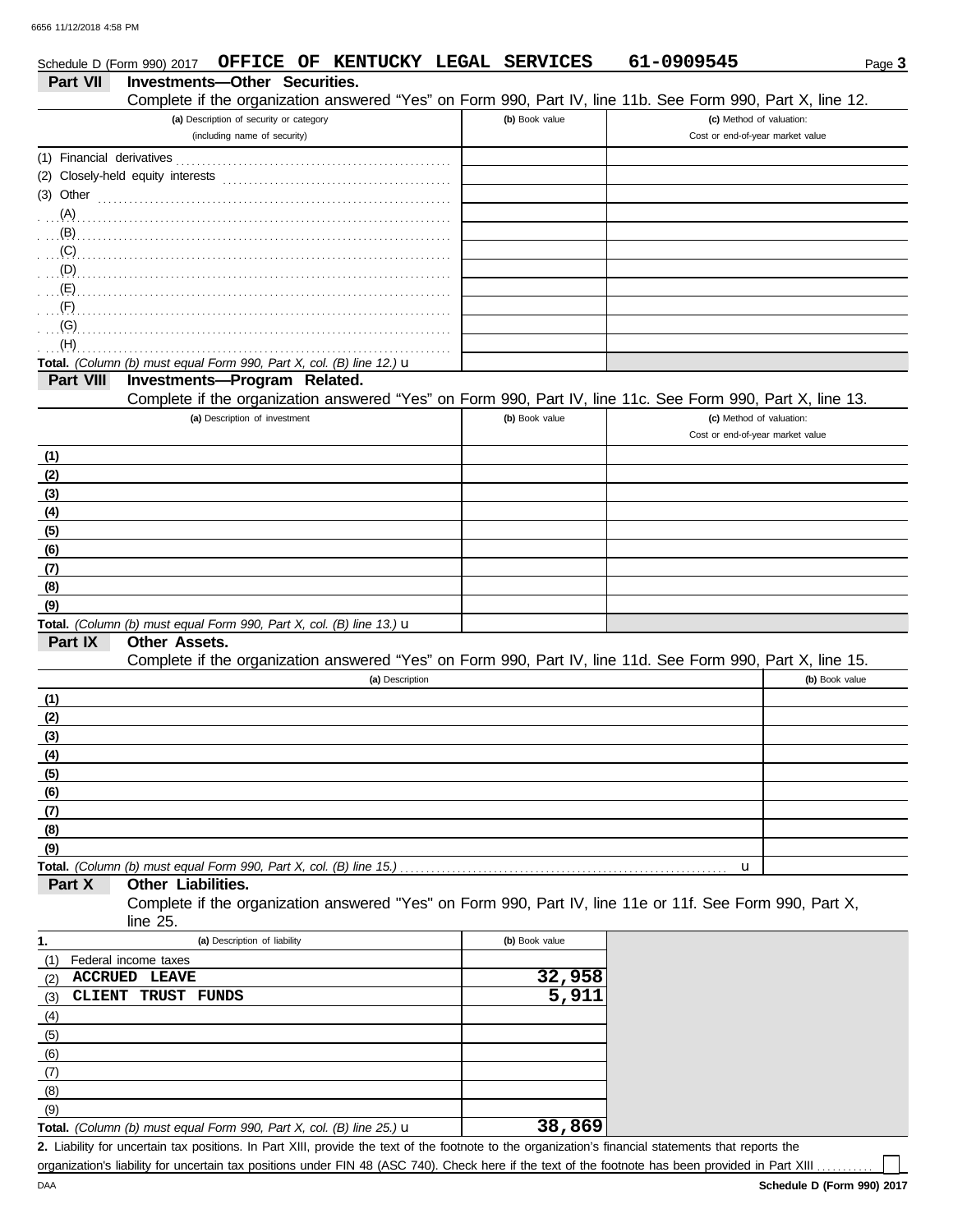Schedule D (Form 990) 2017 **OFFICE OF KENTUCKY LEGAL SERVICES** **61-0909545**

## Part VII Investments—Other Securities.

Complete if the organization answered "Yes" on Form 990, Part IV, line 11b. See Form 990, Part X, line 12.

| (a) Description of security or category (including name of security) | (b) Book value | (c) Method of valuation: Cost or end-of-year market value |
|---|---|---|
| (1) Financial derivatives | | |
| (2) Closely-held equity interests | | |
| (3) Other | | |
| (A) | | |
| (B) | | |
| (C) | | |
| (D) | | |
| (E) | | |
| (F) | | |
| (G) | | |
| (H) | | |
| **Total.** *(Column (b) must equal Form 990, Part X, col. (B) line 12.)* u | | |

## Part VIII Investments—Program Related.

Complete if the organization answered "Yes" on Form 990, Part IV, line 11c. See Form 990, Part X, line 13.

| (a) Description of investment | (b) Book value | (c) Method of valuation: Cost or end-of-year market value |
|---|---|---|
| (1) | | |
| (2) | | |
| (3) | | |
| (4) | | |
| (5) | | |
| (6) | | |
| (7) | | |
| (8) | | |
| (9) | | |
| **Total.** *(Column (b) must equal Form 990, Part X, col. (B) line 13.)* u | | |

## Part IX Other Assets.

Complete if the organization answered "Yes" on Form 990, Part IV, line 11d. See Form 990, Part X, line 15.

| (a) Description | (b) Book value |
|---|---|
| (1) | |
| (2) | |
| (3) | |
| (4) | |
| (5) | |
| (6) | |
| (7) | |
| (8) | |
| (9) | |
| **Total.** *(Column (b) must equal Form 990, Part X, col. (B) line 15.)* u | |

## Part X Other Liabilities.

Complete if the organization answered "Yes" on Form 990, Part IV, line 11e or 11f. See Form 990, Part X, line 25.

| 1. (a) Description of liability | (b) Book value |
|---|---|
| (1) Federal income taxes | |
| (2) **ACCRUED LEAVE** | **32,958** |
| (3) **CLIENT TRUST FUNDS** | **5,911** |
| (4) | |
| (5) | |
| (6) | |
| (7) | |
| (8) | |
| (9) | |
| **Total.** *(Column (b) must equal Form 990, Part X, col. (B) line 25.)* u | **38,869** |

**2.** Liability for uncertain tax positions. In Part XIII, provide the text of the footnote to the organization's financial statements that reports the organization's liability for uncertain tax positions under FIN 48 (ASC 740). Check here if the text of the footnote has been provided in Part XIII ☐

**Schedule D (Form 990) 2017**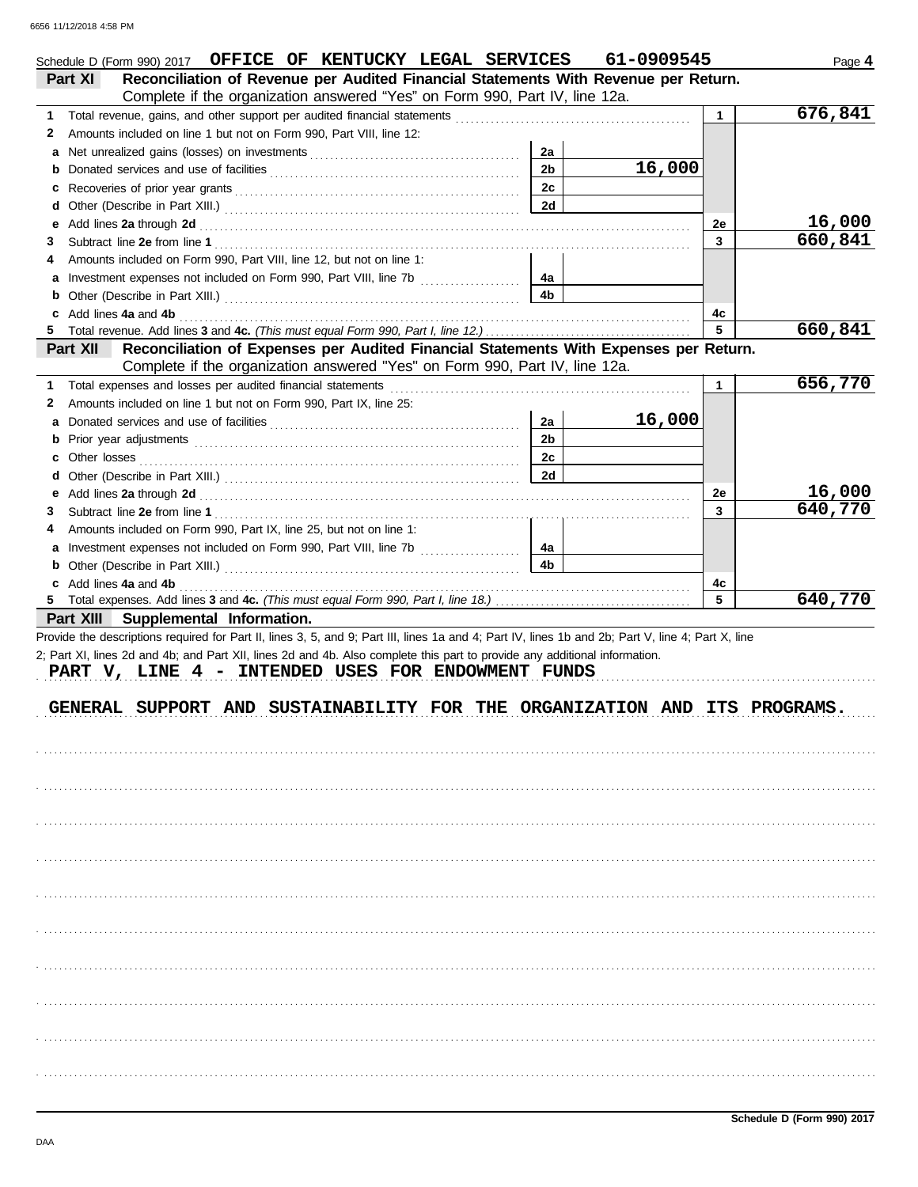Schedule D (Form 990) 2017 OFFICE OF KENTUCKY LEGAL SERVICES 61-0909545 Page **4**

## Part XI Reconciliation of Revenue per Audited Financial Statements With Revenue per Return.

Complete if the organization answered "Yes" on Form 990, Part IV, line 12a.

| | | | | | |
|---|---|---|---|---|---|
| **1** | Total revenue, gains, and other support per audited financial statements | | | 1 | 676,841 |
| **2** | Amounts included on line 1 but not on Form 990, Part VIII, line 12: | | | | |
| **a** | Net unrealized gains (losses) on investments | 2a | | | |
| **b** | Donated services and use of facilities | 2b | 16,000 | | |
| **c** | Recoveries of prior year grants | 2c | | | |
| **d** | Other (Describe in Part XIII.) | 2d | | | |
| **e** | Add lines **2a** through **2d** | | | 2e | 16,000 |
| **3** | Subtract line **2e** from line **1** | | | 3 | 660,841 |
| **4** | Amounts included on Form 990, Part VIII, line 12, but not on line 1: | | | | |
| **a** | Investment expenses not included on Form 990, Part VIII, line 7b | 4a | | | |
| **b** | Other (Describe in Part XIII.) | 4b | | | |
| **c** | Add lines **4a** and **4b** | | | 4c | |
| **5** | Total revenue. Add lines **3** and **4c.** *(This must equal Form 990, Part I, line 12.)* | | | 5 | 660,841 |

## Part XII Reconciliation of Expenses per Audited Financial Statements With Expenses per Return.

Complete if the organization answered "Yes" on Form 990, Part IV, line 12a.

| | | | | | |
|---|---|---|---|---|---|
| **1** | Total expenses and losses per audited financial statements | | | 1 | 656,770 |
| **2** | Amounts included on line 1 but not on Form 990, Part IX, line 25: | | | | |
| **a** | Donated services and use of facilities | 2a | 16,000 | | |
| **b** | Prior year adjustments | 2b | | | |
| **c** | Other losses | 2c | | | |
| **d** | Other (Describe in Part XIII.) | 2d | | | |
| **e** | Add lines **2a** through **2d** | | | 2e | 16,000 |
| **3** | Subtract line **2e** from line **1** | | | 3 | 640,770 |
| **4** | Amounts included on Form 990, Part IX, line 25, but not on line 1: | | | | |
| **a** | Investment expenses not included on Form 990, Part VIII, line 7b | 4a | | | |
| **b** | Other (Describe in Part XIII.) | 4b | | | |
| **c** | Add lines **4a** and **4b** | | | 4c | |
| **5** | Total expenses. Add lines **3** and **4c.** *(This must equal Form 990, Part I, line 18.)* | | | 5 | 640,770 |

## Part XIII Supplemental Information.

Provide the descriptions required for Part II, lines 3, 5, and 9; Part III, lines 1a and 4; Part IV, lines 1b and 2b; Part V, line 4; Part X, line 2; Part XI, lines 2d and 4b; and Part XII, lines 2d and 4b. Also complete this part to provide any additional information.

PART V, LINE 4 - INTENDED USES FOR ENDOWMENT FUNDS

GENERAL SUPPORT AND SUSTAINABILITY FOR THE ORGANIZATION AND ITS PROGRAMS.

Schedule D (Form 990) 2017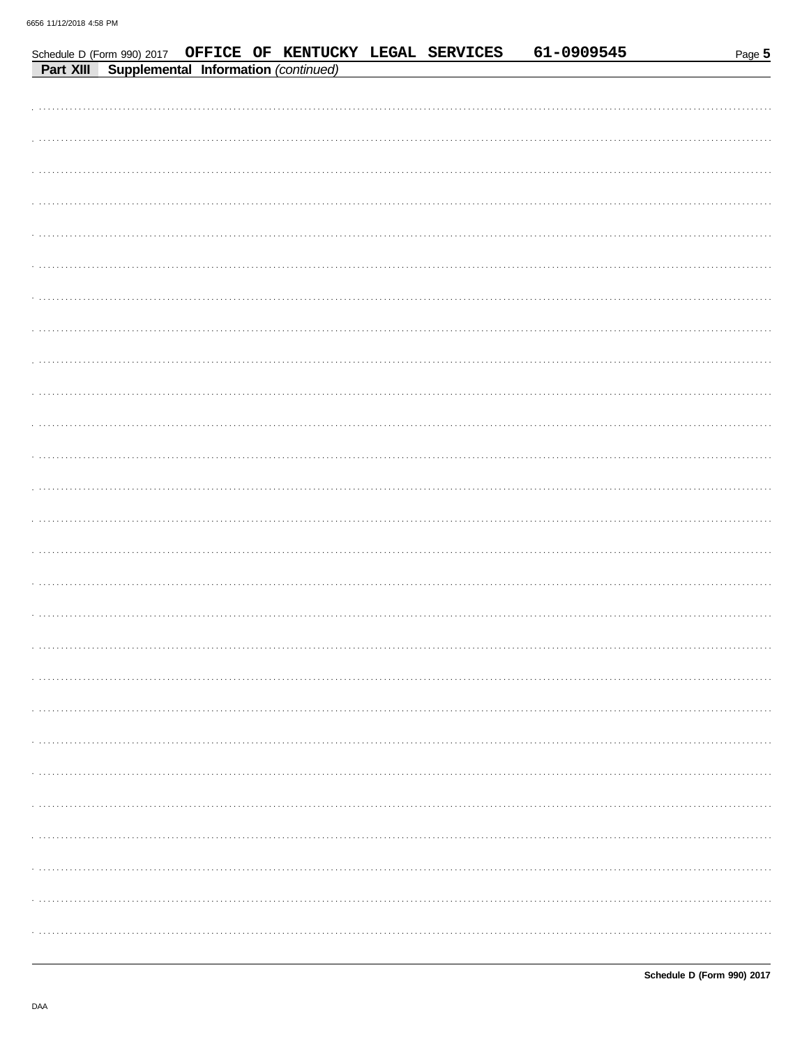Schedule D (Form 990) 2017 OFFICE OF KENTUCKY LEGAL SERVICES 61-0909545

**Part XIII Supplemental Information** *(continued)*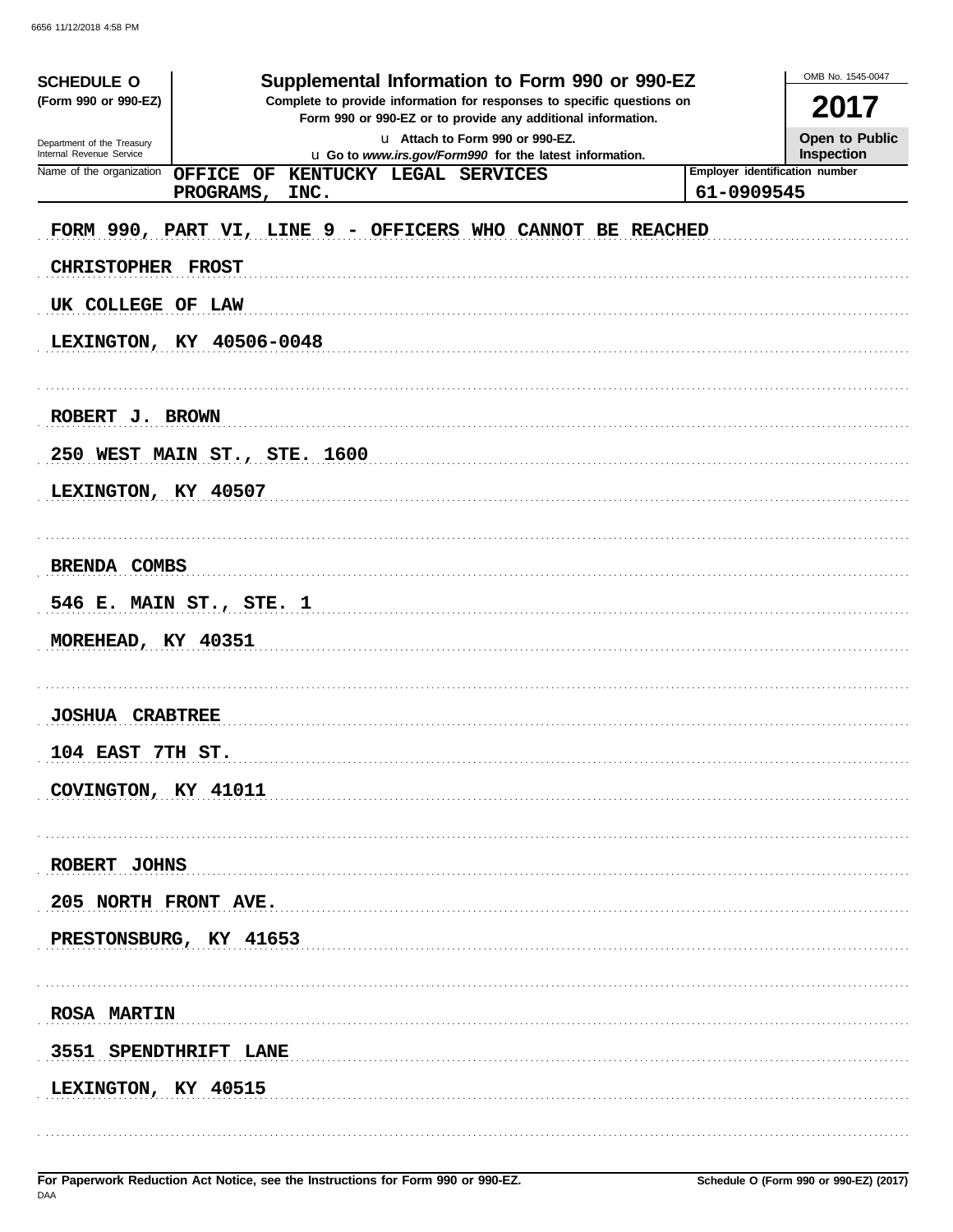**SCHEDULE O**
**(Form 990 or 990-EZ)**

Department of the Treasury
Internal Revenue Service

# Supplemental Information to Form 990 or 990-EZ

**Complete to provide information for responses to specific questions on Form 990 or 990-EZ or to provide any additional information.**

u Attach to Form 990 or 990-EZ.
u Go to *www.irs.gov/Form990* for the latest information.

OMB No. 1545-0047

**2017**

**Open to Public Inspection**

Name of the organization: OFFICE OF KENTUCKY LEGAL SERVICES PROGRAMS, INC.

Employer identification number: 61-0909545

FORM 990, PART VI, LINE 9 - OFFICERS WHO CANNOT BE REACHED

CHRISTOPHER FROST
UK COLLEGE OF LAW
LEXINGTON, KY 40506-0048

ROBERT J. BROWN
250 WEST MAIN ST., STE. 1600
LEXINGTON, KY 40507

BRENDA COMBS
546 E. MAIN ST., STE. 1
MOREHEAD, KY 40351

JOSHUA CRABTREE
104 EAST 7TH ST.
COVINGTON, KY 41011

ROBERT JOHNS
205 NORTH FRONT AVE.
PRESTONSBURG, KY 41653

ROSA MARTIN
3551 SPENDTHRIFT LANE
LEXINGTON, KY 40515

For Paperwork Reduction Act Notice, see the Instructions for Form 990 or 990-EZ.

Schedule O (Form 990 or 990-EZ) (2017)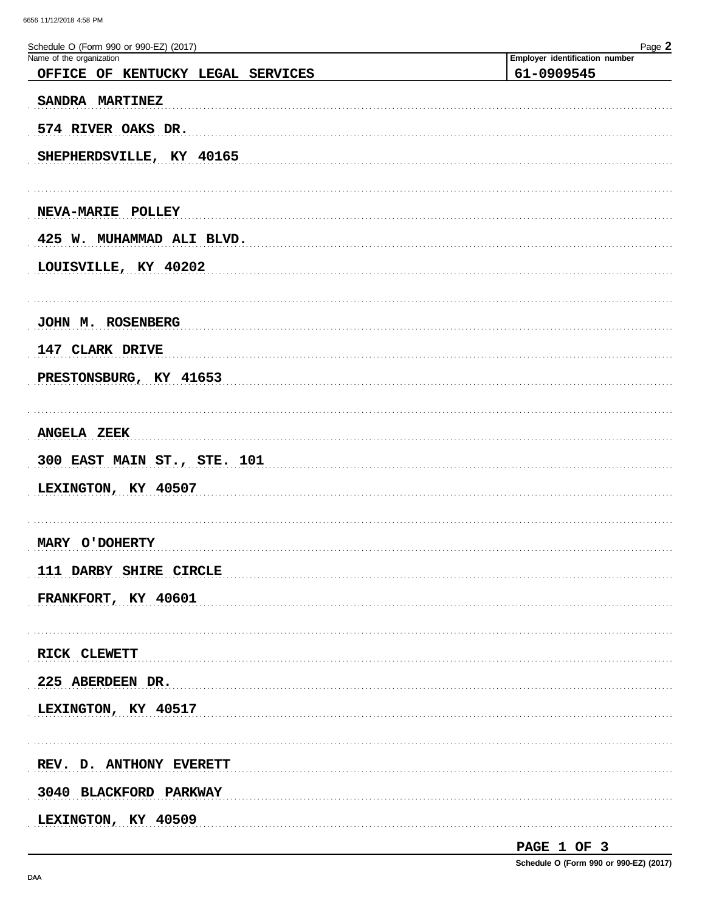Schedule O (Form 990 or 990-EZ) (2017)

| Name of the organization | Employer identification number |
| --- | --- |
| OFFICE OF KENTUCKY LEGAL SERVICES | 61-0909545 |

SANDRA MARTINEZ

574 RIVER OAKS DR.

SHEPHERDSVILLE, KY 40165

NEVA-MARIE POLLEY

425 W. MUHAMMAD ALI BLVD.

LOUISVILLE, KY 40202

JOHN M. ROSENBERG

147 CLARK DRIVE

PRESTONSBURG, KY 41653

ANGELA ZEEK

300 EAST MAIN ST., STE. 101

LEXINGTON, KY 40507

MARY O'DOHERTY

111 DARBY SHIRE CIRCLE

FRANKFORT, KY 40601

RICK CLEWETT

225 ABERDEEN DR.

LEXINGTON, KY 40517

REV. D. ANTHONY EVERETT

3040 BLACKFORD PARKWAY

LEXINGTON, KY 40509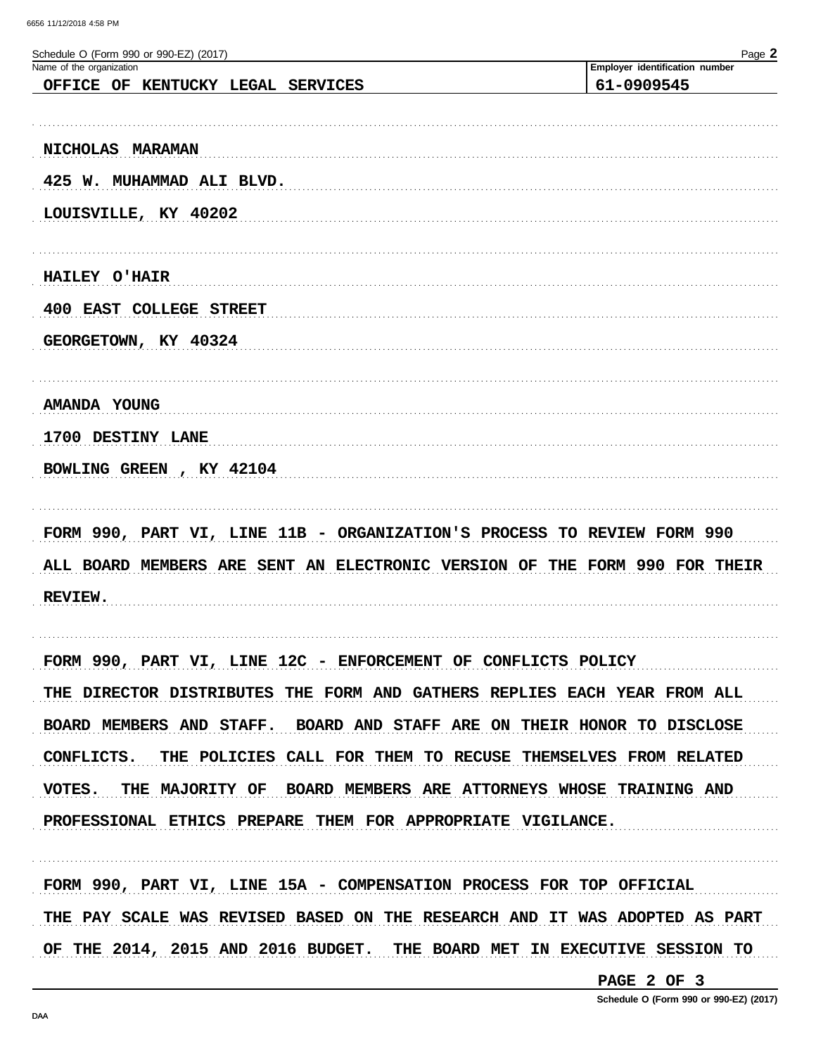Schedule O (Form 990 or 990-EZ) (2017)

| Name of the organization | Employer identification number |
|---|---|
| OFFICE OF KENTUCKY LEGAL SERVICES | 61-0909545 |

NICHOLAS MARAMAN
425 W. MUHAMMAD ALI BLVD.
LOUISVILLE, KY 40202

HAILEY O'HAIR
400 EAST COLLEGE STREET
GEORGETOWN, KY 40324

AMANDA YOUNG
1700 DESTINY LANE
BOWLING GREEN , KY 42104

FORM 990, PART VI, LINE 11B - ORGANIZATION'S PROCESS TO REVIEW FORM 990

ALL BOARD MEMBERS ARE SENT AN ELECTRONIC VERSION OF THE FORM 990 FOR THEIR REVIEW.

FORM 990, PART VI, LINE 12C - ENFORCEMENT OF CONFLICTS POLICY

THE DIRECTOR DISTRIBUTES THE FORM AND GATHERS REPLIES EACH YEAR FROM ALL BOARD MEMBERS AND STAFF. BOARD AND STAFF ARE ON THEIR HONOR TO DISCLOSE CONFLICTS. THE POLICIES CALL FOR THEM TO RECUSE THEMSELVES FROM RELATED VOTES. THE MAJORITY OF BOARD MEMBERS ARE ATTORNEYS WHOSE TRAINING AND PROFESSIONAL ETHICS PREPARE THEM FOR APPROPRIATE VIGILANCE.

FORM 990, PART VI, LINE 15A - COMPENSATION PROCESS FOR TOP OFFICIAL

THE PAY SCALE WAS REVISED BASED ON THE RESEARCH AND IT WAS ADOPTED AS PART OF THE 2014, 2015 AND 2016 BUDGET. THE BOARD MET IN EXECUTIVE SESSION TO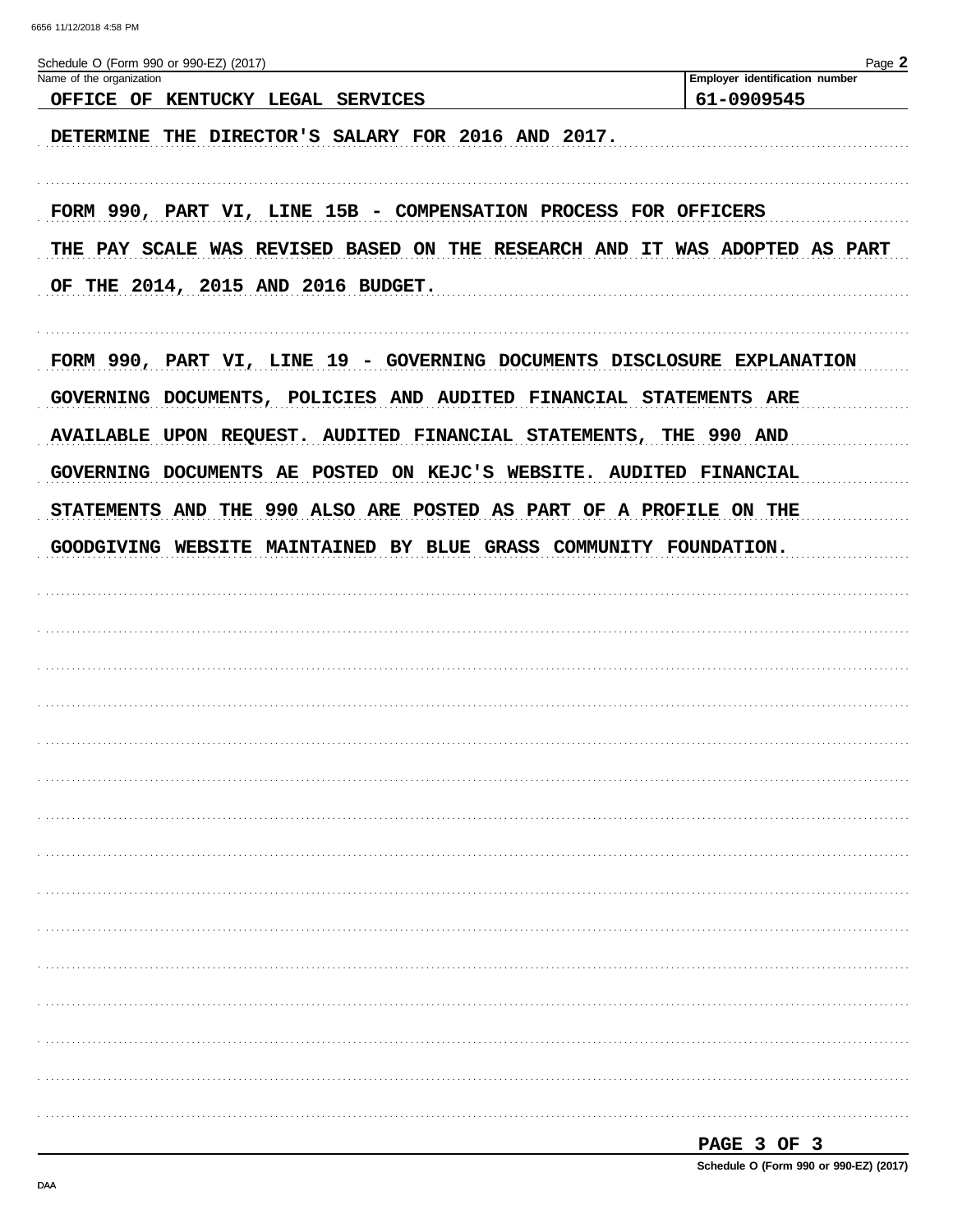Schedule O (Form 990 or 990-EZ) (2017)

| Name of the organization | Employer identification number |
| --- | --- |
| OFFICE OF KENTUCKY LEGAL SERVICES | 61-0909545 |

DETERMINE THE DIRECTOR'S SALARY FOR 2016 AND 2017.

FORM 990, PART VI, LINE 15B - COMPENSATION PROCESS FOR OFFICERS

THE PAY SCALE WAS REVISED BASED ON THE RESEARCH AND IT WAS ADOPTED AS PART OF THE 2014, 2015 AND 2016 BUDGET.

FORM 990, PART VI, LINE 19 - GOVERNING DOCUMENTS DISCLOSURE EXPLANATION

GOVERNING DOCUMENTS, POLICIES AND AUDITED FINANCIAL STATEMENTS ARE AVAILABLE UPON REQUEST. AUDITED FINANCIAL STATEMENTS, THE 990 AND GOVERNING DOCUMENTS AE POSTED ON KEJC'S WEBSITE. AUDITED FINANCIAL STATEMENTS AND THE 990 ALSO ARE POSTED AS PART OF A PROFILE ON THE GOODGIVING WEBSITE MAINTAINED BY BLUE GRASS COMMUNITY FOUNDATION.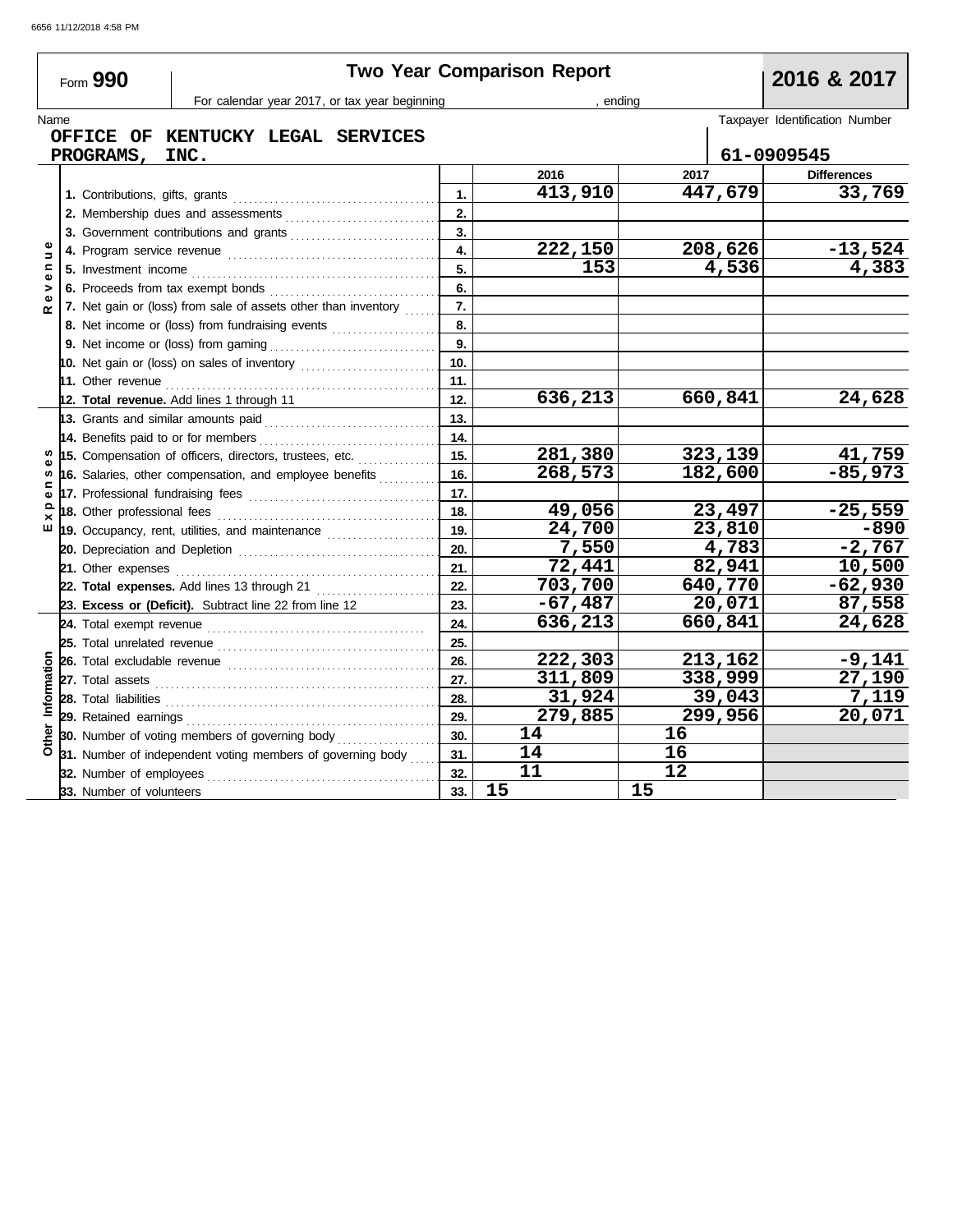Form **990**

# Two Year Comparison Report

**2016 & 2017**

For calendar year 2017, or tax year beginning , ending

Name: **OFFICE OF KENTUCKY LEGAL SERVICES PROGRAMS, INC.**

Taxpayer Identification Number: **61-0909545**

| Section | Line | | 2016 | 2017 | Differences |
|---|---|---|---|---|---|
| Revenue | 1. Contributions, gifts, grants | 1. | 413,910 | 447,679 | 33,769 |
| | 2. Membership dues and assessments | 2. | | | |
| | 3. Government contributions and grants | 3. | | | |
| | 4. Program service revenue | 4. | 222,150 | 208,626 | -13,524 |
| | 5. Investment income | 5. | 153 | 4,536 | 4,383 |
| | 6. Proceeds from tax exempt bonds | 6. | | | |
| | 7. Net gain or (loss) from sale of assets other than inventory | 7. | | | |
| | 8. Net income or (loss) from fundraising events | 8. | | | |
| | 9. Net income or (loss) from gaming | 9. | | | |
| | 10. Net gain or (loss) on sales of inventory | 10. | | | |
| | 11. Other revenue | 11. | | | |
| | **12. Total revenue.** Add lines 1 through 11 | 12. | 636,213 | 660,841 | 24,628 |
| Expenses | 13. Grants and similar amounts paid | 13. | | | |
| | 14. Benefits paid to or for members | 14. | | | |
| | 15. Compensation of officers, directors, trustees, etc. | 15. | 281,380 | 323,139 | 41,759 |
| | 16. Salaries, other compensation, and employee benefits | 16. | 268,573 | 182,600 | -85,973 |
| | 17. Professional fundraising fees | 17. | | | |
| | 18. Other professional fees | 18. | 49,056 | 23,497 | -25,559 |
| | 19. Occupancy, rent, utilities, and maintenance | 19. | 24,700 | 23,810 | -890 |
| | 20. Depreciation and Depletion | 20. | 7,550 | 4,783 | -2,767 |
| | 21. Other expenses | 21. | 72,441 | 82,941 | 10,500 |
| | **22. Total expenses.** Add lines 13 through 21 | 22. | 703,700 | 640,770 | -62,930 |
| | **23. Excess or (Deficit).** Subtract line 22 from line 12 | 23. | -67,487 | 20,071 | 87,558 |
| Other Information | 24. Total exempt revenue | 24. | 636,213 | 660,841 | 24,628 |
| | 25. Total unrelated revenue | 25. | | | |
| | 26. Total excludable revenue | 26. | 222,303 | 213,162 | -9,141 |
| | 27. Total assets | 27. | 311,809 | 338,999 | 27,190 |
| | 28. Total liabilities | 28. | 31,924 | 39,043 | 7,119 |
| | 29. Retained earnings | 29. | 279,885 | 299,956 | 20,071 |
| | 30. Number of voting members of governing body | 30. | 14 | 16 | |
| | 31. Number of independent voting members of governing body | 31. | 14 | 16 | |
| | 32. Number of employees | 32. | 11 | 12 | |
| | 33. Number of volunteers | 33. | 15 | 15 | |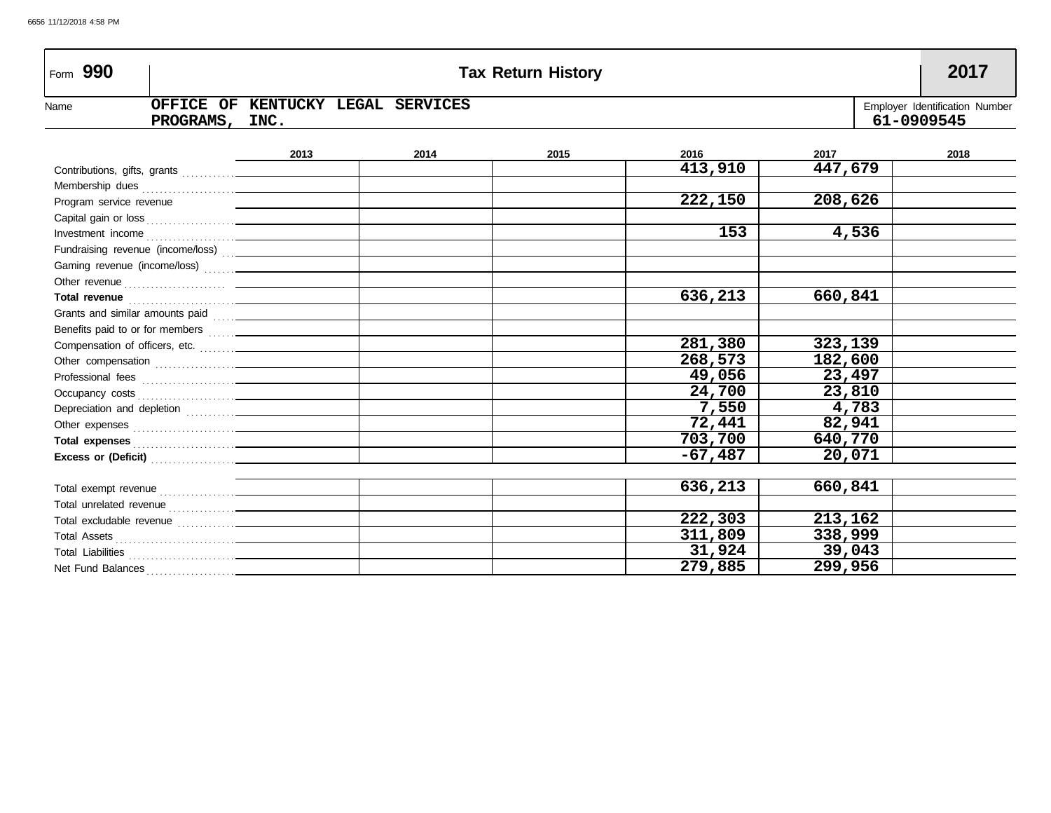# Form 990 — Tax Return History — 2017

**Name:** OFFICE OF KENTUCKY LEGAL SERVICES PROGRAMS, INC.

**Employer Identification Number:** 61-0909545

| | 2013 | 2014 | 2015 | 2016 | 2017 | 2018 |
|---|---|---|---|---|---|---|
| Contributions, gifts, grants | | | | 413,910 | 447,679 | |
| Membership dues | | | | | | |
| Program service revenue | | | | 222,150 | 208,626 | |
| Capital gain or loss | | | | | | |
| Investment income | | | | 153 | 4,536 | |
| Fundraising revenue (income/loss) | | | | | | |
| Gaming revenue (income/loss) | | | | | | |
| Other revenue | | | | | | |
| **Total revenue** | | | | 636,213 | 660,841 | |
| Grants and similar amounts paid | | | | | | |
| Benefits paid to or for members | | | | | | |
| Compensation of officers, etc. | | | | 281,380 | 323,139 | |
| Other compensation | | | | 268,573 | 182,600 | |
| Professional fees | | | | 49,056 | 23,497 | |
| Occupancy costs | | | | 24,700 | 23,810 | |
| Depreciation and depletion | | | | 7,550 | 4,783 | |
| Other expenses | | | | 72,441 | 82,941 | |
| **Total expenses** | | | | 703,700 | 640,770 | |
| **Excess or (Deficit)** | | | | -67,487 | 20,071 | |
| | | | | | | |
| Total exempt revenue | | | | 636,213 | 660,841 | |
| Total unrelated revenue | | | | | | |
| Total excludable revenue | | | | 222,303 | 213,162 | |
| Total Assets | | | | 311,809 | 338,999 | |
| Total Liabilities | | | | 31,924 | 39,043 | |
| Net Fund Balances | | | | 279,885 | 299,956 | |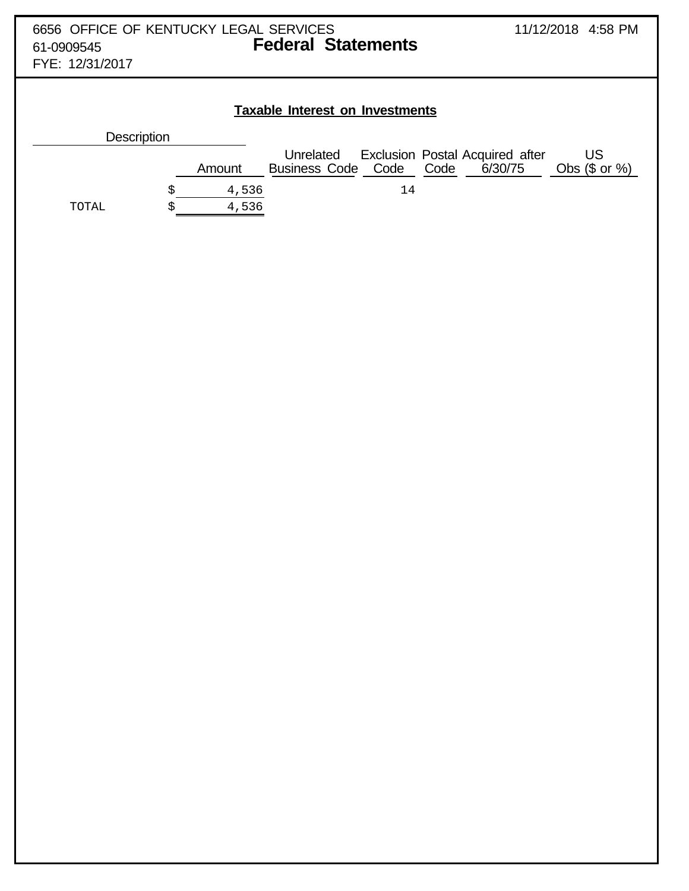6656 OFFICE OF KENTUCKY LEGAL SERVICES
61-0909545
FYE: 12/31/2017

11/12/2018 4:58 PM

# Federal Statements

## Taxable Interest on Investments

| Description | Amount | Unrelated Business Code | Exclusion Code | Postal Code | Acquired after 6/30/75 | US Obs ($ or %) |
|---|---|---|---|---|---|---|
| | $ 4,536 | | 14 | | | |
| TOTAL | $ 4,536 | | | | | |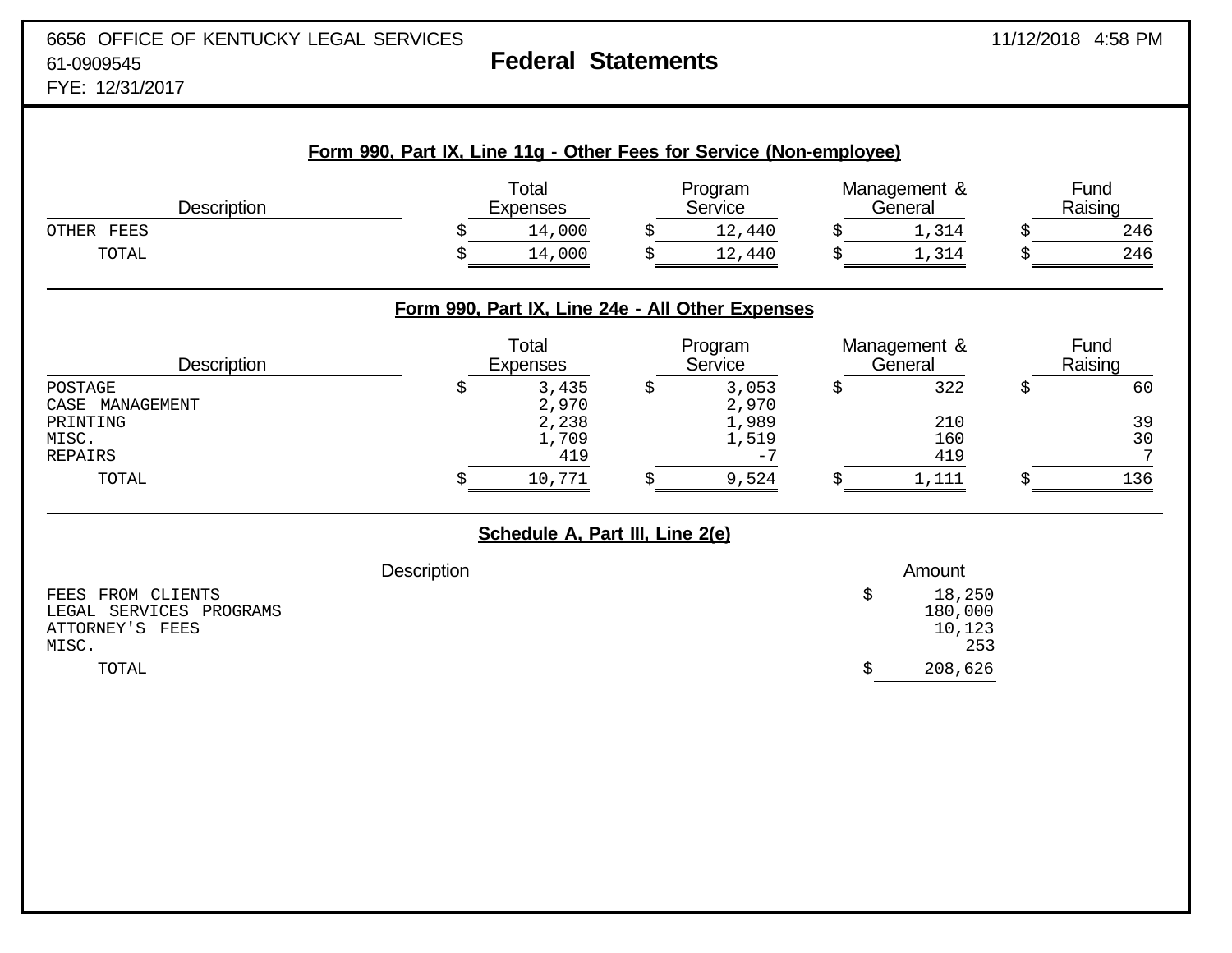6656 OFFICE OF KENTUCKY LEGAL SERVICES
61-0909545
FYE: 12/31/2017

# Federal Statements

11/12/2018 4:58 PM

## Form 990, Part IX, Line 11g - Other Fees for Service (Non-employee)

| Description | Total Expenses | Program Service | Management & General | Fund Raising |
|---|---|---|---|---|
| OTHER FEES | $ 14,000 | $ 12,440 | $ 1,314 | $ 246 |
| TOTAL | $ 14,000 | $ 12,440 | $ 1,314 | $ 246 |

## Form 990, Part IX, Line 24e - All Other Expenses

| Description | Total Expenses | Program Service | Management & General | Fund Raising |
|---|---|---|---|---|
| POSTAGE | $ 3,435 | $ 3,053 | $ 322 | $ 60 |
| CASE MANAGEMENT | 2,970 | 2,970 | | |
| PRINTING | 2,238 | 1,989 | 210 | 39 |
| MISC. | 1,709 | 1,519 | 160 | 30 |
| REPAIRS | 419 | -7 | 419 | 7 |
| TOTAL | $ 10,771 | $ 9,524 | $ 1,111 | $ 136 |

## Schedule A, Part III, Line 2(e)

| Description | Amount |
|---|---|
| FEES FROM CLIENTS | $ 18,250 |
| LEGAL SERVICES PROGRAMS | 180,000 |
| ATTORNEY'S FEES | 10,123 |
| MISC. | 253 |
| TOTAL | $ 208,626 |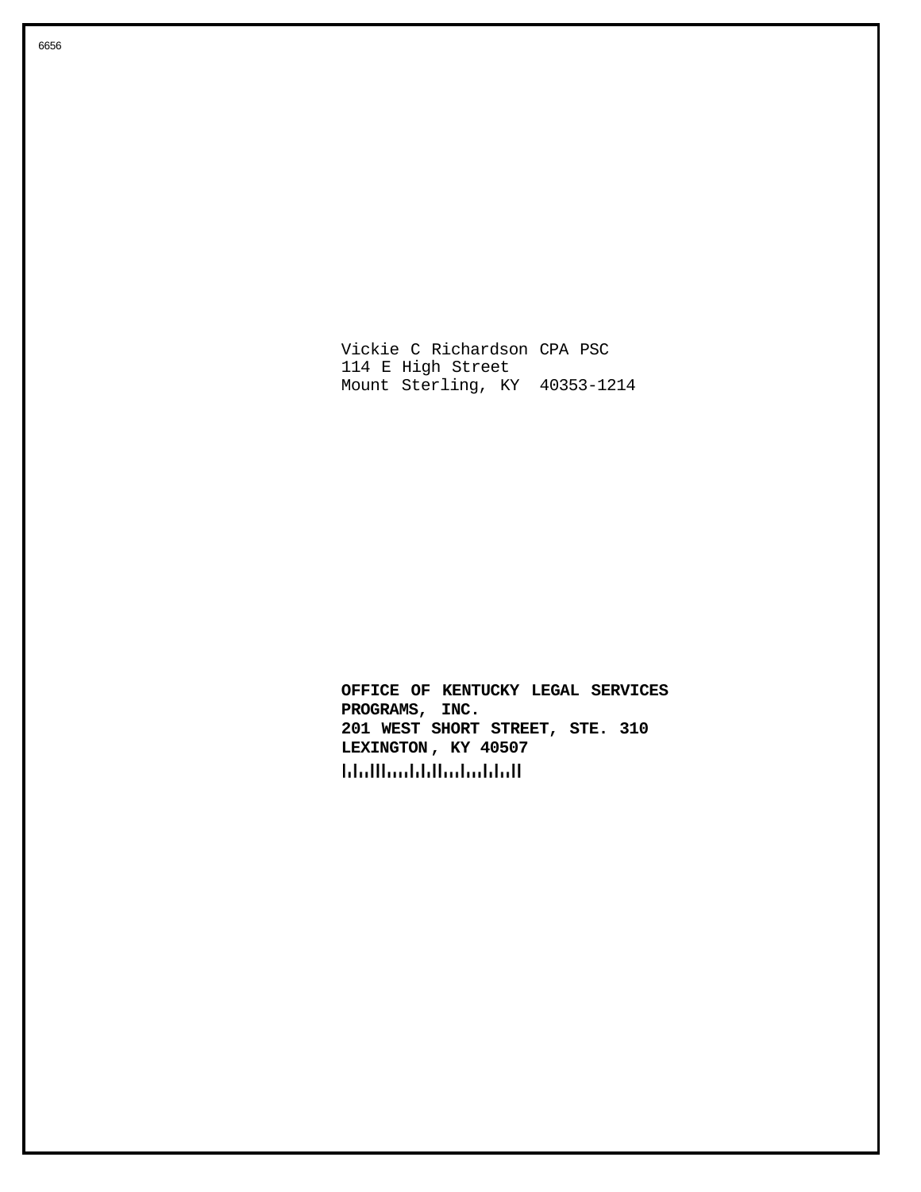6656

Vickie C Richardson CPA PSC
114 E High Street
Mount Sterling, KY 40353-1214

**OFFICE OF KENTUCKY LEGAL SERVICES PROGRAMS, INC.**
**201 WEST SHORT STREET, STE. 310**
**LEXINGTON , KY 40507**